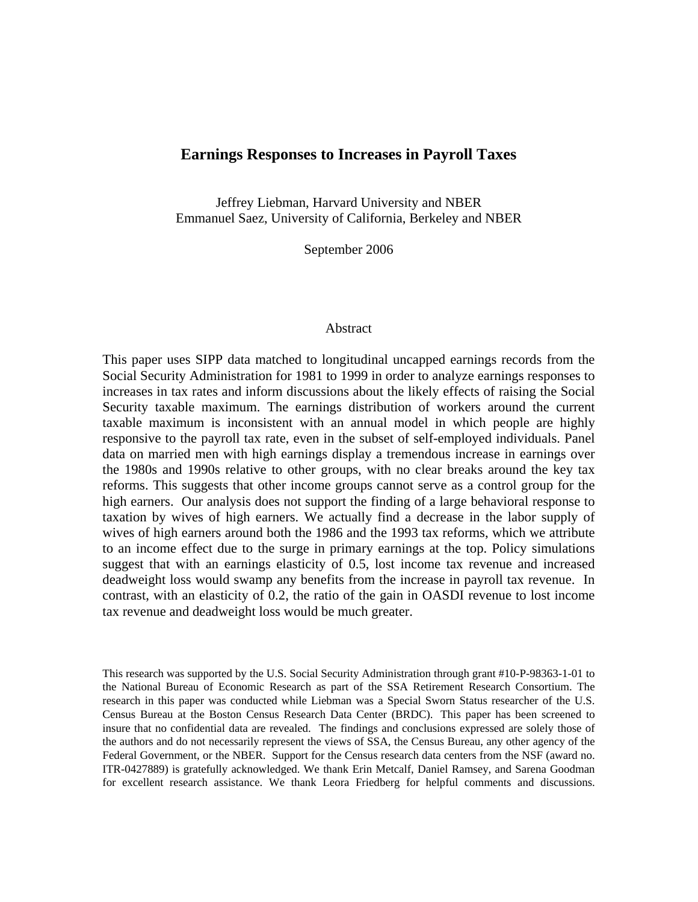# Earnings Responses to Increases in Payroll Taxes

Jeffrey Liebman, Harvard University and NBER
Emmanuel Saez, University of California, Berkeley and NBER

September 2006

## Abstract

This paper uses SIPP data matched to longitudinal uncapped earnings records from the Social Security Administration for 1981 to 1999 in order to analyze earnings responses to increases in tax rates and inform discussions about the likely effects of raising the Social Security taxable maximum. The earnings distribution of workers around the current taxable maximum is inconsistent with an annual model in which people are highly responsive to the payroll tax rate, even in the subset of self-employed individuals. Panel data on married men with high earnings display a tremendous increase in earnings over the 1980s and 1990s relative to other groups, with no clear breaks around the key tax reforms. This suggests that other income groups cannot serve as a control group for the high earners. Our analysis does not support the finding of a large behavioral response to taxation by wives of high earners. We actually find a decrease in the labor supply of wives of high earners around both the 1986 and the 1993 tax reforms, which we attribute to an income effect due to the surge in primary earnings at the top. Policy simulations suggest that with an earnings elasticity of 0.5, lost income tax revenue and increased deadweight loss would swamp any benefits from the increase in payroll tax revenue. In contrast, with an elasticity of 0.2, the ratio of the gain in OASDI revenue to lost income tax revenue and deadweight loss would be much greater.

This research was supported by the U.S. Social Security Administration through grant #10-P-98363-1-01 to the National Bureau of Economic Research as part of the SSA Retirement Research Consortium. The research in this paper was conducted while Liebman was a Special Sworn Status researcher of the U.S. Census Bureau at the Boston Census Research Data Center (BRDC). This paper has been screened to insure that no confidential data are revealed. The findings and conclusions expressed are solely those of the authors and do not necessarily represent the views of SSA, the Census Bureau, any other agency of the Federal Government, or the NBER. Support for the Census research data centers from the NSF (award no. ITR-0427889) is gratefully acknowledged. We thank Erin Metcalf, Daniel Ramsey, and Sarena Goodman for excellent research assistance. We thank Leora Friedberg for helpful comments and discussions.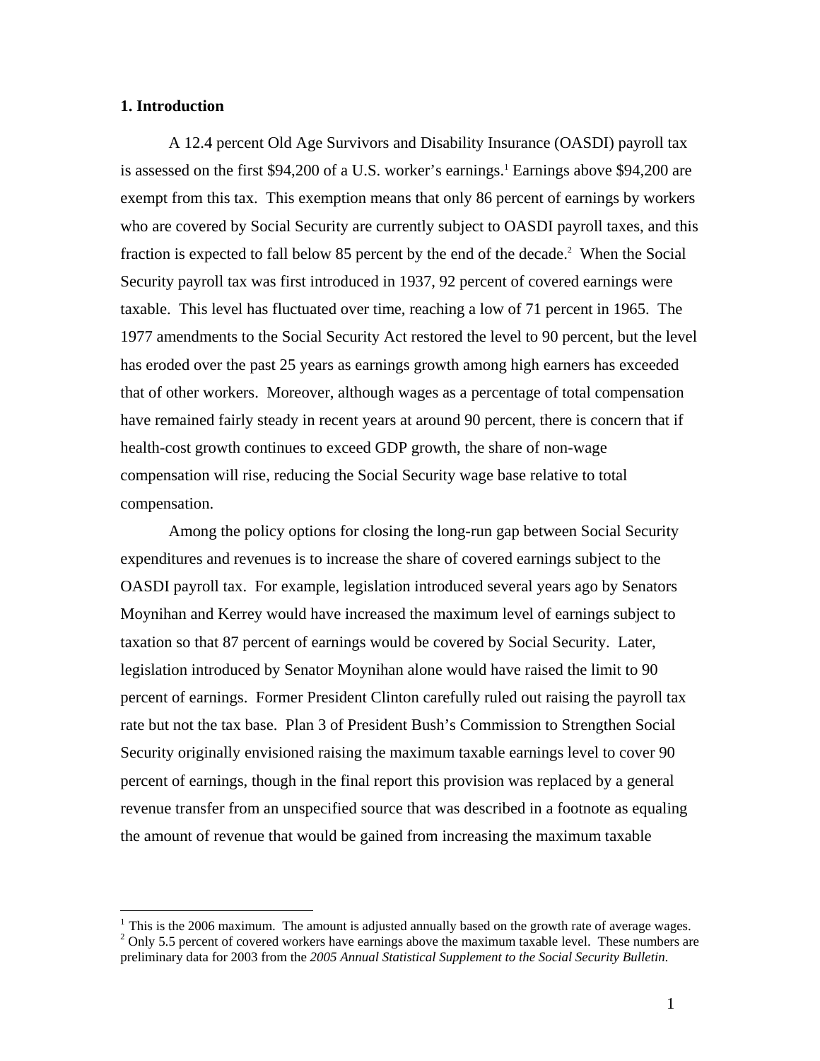## 1. Introduction

A 12.4 percent Old Age Survivors and Disability Insurance (OASDI) payroll tax is assessed on the first $94,200 of a U.S. worker's earnings.[1] Earnings above $94,200 are exempt from this tax. This exemption means that only 86 percent of earnings by workers who are covered by Social Security are currently subject to OASDI payroll taxes, and this fraction is expected to fall below 85 percent by the end of the decade.[2] When the Social Security payroll tax was first introduced in 1937, 92 percent of covered earnings were taxable. This level has fluctuated over time, reaching a low of 71 percent in 1965. The 1977 amendments to the Social Security Act restored the level to 90 percent, but the level has eroded over the past 25 years as earnings growth among high earners has exceeded that of other workers. Moreover, although wages as a percentage of total compensation have remained fairly steady in recent years at around 90 percent, there is concern that if health-cost growth continues to exceed GDP growth, the share of non-wage compensation will rise, reducing the Social Security wage base relative to total compensation.

Among the policy options for closing the long-run gap between Social Security expenditures and revenues is to increase the share of covered earnings subject to the OASDI payroll tax. For example, legislation introduced several years ago by Senators Moynihan and Kerrey would have increased the maximum level of earnings subject to taxation so that 87 percent of earnings would be covered by Social Security. Later, legislation introduced by Senator Moynihan alone would have raised the limit to 90 percent of earnings. Former President Clinton carefully ruled out raising the payroll tax rate but not the tax base. Plan 3 of President Bush's Commission to Strengthen Social Security originally envisioned raising the maximum taxable earnings level to cover 90 percent of earnings, though in the final report this provision was replaced by a general revenue transfer from an unspecified source that was described in a footnote as equaling the amount of revenue that would be gained from increasing the maximum taxable

[1] This is the 2006 maximum. The amount is adjusted annually based on the growth rate of average wages.

[2] Only 5.5 percent of covered workers have earnings above the maximum taxable level. These numbers are preliminary data for 2003 from the *2005 Annual Statistical Supplement to the Social Security Bulletin*.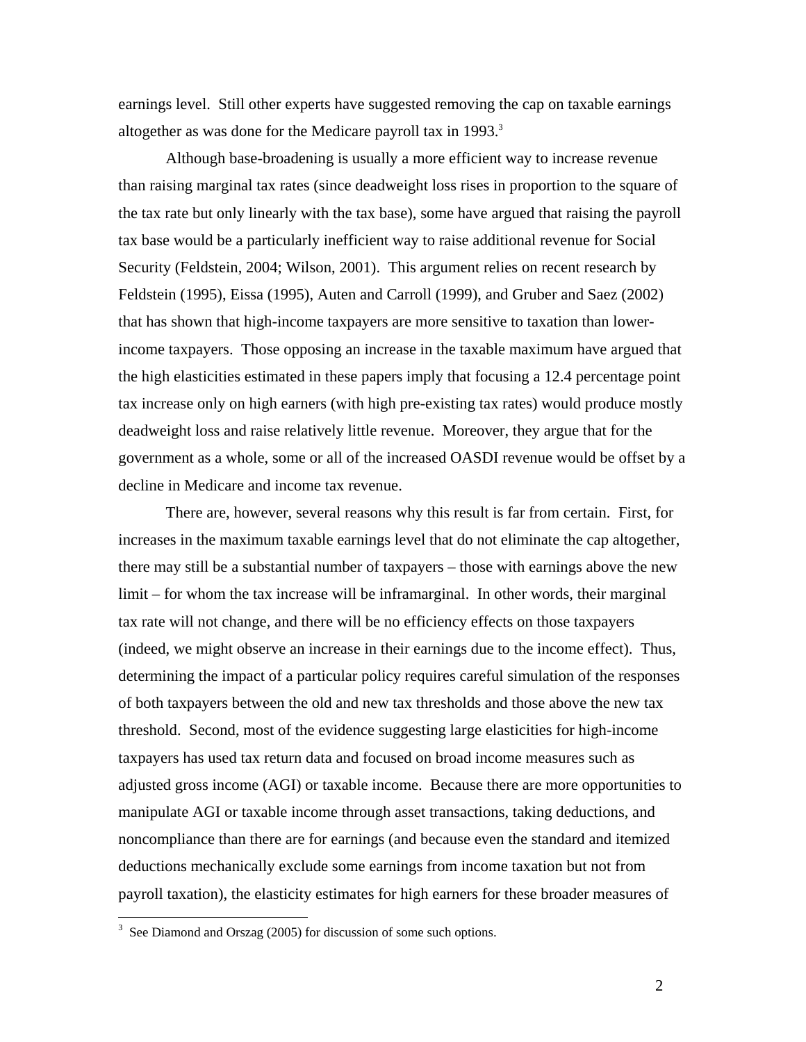earnings level. Still other experts have suggested removing the cap on taxable earnings altogether as was done for the Medicare payroll tax in 1993.[3]

Although base-broadening is usually a more efficient way to increase revenue than raising marginal tax rates (since deadweight loss rises in proportion to the square of the tax rate but only linearly with the tax base), some have argued that raising the payroll tax base would be a particularly inefficient way to raise additional revenue for Social Security (Feldstein, 2004; Wilson, 2001). This argument relies on recent research by Feldstein (1995), Eissa (1995), Auten and Carroll (1999), and Gruber and Saez (2002) that has shown that high-income taxpayers are more sensitive to taxation than lower-income taxpayers. Those opposing an increase in the taxable maximum have argued that the high elasticities estimated in these papers imply that focusing a 12.4 percentage point tax increase only on high earners (with high pre-existing tax rates) would produce mostly deadweight loss and raise relatively little revenue. Moreover, they argue that for the government as a whole, some or all of the increased OASDI revenue would be offset by a decline in Medicare and income tax revenue.

There are, however, several reasons why this result is far from certain. First, for increases in the maximum taxable earnings level that do not eliminate the cap altogether, there may still be a substantial number of taxpayers – those with earnings above the new limit – for whom the tax increase will be inframarginal. In other words, their marginal tax rate will not change, and there will be no efficiency effects on those taxpayers (indeed, we might observe an increase in their earnings due to the income effect). Thus, determining the impact of a particular policy requires careful simulation of the responses of both taxpayers between the old and new tax thresholds and those above the new tax threshold. Second, most of the evidence suggesting large elasticities for high-income taxpayers has used tax return data and focused on broad income measures such as adjusted gross income (AGI) or taxable income. Because there are more opportunities to manipulate AGI or taxable income through asset transactions, taking deductions, and noncompliance than there are for earnings (and because even the standard and itemized deductions mechanically exclude some earnings from income taxation but not from payroll taxation), the elasticity estimates for high earners for these broader measures of

[3] See Diamond and Orszag (2005) for discussion of some such options.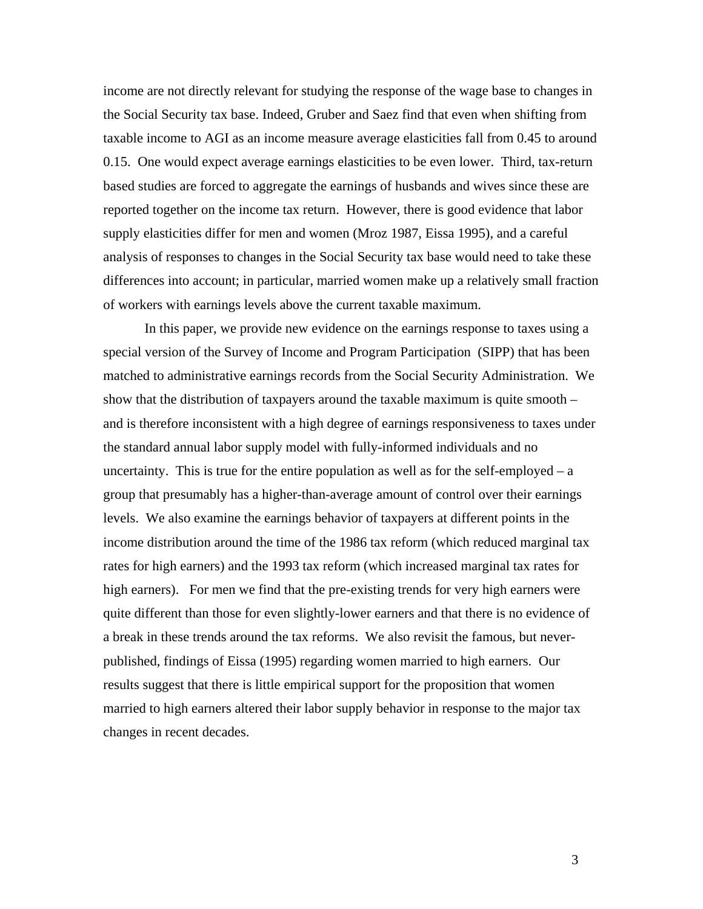income are not directly relevant for studying the response of the wage base to changes in the Social Security tax base. Indeed, Gruber and Saez find that even when shifting from taxable income to AGI as an income measure average elasticities fall from 0.45 to around 0.15. One would expect average earnings elasticities to be even lower. Third, tax-return based studies are forced to aggregate the earnings of husbands and wives since these are reported together on the income tax return. However, there is good evidence that labor supply elasticities differ for men and women (Mroz 1987, Eissa 1995), and a careful analysis of responses to changes in the Social Security tax base would need to take these differences into account; in particular, married women make up a relatively small fraction of workers with earnings levels above the current taxable maximum.

In this paper, we provide new evidence on the earnings response to taxes using a special version of the Survey of Income and Program Participation (SIPP) that has been matched to administrative earnings records from the Social Security Administration. We show that the distribution of taxpayers around the taxable maximum is quite smooth – and is therefore inconsistent with a high degree of earnings responsiveness to taxes under the standard annual labor supply model with fully-informed individuals and no uncertainty. This is true for the entire population as well as for the self-employed – a group that presumably has a higher-than-average amount of control over their earnings levels. We also examine the earnings behavior of taxpayers at different points in the income distribution around the time of the 1986 tax reform (which reduced marginal tax rates for high earners) and the 1993 tax reform (which increased marginal tax rates for high earners). For men we find that the pre-existing trends for very high earners were quite different than those for even slightly-lower earners and that there is no evidence of a break in these trends around the tax reforms. We also revisit the famous, but never-published, findings of Eissa (1995) regarding women married to high earners. Our results suggest that there is little empirical support for the proposition that women married to high earners altered their labor supply behavior in response to the major tax changes in recent decades.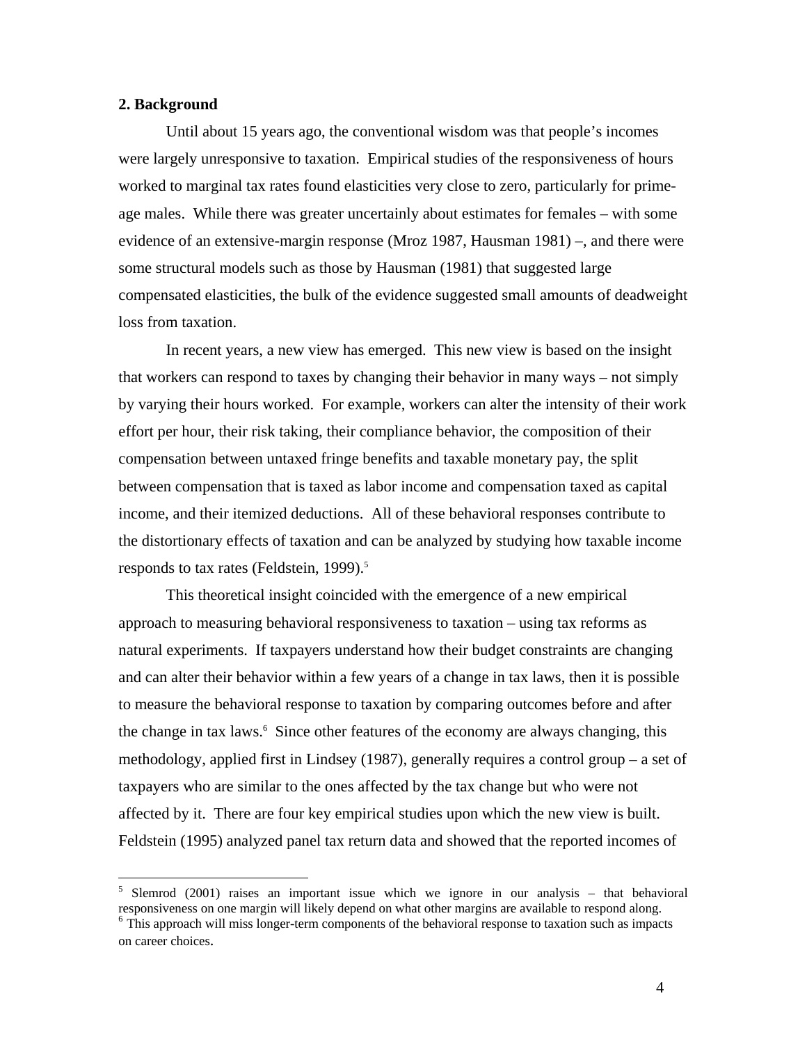## 2. Background

Until about 15 years ago, the conventional wisdom was that people's incomes were largely unresponsive to taxation. Empirical studies of the responsiveness of hours worked to marginal tax rates found elasticities very close to zero, particularly for prime-age males. While there was greater uncertainly about estimates for females – with some evidence of an extensive-margin response (Mroz 1987, Hausman 1981) –, and there were some structural models such as those by Hausman (1981) that suggested large compensated elasticities, the bulk of the evidence suggested small amounts of deadweight loss from taxation.

In recent years, a new view has emerged. This new view is based on the insight that workers can respond to taxes by changing their behavior in many ways – not simply by varying their hours worked. For example, workers can alter the intensity of their work effort per hour, their risk taking, their compliance behavior, the composition of their compensation between untaxed fringe benefits and taxable monetary pay, the split between compensation that is taxed as labor income and compensation taxed as capital income, and their itemized deductions. All of these behavioral responses contribute to the distortionary effects of taxation and can be analyzed by studying how taxable income responds to tax rates (Feldstein, 1999).[5]

This theoretical insight coincided with the emergence of a new empirical approach to measuring behavioral responsiveness to taxation – using tax reforms as natural experiments. If taxpayers understand how their budget constraints are changing and can alter their behavior within a few years of a change in tax laws, then it is possible to measure the behavioral response to taxation by comparing outcomes before and after the change in tax laws.[6] Since other features of the economy are always changing, this methodology, applied first in Lindsey (1987), generally requires a control group – a set of taxpayers who are similar to the ones affected by the tax change but who were not affected by it. There are four key empirical studies upon which the new view is built. Feldstein (1995) analyzed panel tax return data and showed that the reported incomes of

---

[5] Slemrod (2001) raises an important issue which we ignore in our analysis – that behavioral responsiveness on one margin will likely depend on what other margins are available to respond along.

[6] This approach will miss longer-term components of the behavioral response to taxation such as impacts on career choices.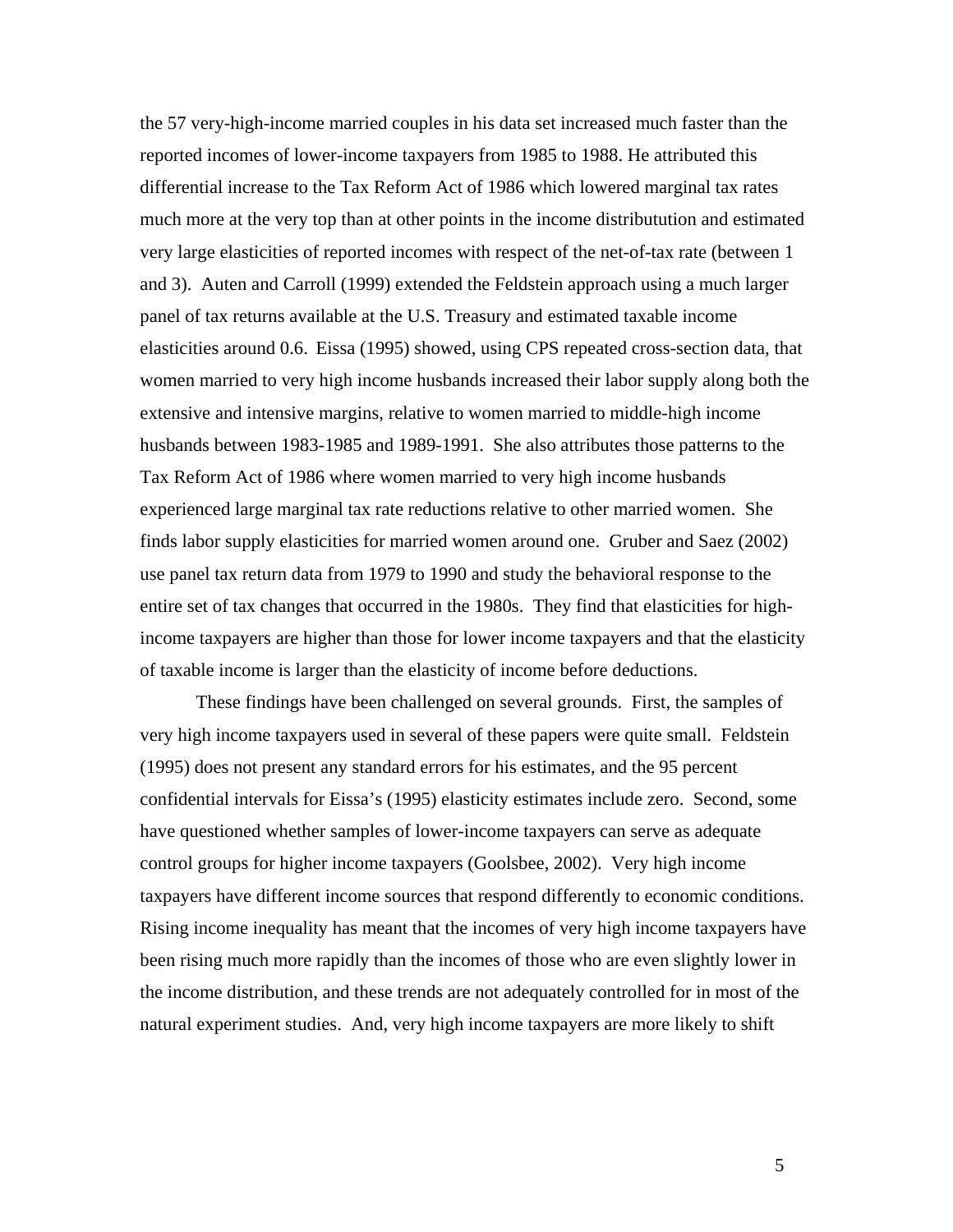the 57 very-high-income married couples in his data set increased much faster than the reported incomes of lower-income taxpayers from 1985 to 1988. He attributed this differential increase to the Tax Reform Act of 1986 which lowered marginal tax rates much more at the very top than at other points in the income distributution and estimated very large elasticities of reported incomes with respect of the net-of-tax rate (between 1 and 3). Auten and Carroll (1999) extended the Feldstein approach using a much larger panel of tax returns available at the U.S. Treasury and estimated taxable income elasticities around 0.6. Eissa (1995) showed, using CPS repeated cross-section data, that women married to very high income husbands increased their labor supply along both the extensive and intensive margins, relative to women married to middle-high income husbands between 1983-1985 and 1989-1991. She also attributes those patterns to the Tax Reform Act of 1986 where women married to very high income husbands experienced large marginal tax rate reductions relative to other married women. She finds labor supply elasticities for married women around one. Gruber and Saez (2002) use panel tax return data from 1979 to 1990 and study the behavioral response to the entire set of tax changes that occurred in the 1980s. They find that elasticities for high-income taxpayers are higher than those for lower income taxpayers and that the elasticity of taxable income is larger than the elasticity of income before deductions.

These findings have been challenged on several grounds. First, the samples of very high income taxpayers used in several of these papers were quite small. Feldstein (1995) does not present any standard errors for his estimates, and the 95 percent confidential intervals for Eissa's (1995) elasticity estimates include zero. Second, some have questioned whether samples of lower-income taxpayers can serve as adequate control groups for higher income taxpayers (Goolsbee, 2002). Very high income taxpayers have different income sources that respond differently to economic conditions. Rising income inequality has meant that the incomes of very high income taxpayers have been rising much more rapidly than the incomes of those who are even slightly lower in the income distribution, and these trends are not adequately controlled for in most of the natural experiment studies. And, very high income taxpayers are more likely to shift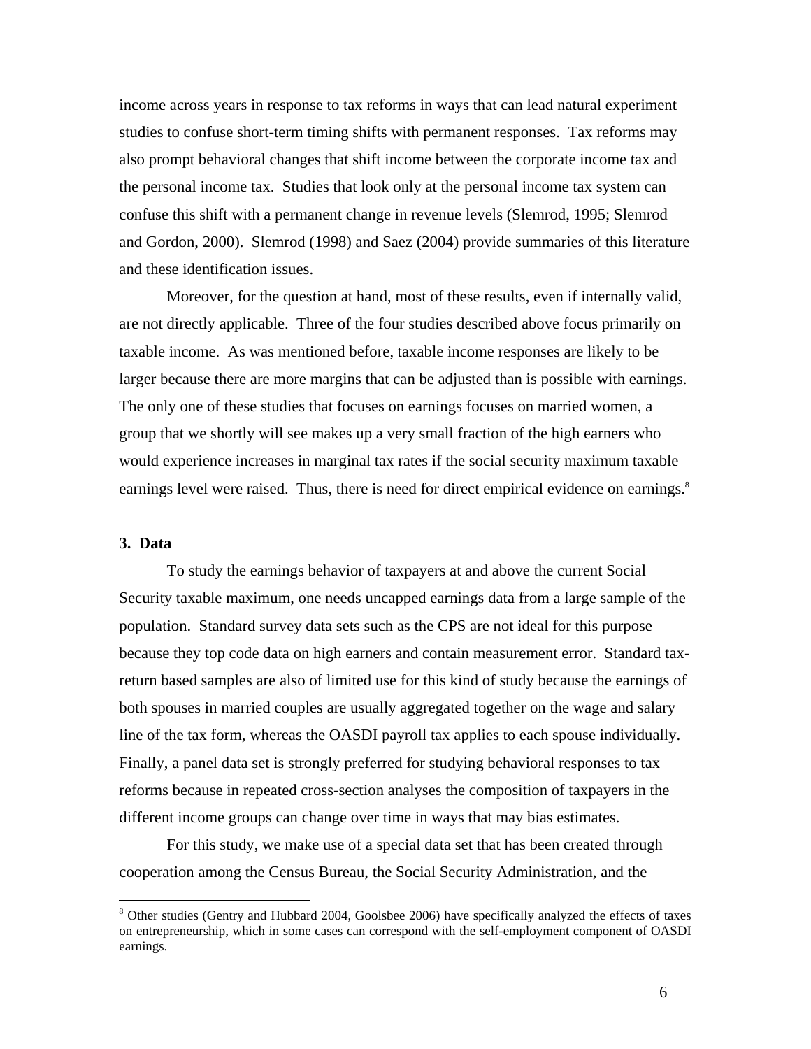income across years in response to tax reforms in ways that can lead natural experiment studies to confuse short-term timing shifts with permanent responses. Tax reforms may also prompt behavioral changes that shift income between the corporate income tax and the personal income tax. Studies that look only at the personal income tax system can confuse this shift with a permanent change in revenue levels (Slemrod, 1995; Slemrod and Gordon, 2000). Slemrod (1998) and Saez (2004) provide summaries of this literature and these identification issues.

Moreover, for the question at hand, most of these results, even if internally valid, are not directly applicable. Three of the four studies described above focus primarily on taxable income. As was mentioned before, taxable income responses are likely to be larger because there are more margins that can be adjusted than is possible with earnings. The only one of these studies that focuses on earnings focuses on married women, a group that we shortly will see makes up a very small fraction of the high earners who would experience increases in marginal tax rates if the social security maximum taxable earnings level were raised. Thus, there is need for direct empirical evidence on earnings.[8]

## 3. Data

To study the earnings behavior of taxpayers at and above the current Social Security taxable maximum, one needs uncapped earnings data from a large sample of the population. Standard survey data sets such as the CPS are not ideal for this purpose because they top code data on high earners and contain measurement error. Standard tax-return based samples are also of limited use for this kind of study because the earnings of both spouses in married couples are usually aggregated together on the wage and salary line of the tax form, whereas the OASDI payroll tax applies to each spouse individually. Finally, a panel data set is strongly preferred for studying behavioral responses to tax reforms because in repeated cross-section analyses the composition of taxpayers in the different income groups can change over time in ways that may bias estimates.

For this study, we make use of a special data set that has been created through cooperation among the Census Bureau, the Social Security Administration, and the

[8] Other studies (Gentry and Hubbard 2004, Goolsbee 2006) have specifically analyzed the effects of taxes on entrepreneurship, which in some cases can correspond with the self-employment component of OASDI earnings.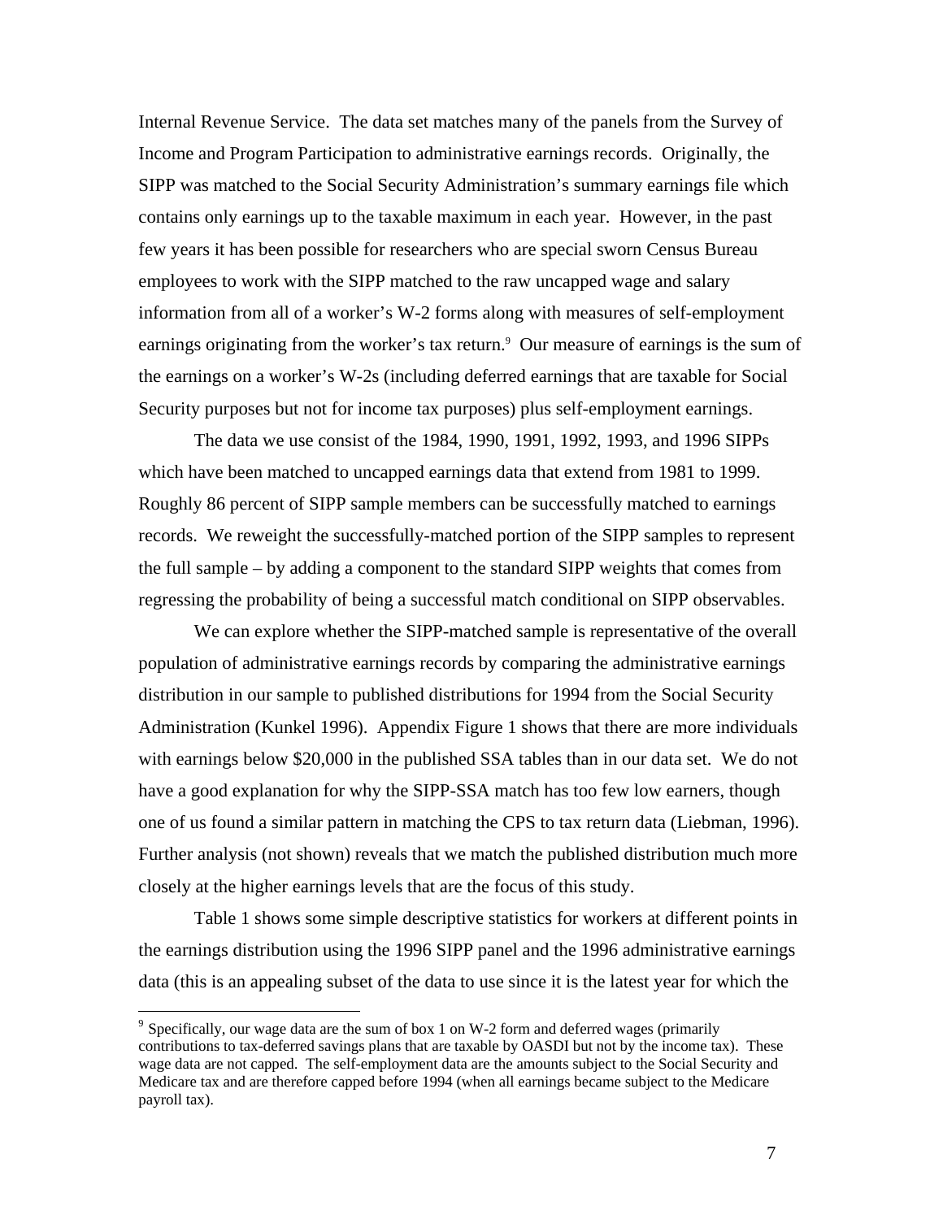Internal Revenue Service. The data set matches many of the panels from the Survey of Income and Program Participation to administrative earnings records. Originally, the SIPP was matched to the Social Security Administration's summary earnings file which contains only earnings up to the taxable maximum in each year. However, in the past few years it has been possible for researchers who are special sworn Census Bureau employees to work with the SIPP matched to the raw uncapped wage and salary information from all of a worker's W-2 forms along with measures of self-employment earnings originating from the worker's tax return.[9] Our measure of earnings is the sum of the earnings on a worker's W-2s (including deferred earnings that are taxable for Social Security purposes but not for income tax purposes) plus self-employment earnings.

The data we use consist of the 1984, 1990, 1991, 1992, 1993, and 1996 SIPPs which have been matched to uncapped earnings data that extend from 1981 to 1999. Roughly 86 percent of SIPP sample members can be successfully matched to earnings records. We reweight the successfully-matched portion of the SIPP samples to represent the full sample – by adding a component to the standard SIPP weights that comes from regressing the probability of being a successful match conditional on SIPP observables.

We can explore whether the SIPP-matched sample is representative of the overall population of administrative earnings records by comparing the administrative earnings distribution in our sample to published distributions for 1994 from the Social Security Administration (Kunkel 1996). Appendix Figure 1 shows that there are more individuals with earnings below $20,000 in the published SSA tables than in our data set. We do not have a good explanation for why the SIPP-SSA match has too few low earners, though one of us found a similar pattern in matching the CPS to tax return data (Liebman, 1996). Further analysis (not shown) reveals that we match the published distribution much more closely at the higher earnings levels that are the focus of this study.

Table 1 shows some simple descriptive statistics for workers at different points in the earnings distribution using the 1996 SIPP panel and the 1996 administrative earnings data (this is an appealing subset of the data to use since it is the latest year for which the

[9] Specifically, our wage data are the sum of box 1 on W-2 form and deferred wages (primarily contributions to tax-deferred savings plans that are taxable by OASDI but not by the income tax). These wage data are not capped. The self-employment data are the amounts subject to the Social Security and Medicare tax and are therefore capped before 1994 (when all earnings became subject to the Medicare payroll tax).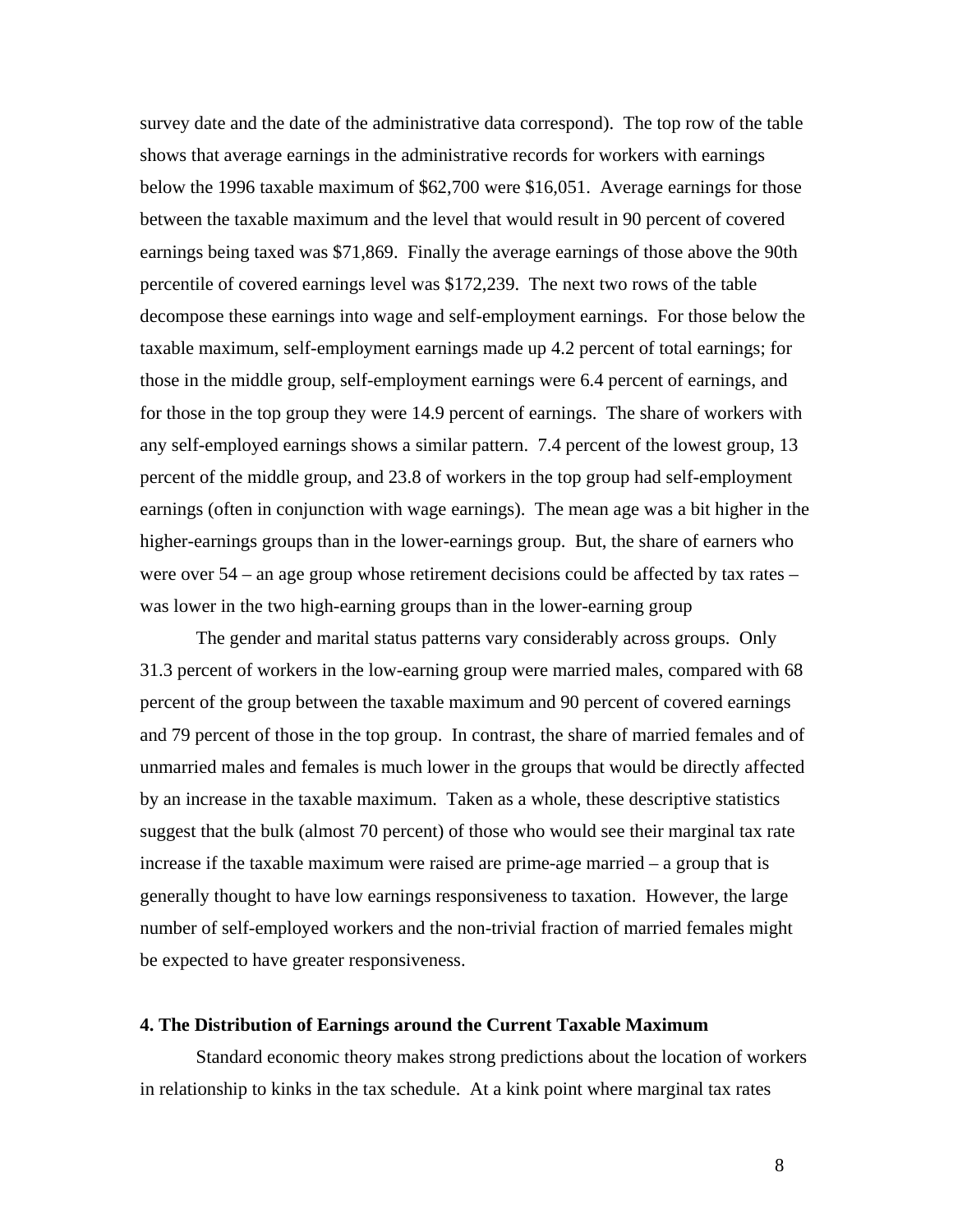survey date and the date of the administrative data correspond). The top row of the table shows that average earnings in the administrative records for workers with earnings below the 1996 taxable maximum of $62,700 were $16,051. Average earnings for those between the taxable maximum and the level that would result in 90 percent of covered earnings being taxed was $71,869. Finally the average earnings of those above the 90th percentile of covered earnings level was $172,239. The next two rows of the table decompose these earnings into wage and self-employment earnings. For those below the taxable maximum, self-employment earnings made up 4.2 percent of total earnings; for those in the middle group, self-employment earnings were 6.4 percent of earnings, and for those in the top group they were 14.9 percent of earnings. The share of workers with any self-employed earnings shows a similar pattern. 7.4 percent of the lowest group, 13 percent of the middle group, and 23.8 of workers in the top group had self-employment earnings (often in conjunction with wage earnings). The mean age was a bit higher in the higher-earnings groups than in the lower-earnings group. But, the share of earners who were over 54 – an age group whose retirement decisions could be affected by tax rates – was lower in the two high-earning groups than in the lower-earning group

The gender and marital status patterns vary considerably across groups. Only 31.3 percent of workers in the low-earning group were married males, compared with 68 percent of the group between the taxable maximum and 90 percent of covered earnings and 79 percent of those in the top group. In contrast, the share of married females and of unmarried males and females is much lower in the groups that would be directly affected by an increase in the taxable maximum. Taken as a whole, these descriptive statistics suggest that the bulk (almost 70 percent) of those who would see their marginal tax rate increase if the taxable maximum were raised are prime-age married – a group that is generally thought to have low earnings responsiveness to taxation. However, the large number of self-employed workers and the non-trivial fraction of married females might be expected to have greater responsiveness.

## 4. The Distribution of Earnings around the Current Taxable Maximum

Standard economic theory makes strong predictions about the location of workers in relationship to kinks in the tax schedule. At a kink point where marginal tax rates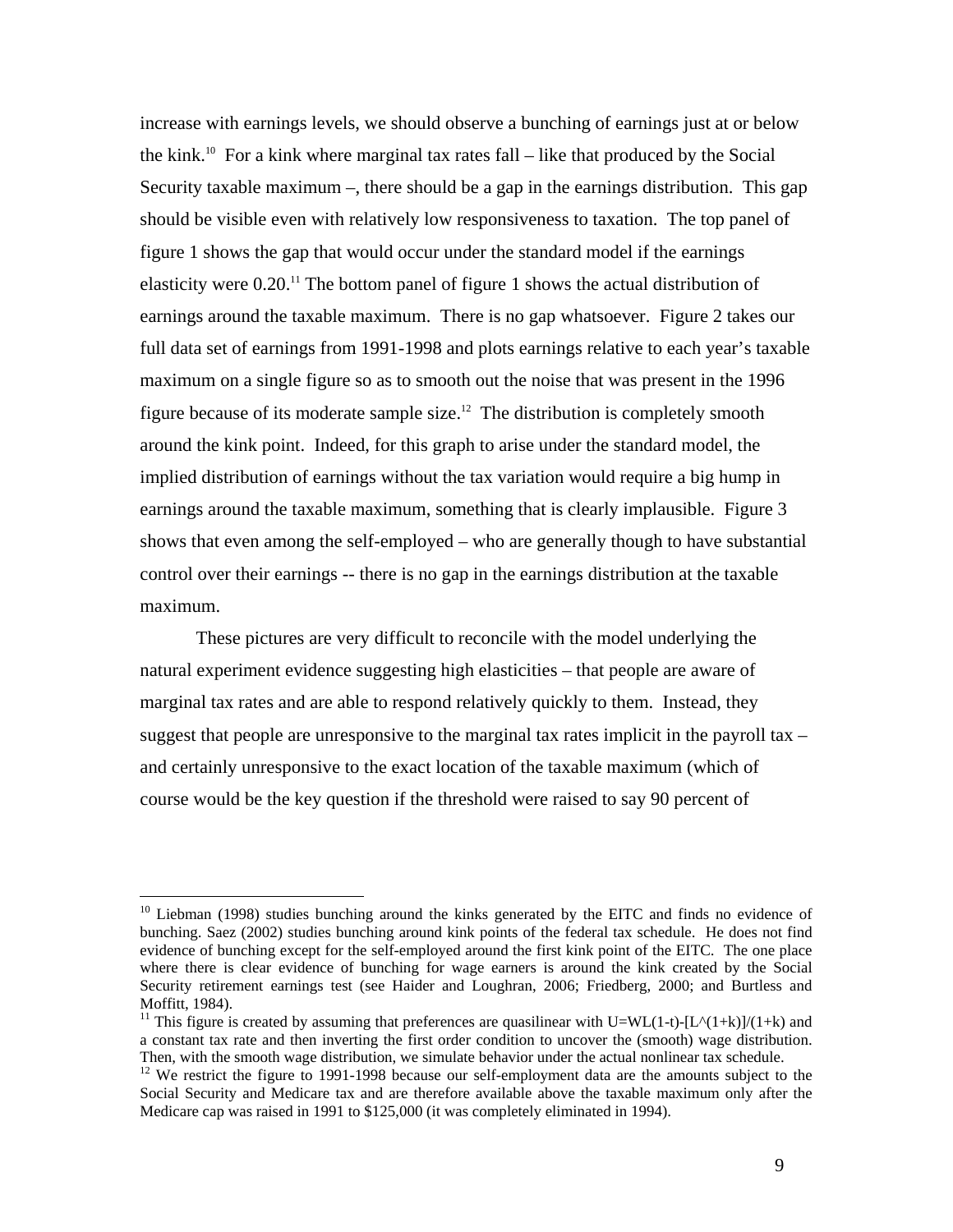increase with earnings levels, we should observe a bunching of earnings just at or below the kink.[10] For a kink where marginal tax rates fall – like that produced by the Social Security taxable maximum –, there should be a gap in the earnings distribution. This gap should be visible even with relatively low responsiveness to taxation. The top panel of figure 1 shows the gap that would occur under the standard model if the earnings elasticity were 0.20.[11] The bottom panel of figure 1 shows the actual distribution of earnings around the taxable maximum. There is no gap whatsoever. Figure 2 takes our full data set of earnings from 1991-1998 and plots earnings relative to each year's taxable maximum on a single figure so as to smooth out the noise that was present in the 1996 figure because of its moderate sample size.[12] The distribution is completely smooth around the kink point. Indeed, for this graph to arise under the standard model, the implied distribution of earnings without the tax variation would require a big hump in earnings around the taxable maximum, something that is clearly implausible. Figure 3 shows that even among the self-employed – who are generally though to have substantial control over their earnings -- there is no gap in the earnings distribution at the taxable maximum.

These pictures are very difficult to reconcile with the model underlying the natural experiment evidence suggesting high elasticities – that people are aware of marginal tax rates and are able to respond relatively quickly to them. Instead, they suggest that people are unresponsive to the marginal tax rates implicit in the payroll tax – and certainly unresponsive to the exact location of the taxable maximum (which of course would be the key question if the threshold were raised to say 90 percent of

---

[10] Liebman (1998) studies bunching around the kinks generated by the EITC and finds no evidence of bunching. Saez (2002) studies bunching around kink points of the federal tax schedule. He does not find evidence of bunching except for the self-employed around the first kink point of the EITC. The one place where there is clear evidence of bunching for wage earners is around the kink created by the Social Security retirement earnings test (see Haider and Loughran, 2006; Friedberg, 2000; and Burtless and Moffitt, 1984).

[11] This figure is created by assuming that preferences are quasilinear with U=WL(1-t)-[L^(1+k)]/(1+k) and a constant tax rate and then inverting the first order condition to uncover the (smooth) wage distribution. Then, with the smooth wage distribution, we simulate behavior under the actual nonlinear tax schedule.

[12] We restrict the figure to 1991-1998 because our self-employment data are the amounts subject to the Social Security and Medicare tax and are therefore available above the taxable maximum only after the Medicare cap was raised in 1991 to $125,000 (it was completely eliminated in 1994).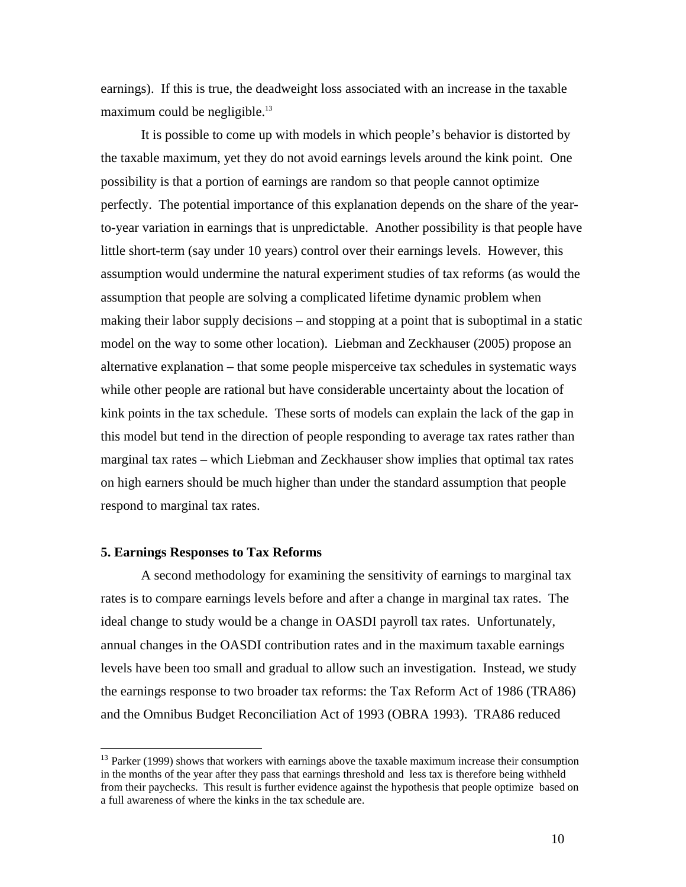earnings). If this is true, the deadweight loss associated with an increase in the taxable maximum could be negligible.[13]

It is possible to come up with models in which people's behavior is distorted by the taxable maximum, yet they do not avoid earnings levels around the kink point. One possibility is that a portion of earnings are random so that people cannot optimize perfectly. The potential importance of this explanation depends on the share of the year-to-year variation in earnings that is unpredictable. Another possibility is that people have little short-term (say under 10 years) control over their earnings levels. However, this assumption would undermine the natural experiment studies of tax reforms (as would the assumption that people are solving a complicated lifetime dynamic problem when making their labor supply decisions – and stopping at a point that is suboptimal in a static model on the way to some other location). Liebman and Zeckhauser (2005) propose an alternative explanation – that some people misperceive tax schedules in systematic ways while other people are rational but have considerable uncertainty about the location of kink points in the tax schedule. These sorts of models can explain the lack of the gap in this model but tend in the direction of people responding to average tax rates rather than marginal tax rates – which Liebman and Zeckhauser show implies that optimal tax rates on high earners should be much higher than under the standard assumption that people respond to marginal tax rates.

### 5. Earnings Responses to Tax Reforms

A second methodology for examining the sensitivity of earnings to marginal tax rates is to compare earnings levels before and after a change in marginal tax rates. The ideal change to study would be a change in OASDI payroll tax rates. Unfortunately, annual changes in the OASDI contribution rates and in the maximum taxable earnings levels have been too small and gradual to allow such an investigation. Instead, we study the earnings response to two broader tax reforms: the Tax Reform Act of 1986 (TRA86) and the Omnibus Budget Reconciliation Act of 1993 (OBRA 1993). TRA86 reduced

---

[13] Parker (1999) shows that workers with earnings above the taxable maximum increase their consumption in the months of the year after they pass that earnings threshold and less tax is therefore being withheld from their paychecks. This result is further evidence against the hypothesis that people optimize based on a full awareness of where the kinks in the tax schedule are.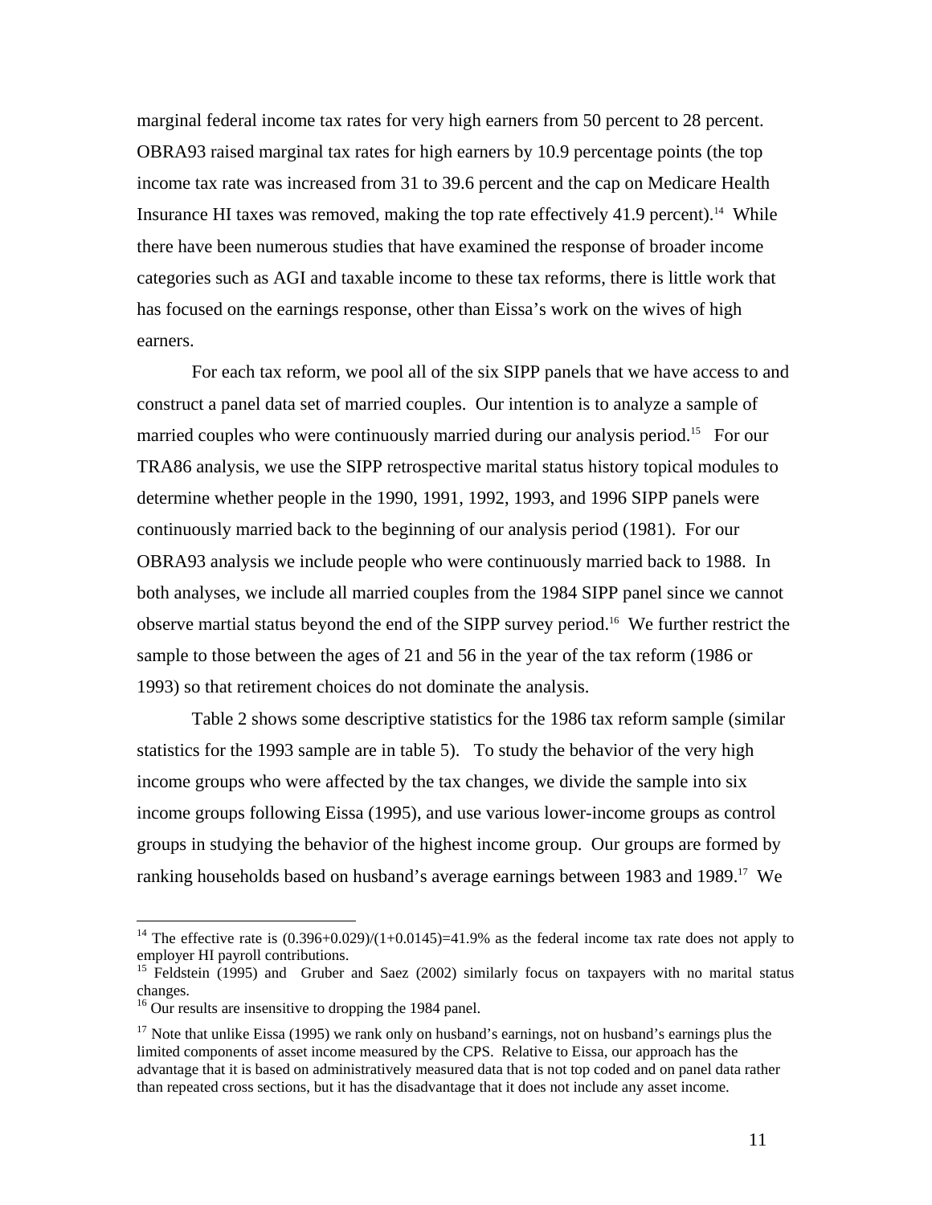marginal federal income tax rates for very high earners from 50 percent to 28 percent. OBRA93 raised marginal tax rates for high earners by 10.9 percentage points (the top income tax rate was increased from 31 to 39.6 percent and the cap on Medicare Health Insurance HI taxes was removed, making the top rate effectively 41.9 percent).[14] While there have been numerous studies that have examined the response of broader income categories such as AGI and taxable income to these tax reforms, there is little work that has focused on the earnings response, other than Eissa's work on the wives of high earners.

For each tax reform, we pool all of the six SIPP panels that we have access to and construct a panel data set of married couples. Our intention is to analyze a sample of married couples who were continuously married during our analysis period.[15] For our TRA86 analysis, we use the SIPP retrospective marital status history topical modules to determine whether people in the 1990, 1991, 1992, 1993, and 1996 SIPP panels were continuously married back to the beginning of our analysis period (1981). For our OBRA93 analysis we include people who were continuously married back to 1988. In both analyses, we include all married couples from the 1984 SIPP panel since we cannot observe martial status beyond the end of the SIPP survey period.[16] We further restrict the sample to those between the ages of 21 and 56 in the year of the tax reform (1986 or 1993) so that retirement choices do not dominate the analysis.

Table 2 shows some descriptive statistics for the 1986 tax reform sample (similar statistics for the 1993 sample are in table 5). To study the behavior of the very high income groups who were affected by the tax changes, we divide the sample into six income groups following Eissa (1995), and use various lower-income groups as control groups in studying the behavior of the highest income group. Our groups are formed by ranking households based on husband's average earnings between 1983 and 1989.[17] We

---

[14] The effective rate is $(0.396+0.029)/(1+0.0145)=41.9\%$ as the federal income tax rate does not apply to employer HI payroll contributions.

[15] Feldstein (1995) and Gruber and Saez (2002) similarly focus on taxpayers with no marital status changes.

[16] Our results are insensitive to dropping the 1984 panel.

[17] Note that unlike Eissa (1995) we rank only on husband's earnings, not on husband's earnings plus the limited components of asset income measured by the CPS. Relative to Eissa, our approach has the advantage that it is based on administratively measured data that is not top coded and on panel data rather than repeated cross sections, but it has the disadvantage that it does not include any asset income.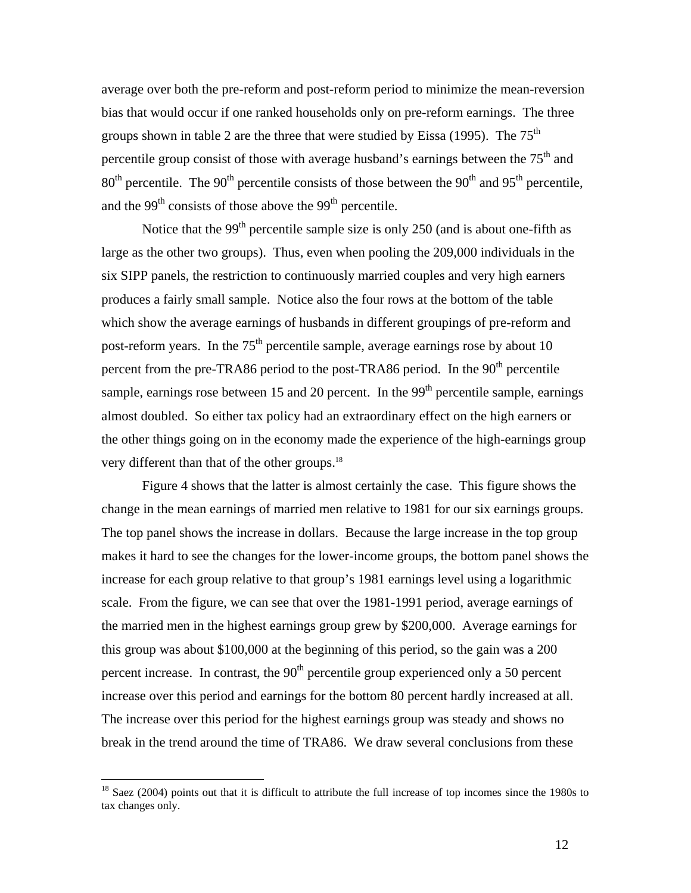average over both the pre-reform and post-reform period to minimize the mean-reversion bias that would occur if one ranked households only on pre-reform earnings. The three groups shown in table 2 are the three that were studied by Eissa (1995). The 75th percentile group consist of those with average husband's earnings between the 75th and 80th percentile. The 90th percentile consists of those between the 90th and 95th percentile, and the 99th consists of those above the 99th percentile.

Notice that the 99th percentile sample size is only 250 (and is about one-fifth as large as the other two groups). Thus, even when pooling the 209,000 individuals in the six SIPP panels, the restriction to continuously married couples and very high earners produces a fairly small sample. Notice also the four rows at the bottom of the table which show the average earnings of husbands in different groupings of pre-reform and post-reform years. In the 75th percentile sample, average earnings rose by about 10 percent from the pre-TRA86 period to the post-TRA86 period. In the 90th percentile sample, earnings rose between 15 and 20 percent. In the 99th percentile sample, earnings almost doubled. So either tax policy had an extraordinary effect on the high earners or the other things going on in the economy made the experience of the high-earnings group very different than that of the other groups.[18]

Figure 4 shows that the latter is almost certainly the case. This figure shows the change in the mean earnings of married men relative to 1981 for our six earnings groups. The top panel shows the increase in dollars. Because the large increase in the top group makes it hard to see the changes for the lower-income groups, the bottom panel shows the increase for each group relative to that group's 1981 earnings level using a logarithmic scale. From the figure, we can see that over the 1981-1991 period, average earnings of the married men in the highest earnings group grew by $200,000. Average earnings for this group was about $100,000 at the beginning of this period, so the gain was a 200 percent increase. In contrast, the 90th percentile group experienced only a 50 percent increase over this period and earnings for the bottom 80 percent hardly increased at all. The increase over this period for the highest earnings group was steady and shows no break in the trend around the time of TRA86. We draw several conclusions from these

[18] Saez (2004) points out that it is difficult to attribute the full increase of top incomes since the 1980s to tax changes only.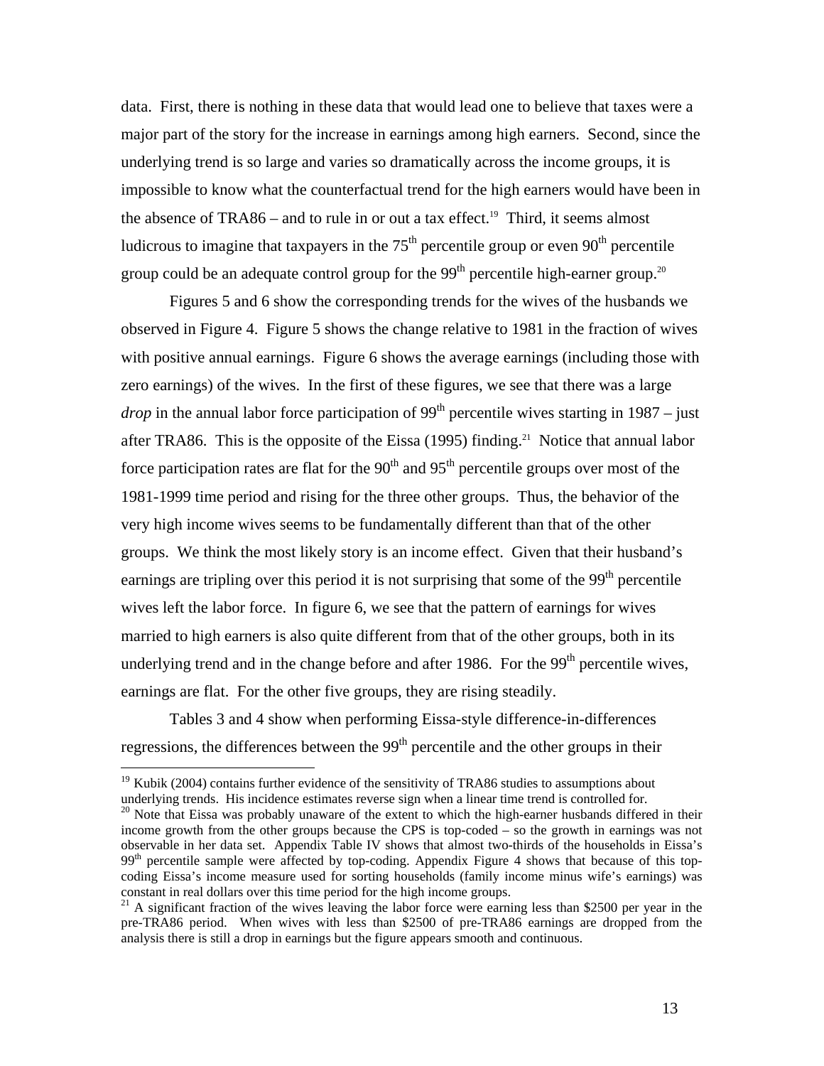data. First, there is nothing in these data that would lead one to believe that taxes were a major part of the story for the increase in earnings among high earners. Second, since the underlying trend is so large and varies so dramatically across the income groups, it is impossible to know what the counterfactual trend for the high earners would have been in the absence of TRA86 – and to rule in or out a tax effect.[19] Third, it seems almost ludicrous to imagine that taxpayers in the 75$^{th}$ percentile group or even 90$^{th}$ percentile group could be an adequate control group for the 99$^{th}$ percentile high-earner group.[20]

Figures 5 and 6 show the corresponding trends for the wives of the husbands we observed in Figure 4. Figure 5 shows the change relative to 1981 in the fraction of wives with positive annual earnings. Figure 6 shows the average earnings (including those with zero earnings) of the wives. In the first of these figures, we see that there was a large *drop* in the annual labor force participation of 99$^{th}$ percentile wives starting in 1987 – just after TRA86. This is the opposite of the Eissa (1995) finding.[21] Notice that annual labor force participation rates are flat for the 90$^{th}$ and 95$^{th}$ percentile groups over most of the 1981-1999 time period and rising for the three other groups. Thus, the behavior of the very high income wives seems to be fundamentally different than that of the other groups. We think the most likely story is an income effect. Given that their husband's earnings are tripling over this period it is not surprising that some of the 99$^{th}$ percentile wives left the labor force. In figure 6, we see that the pattern of earnings for wives married to high earners is also quite different from that of the other groups, both in its underlying trend and in the change before and after 1986. For the 99$^{th}$ percentile wives, earnings are flat. For the other five groups, they are rising steadily.

Tables 3 and 4 show when performing Eissa-style difference-in-differences regressions, the differences between the 99$^{th}$ percentile and the other groups in their

[19] Kubik (2004) contains further evidence of the sensitivity of TRA86 studies to assumptions about underlying trends. His incidence estimates reverse sign when a linear time trend is controlled for.

[20] Note that Eissa was probably unaware of the extent to which the high-earner husbands differed in their income growth from the other groups because the CPS is top-coded – so the growth in earnings was not observable in her data set. Appendix Table IV shows that almost two-thirds of the households in Eissa's 99$^{th}$ percentile sample were affected by top-coding. Appendix Figure 4 shows that because of this top-coding Eissa's income measure used for sorting households (family income minus wife's earnings) was constant in real dollars over this time period for the high income groups.

[21] A significant fraction of the wives leaving the labor force were earning less than $2500 per year in the pre-TRA86 period. When wives with less than $2500 of pre-TRA86 earnings are dropped from the analysis there is still a drop in earnings but the figure appears smooth and continuous.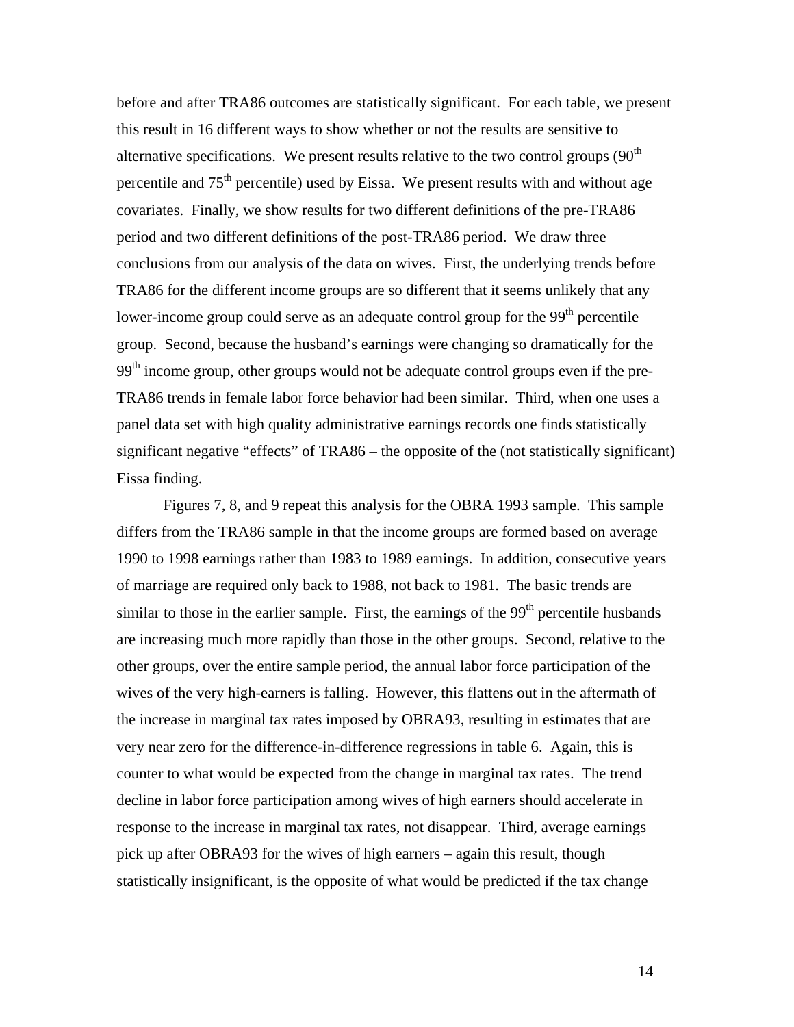before and after TRA86 outcomes are statistically significant. For each table, we present this result in 16 different ways to show whether or not the results are sensitive to alternative specifications. We present results relative to the two control groups (90$^{th}$ percentile and 75$^{th}$ percentile) used by Eissa. We present results with and without age covariates. Finally, we show results for two different definitions of the pre-TRA86 period and two different definitions of the post-TRA86 period. We draw three conclusions from our analysis of the data on wives. First, the underlying trends before TRA86 for the different income groups are so different that it seems unlikely that any lower-income group could serve as an adequate control group for the 99$^{th}$ percentile group. Second, because the husband's earnings were changing so dramatically for the 99$^{th}$ income group, other groups would not be adequate control groups even if the pre-TRA86 trends in female labor force behavior had been similar. Third, when one uses a panel data set with high quality administrative earnings records one finds statistically significant negative "effects" of TRA86 – the opposite of the (not statistically significant) Eissa finding.

Figures 7, 8, and 9 repeat this analysis for the OBRA 1993 sample. This sample differs from the TRA86 sample in that the income groups are formed based on average 1990 to 1998 earnings rather than 1983 to 1989 earnings. In addition, consecutive years of marriage are required only back to 1988, not back to 1981. The basic trends are similar to those in the earlier sample. First, the earnings of the 99$^{th}$ percentile husbands are increasing much more rapidly than those in the other groups. Second, relative to the other groups, over the entire sample period, the annual labor force participation of the wives of the very high-earners is falling. However, this flattens out in the aftermath of the increase in marginal tax rates imposed by OBRA93, resulting in estimates that are very near zero for the difference-in-difference regressions in table 6. Again, this is counter to what would be expected from the change in marginal tax rates. The trend decline in labor force participation among wives of high earners should accelerate in response to the increase in marginal tax rates, not disappear. Third, average earnings pick up after OBRA93 for the wives of high earners – again this result, though statistically insignificant, is the opposite of what would be predicted if the tax change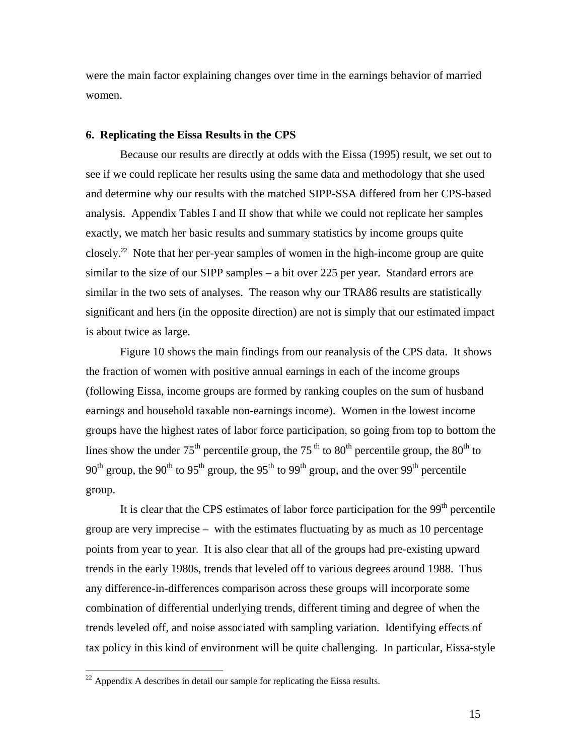were the main factor explaining changes over time in the earnings behavior of married women.

### 6. Replicating the Eissa Results in the CPS

Because our results are directly at odds with the Eissa (1995) result, we set out to see if we could replicate her results using the same data and methodology that she used and determine why our results with the matched SIPP-SSA differed from her CPS-based analysis. Appendix Tables I and II show that while we could not replicate her samples exactly, we match her basic results and summary statistics by income groups quite closely.[22] Note that her per-year samples of women in the high-income group are quite similar to the size of our SIPP samples – a bit over 225 per year. Standard errors are similar in the two sets of analyses. The reason why our TRA86 results are statistically significant and hers (in the opposite direction) are not is simply that our estimated impact is about twice as large.

Figure 10 shows the main findings from our reanalysis of the CPS data. It shows the fraction of women with positive annual earnings in each of the income groups (following Eissa, income groups are formed by ranking couples on the sum of husband earnings and household taxable non-earnings income). Women in the lowest income groups have the highest rates of labor force participation, so going from top to bottom the lines show the under 75th percentile group, the 75th to 80th percentile group, the 80th to 90th group, the 90th to 95th group, the 95th to 99th group, and the over 99th percentile group.

It is clear that the CPS estimates of labor force participation for the 99th percentile group are very imprecise – with the estimates fluctuating by as much as 10 percentage points from year to year. It is also clear that all of the groups had pre-existing upward trends in the early 1980s, trends that leveled off to various degrees around 1988. Thus any difference-in-differences comparison across these groups will incorporate some combination of differential underlying trends, different timing and degree of when the trends leveled off, and noise associated with sampling variation. Identifying effects of tax policy in this kind of environment will be quite challenging. In particular, Eissa-style

[22] Appendix A describes in detail our sample for replicating the Eissa results.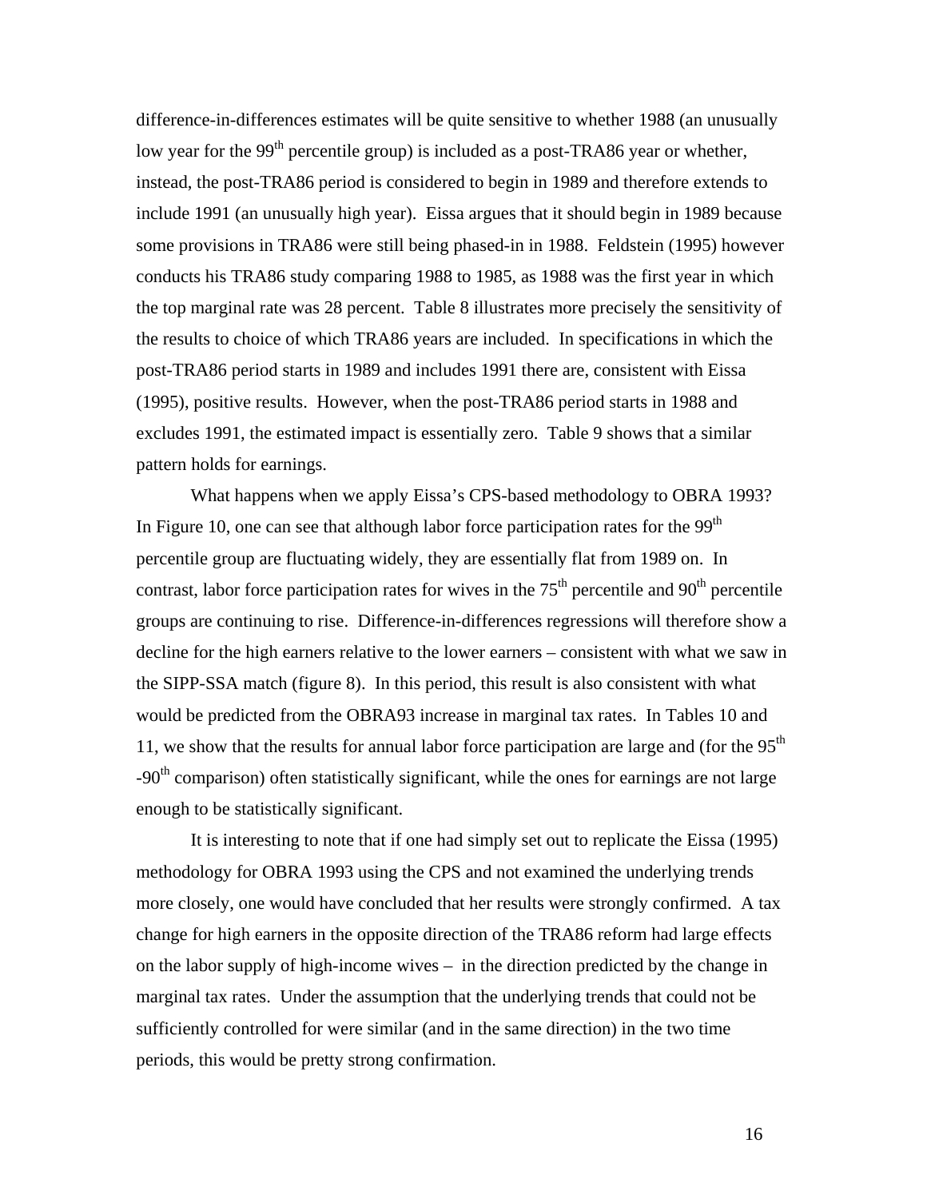difference-in-differences estimates will be quite sensitive to whether 1988 (an unusually low year for the 99th percentile group) is included as a post-TRA86 year or whether, instead, the post-TRA86 period is considered to begin in 1989 and therefore extends to include 1991 (an unusually high year). Eissa argues that it should begin in 1989 because some provisions in TRA86 were still being phased-in in 1988. Feldstein (1995) however conducts his TRA86 study comparing 1988 to 1985, as 1988 was the first year in which the top marginal rate was 28 percent. Table 8 illustrates more precisely the sensitivity of the results to choice of which TRA86 years are included. In specifications in which the post-TRA86 period starts in 1989 and includes 1991 there are, consistent with Eissa (1995), positive results. However, when the post-TRA86 period starts in 1988 and excludes 1991, the estimated impact is essentially zero. Table 9 shows that a similar pattern holds for earnings.

What happens when we apply Eissa's CPS-based methodology to OBRA 1993? In Figure 10, one can see that although labor force participation rates for the 99th percentile group are fluctuating widely, they are essentially flat from 1989 on. In contrast, labor force participation rates for wives in the 75th percentile and 90th percentile groups are continuing to rise. Difference-in-differences regressions will therefore show a decline for the high earners relative to the lower earners – consistent with what we saw in the SIPP-SSA match (figure 8). In this period, this result is also consistent with what would be predicted from the OBRA93 increase in marginal tax rates. In Tables 10 and 11, we show that the results for annual labor force participation are large and (for the 95th -90th comparison) often statistically significant, while the ones for earnings are not large enough to be statistically significant.

It is interesting to note that if one had simply set out to replicate the Eissa (1995) methodology for OBRA 1993 using the CPS and not examined the underlying trends more closely, one would have concluded that her results were strongly confirmed. A tax change for high earners in the opposite direction of the TRA86 reform had large effects on the labor supply of high-income wives – in the direction predicted by the change in marginal tax rates. Under the assumption that the underlying trends that could not be sufficiently controlled for were similar (and in the same direction) in the two time periods, this would be pretty strong confirmation.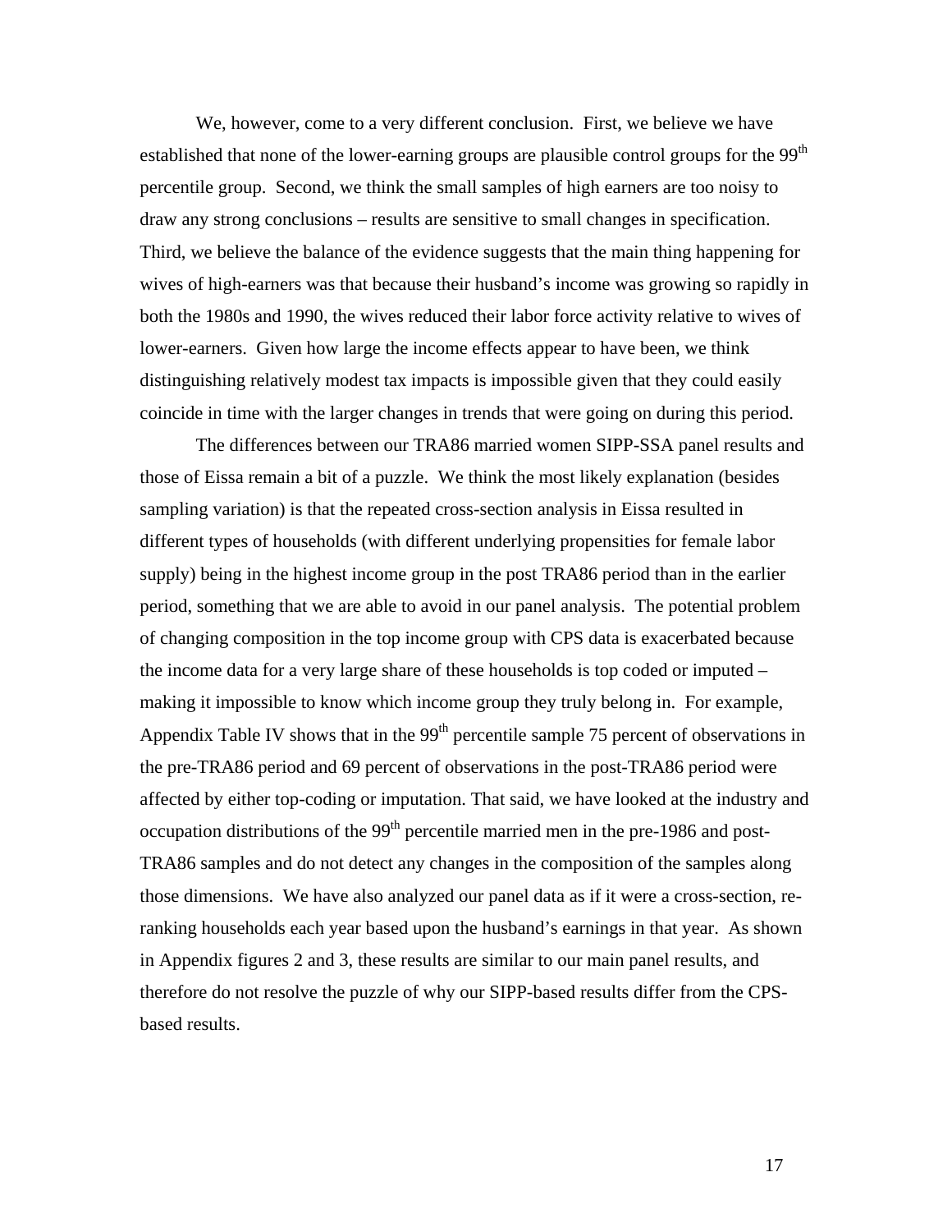We, however, come to a very different conclusion. First, we believe we have established that none of the lower-earning groups are plausible control groups for the 99th percentile group. Second, we think the small samples of high earners are too noisy to draw any strong conclusions – results are sensitive to small changes in specification. Third, we believe the balance of the evidence suggests that the main thing happening for wives of high-earners was that because their husband's income was growing so rapidly in both the 1980s and 1990, the wives reduced their labor force activity relative to wives of lower-earners. Given how large the income effects appear to have been, we think distinguishing relatively modest tax impacts is impossible given that they could easily coincide in time with the larger changes in trends that were going on during this period.

The differences between our TRA86 married women SIPP-SSA panel results and those of Eissa remain a bit of a puzzle. We think the most likely explanation (besides sampling variation) is that the repeated cross-section analysis in Eissa resulted in different types of households (with different underlying propensities for female labor supply) being in the highest income group in the post TRA86 period than in the earlier period, something that we are able to avoid in our panel analysis. The potential problem of changing composition in the top income group with CPS data is exacerbated because the income data for a very large share of these households is top coded or imputed – making it impossible to know which income group they truly belong in. For example, Appendix Table IV shows that in the 99th percentile sample 75 percent of observations in the pre-TRA86 period and 69 percent of observations in the post-TRA86 period were affected by either top-coding or imputation. That said, we have looked at the industry and occupation distributions of the 99th percentile married men in the pre-1986 and post-TRA86 samples and do not detect any changes in the composition of the samples along those dimensions. We have also analyzed our panel data as if it were a cross-section, re-ranking households each year based upon the husband's earnings in that year. As shown in Appendix figures 2 and 3, these results are similar to our main panel results, and therefore do not resolve the puzzle of why our SIPP-based results differ from the CPS-based results.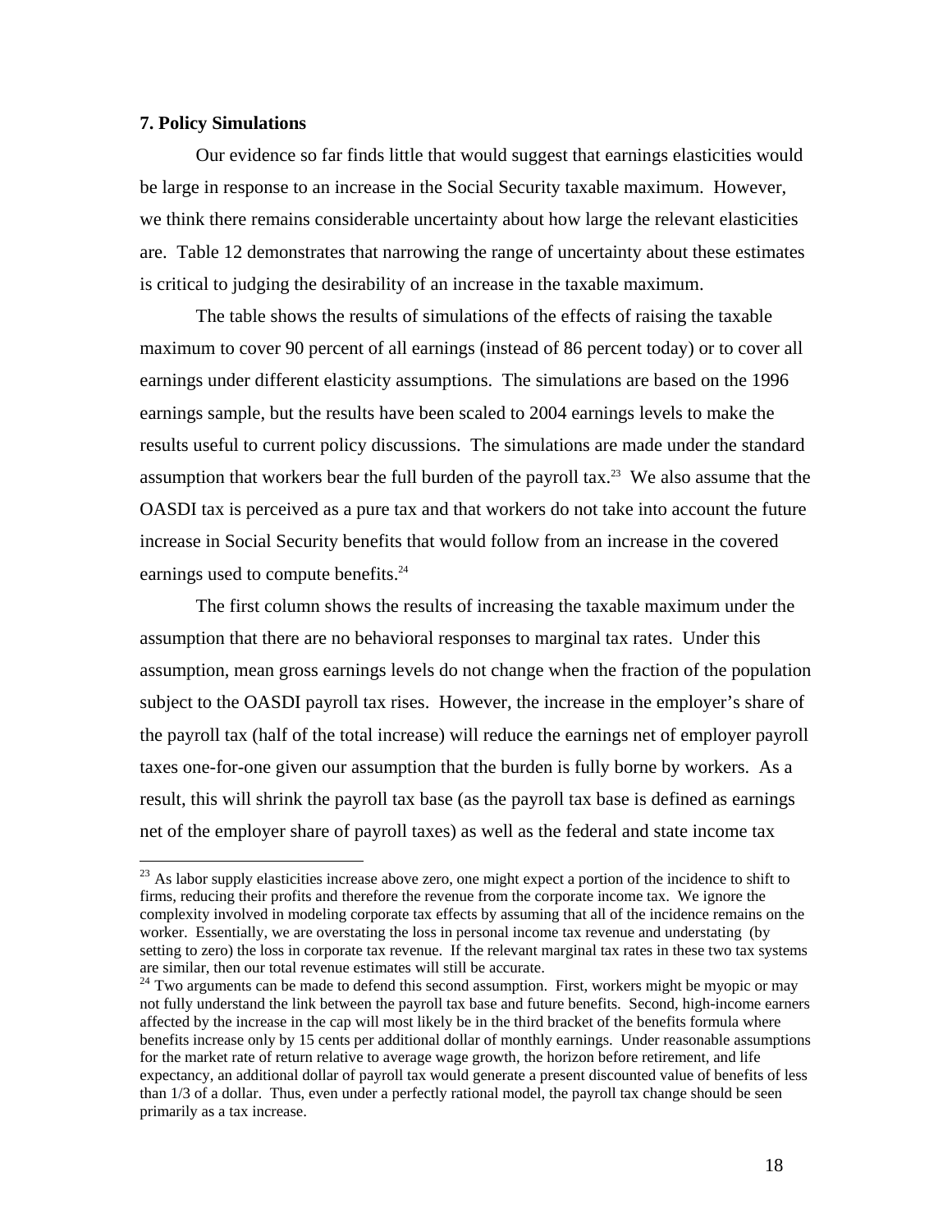**7. Policy Simulations**

Our evidence so far finds little that would suggest that earnings elasticities would be large in response to an increase in the Social Security taxable maximum. However, we think there remains considerable uncertainty about how large the relevant elasticities are. Table 12 demonstrates that narrowing the range of uncertainty about these estimates is critical to judging the desirability of an increase in the taxable maximum.

The table shows the results of simulations of the effects of raising the taxable maximum to cover 90 percent of all earnings (instead of 86 percent today) or to cover all earnings under different elasticity assumptions. The simulations are based on the 1996 earnings sample, but the results have been scaled to 2004 earnings levels to make the results useful to current policy discussions. The simulations are made under the standard assumption that workers bear the full burden of the payroll tax.[23] We also assume that the OASDI tax is perceived as a pure tax and that workers do not take into account the future increase in Social Security benefits that would follow from an increase in the covered earnings used to compute benefits.[24]

The first column shows the results of increasing the taxable maximum under the assumption that there are no behavioral responses to marginal tax rates. Under this assumption, mean gross earnings levels do not change when the fraction of the population subject to the OASDI payroll tax rises. However, the increase in the employer's share of the payroll tax (half of the total increase) will reduce the earnings net of employer payroll taxes one-for-one given our assumption that the burden is fully borne by workers. As a result, this will shrink the payroll tax base (as the payroll tax base is defined as earnings net of the employer share of payroll taxes) as well as the federal and state income tax

---

[23] As labor supply elasticities increase above zero, one might expect a portion of the incidence to shift to firms, reducing their profits and therefore the revenue from the corporate income tax. We ignore the complexity involved in modeling corporate tax effects by assuming that all of the incidence remains on the worker. Essentially, we are overstating the loss in personal income tax revenue and understating (by setting to zero) the loss in corporate tax revenue. If the relevant marginal tax rates in these two tax systems are similar, then our total revenue estimates will still be accurate.

[24] Two arguments can be made to defend this second assumption. First, workers might be myopic or may not fully understand the link between the payroll tax base and future benefits. Second, high-income earners affected by the increase in the cap will most likely be in the third bracket of the benefits formula where benefits increase only by 15 cents per additional dollar of monthly earnings. Under reasonable assumptions for the market rate of return relative to average wage growth, the horizon before retirement, and life expectancy, an additional dollar of payroll tax would generate a present discounted value of benefits of less than 1/3 of a dollar. Thus, even under a perfectly rational model, the payroll tax change should be seen primarily as a tax increase.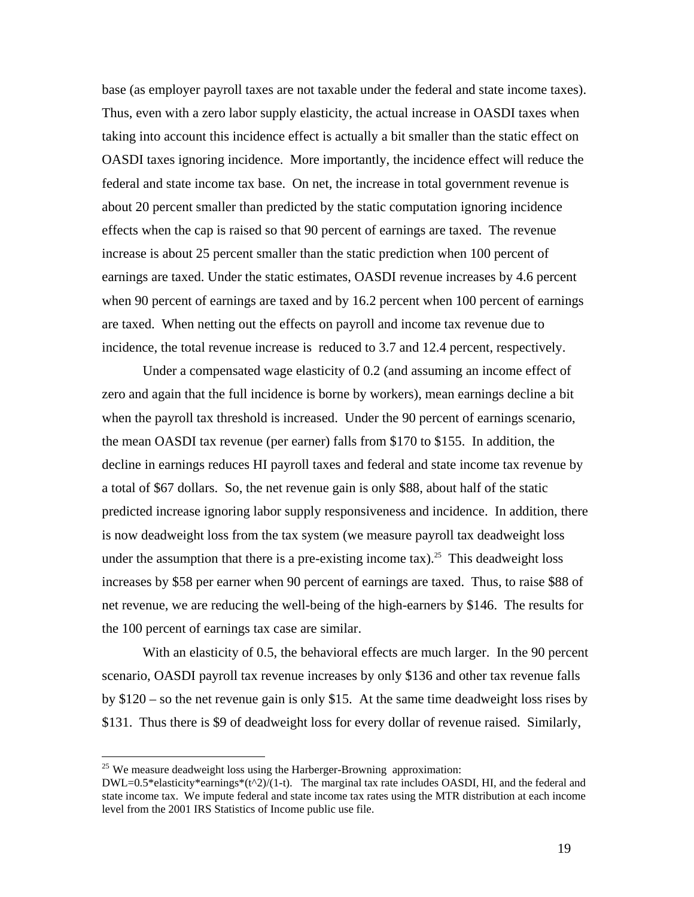base (as employer payroll taxes are not taxable under the federal and state income taxes). Thus, even with a zero labor supply elasticity, the actual increase in OASDI taxes when taking into account this incidence effect is actually a bit smaller than the static effect on OASDI taxes ignoring incidence. More importantly, the incidence effect will reduce the federal and state income tax base. On net, the increase in total government revenue is about 20 percent smaller than predicted by the static computation ignoring incidence effects when the cap is raised so that 90 percent of earnings are taxed. The revenue increase is about 25 percent smaller than the static prediction when 100 percent of earnings are taxed. Under the static estimates, OASDI revenue increases by 4.6 percent when 90 percent of earnings are taxed and by 16.2 percent when 100 percent of earnings are taxed. When netting out the effects on payroll and income tax revenue due to incidence, the total revenue increase is reduced to 3.7 and 12.4 percent, respectively.

Under a compensated wage elasticity of 0.2 (and assuming an income effect of zero and again that the full incidence is borne by workers), mean earnings decline a bit when the payroll tax threshold is increased. Under the 90 percent of earnings scenario, the mean OASDI tax revenue (per earner) falls from $170 to $155. In addition, the decline in earnings reduces HI payroll taxes and federal and state income tax revenue by a total of $67 dollars. So, the net revenue gain is only $88, about half of the static predicted increase ignoring labor supply responsiveness and incidence. In addition, there is now deadweight loss from the tax system (we measure payroll tax deadweight loss under the assumption that there is a pre-existing income tax).[25] This deadweight loss increases by $58 per earner when 90 percent of earnings are taxed. Thus, to raise $88 of net revenue, we are reducing the well-being of the high-earners by $146. The results for the 100 percent of earnings tax case are similar.

With an elasticity of 0.5, the behavioral effects are much larger. In the 90 percent scenario, OASDI payroll tax revenue increases by only $136 and other tax revenue falls by $120 – so the net revenue gain is only $15. At the same time deadweight loss rises by $131. Thus there is $9 of deadweight loss for every dollar of revenue raised. Similarly,

---

[25] We measure deadweight loss using the Harberger-Browning approximation: DWL=0.5*elasticity*earnings*(t^2)/(1-t). The marginal tax rate includes OASDI, HI, and the federal and state income tax. We impute federal and state income tax rates using the MTR distribution at each income level from the 2001 IRS Statistics of Income public use file.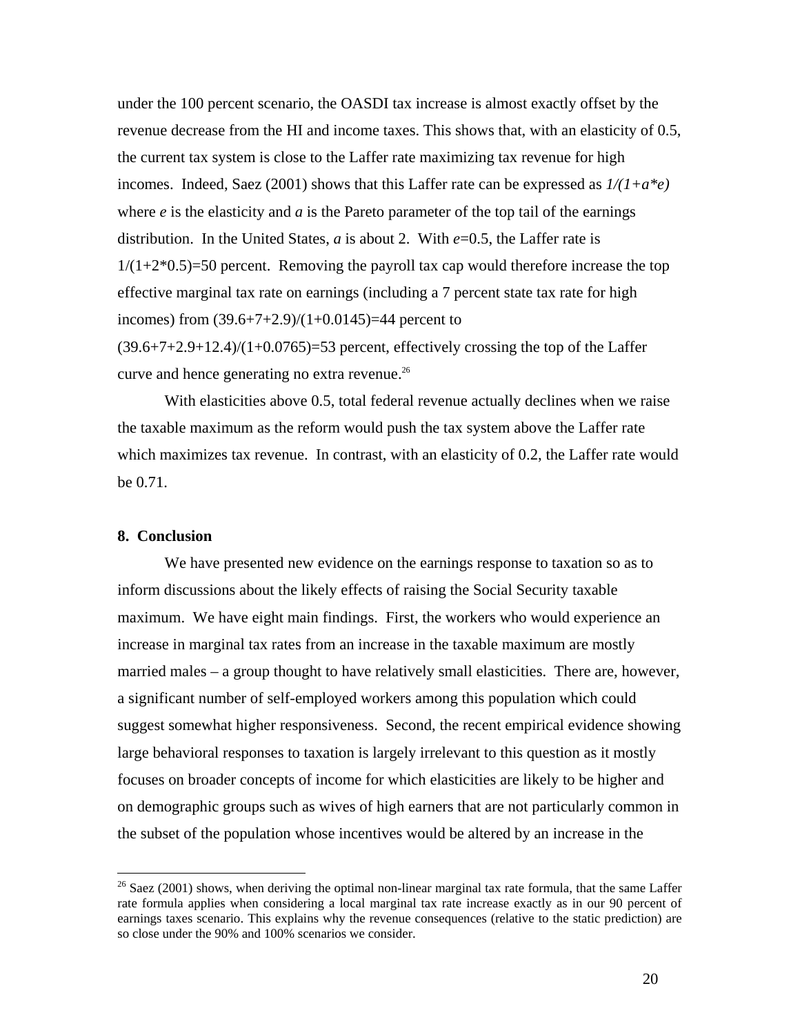under the 100 percent scenario, the OASDI tax increase is almost exactly offset by the revenue decrease from the HI and income taxes. This shows that, with an elasticity of 0.5, the current tax system is close to the Laffer rate maximizing tax revenue for high incomes. Indeed, Saez (2001) shows that this Laffer rate can be expressed as $1/(1+a*e)$ where $e$ is the elasticity and $a$ is the Pareto parameter of the top tail of the earnings distribution. In the United States, $a$ is about 2. With $e$=0.5, the Laffer rate is 1/(1+2*0.5)=50 percent. Removing the payroll tax cap would therefore increase the top effective marginal tax rate on earnings (including a 7 percent state tax rate for high incomes) from (39.6+7+2.9)/(1+0.0145)=44 percent to (39.6+7+2.9+12.4)/(1+0.0765)=53 percent, effectively crossing the top of the Laffer curve and hence generating no extra revenue.[26]

With elasticities above 0.5, total federal revenue actually declines when we raise the taxable maximum as the reform would push the tax system above the Laffer rate which maximizes tax revenue. In contrast, with an elasticity of 0.2, the Laffer rate would be 0.71.

## 8. Conclusion

We have presented new evidence on the earnings response to taxation so as to inform discussions about the likely effects of raising the Social Security taxable maximum. We have eight main findings. First, the workers who would experience an increase in marginal tax rates from an increase in the taxable maximum are mostly married males – a group thought to have relatively small elasticities. There are, however, a significant number of self-employed workers among this population which could suggest somewhat higher responsiveness. Second, the recent empirical evidence showing large behavioral responses to taxation is largely irrelevant to this question as it mostly focuses on broader concepts of income for which elasticities are likely to be higher and on demographic groups such as wives of high earners that are not particularly common in the subset of the population whose incentives would be altered by an increase in the

[26] Saez (2001) shows, when deriving the optimal non-linear marginal tax rate formula, that the same Laffer rate formula applies when considering a local marginal tax rate increase exactly as in our 90 percent of earnings taxes scenario. This explains why the revenue consequences (relative to the static prediction) are so close under the 90% and 100% scenarios we consider.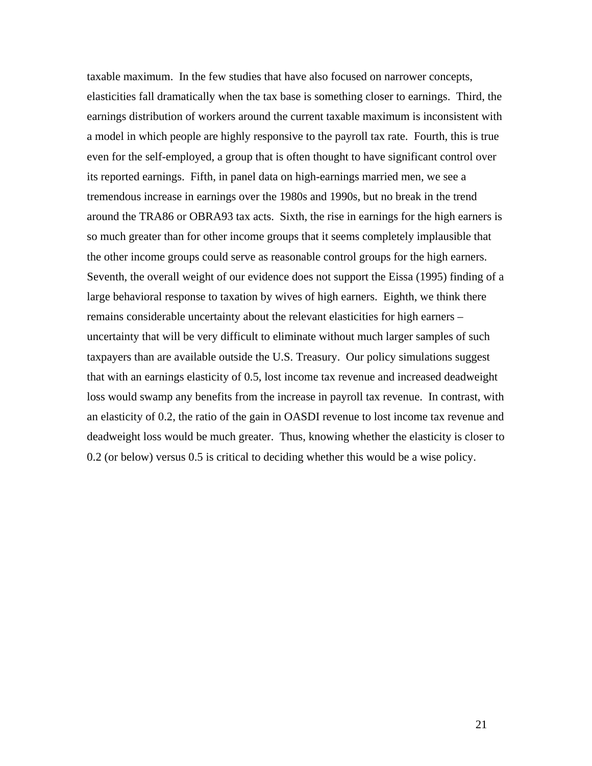taxable maximum. In the few studies that have also focused on narrower concepts, elasticities fall dramatically when the tax base is something closer to earnings. Third, the earnings distribution of workers around the current taxable maximum is inconsistent with a model in which people are highly responsive to the payroll tax rate. Fourth, this is true even for the self-employed, a group that is often thought to have significant control over its reported earnings. Fifth, in panel data on high-earnings married men, we see a tremendous increase in earnings over the 1980s and 1990s, but no break in the trend around the TRA86 or OBRA93 tax acts. Sixth, the rise in earnings for the high earners is so much greater than for other income groups that it seems completely implausible that the other income groups could serve as reasonable control groups for the high earners. Seventh, the overall weight of our evidence does not support the Eissa (1995) finding of a large behavioral response to taxation by wives of high earners. Eighth, we think there remains considerable uncertainty about the relevant elasticities for high earners – uncertainty that will be very difficult to eliminate without much larger samples of such taxpayers than are available outside the U.S. Treasury. Our policy simulations suggest that with an earnings elasticity of 0.5, lost income tax revenue and increased deadweight loss would swamp any benefits from the increase in payroll tax revenue. In contrast, with an elasticity of 0.2, the ratio of the gain in OASDI revenue to lost income tax revenue and deadweight loss would be much greater. Thus, knowing whether the elasticity is closer to 0.2 (or below) versus 0.5 is critical to deciding whether this would be a wise policy.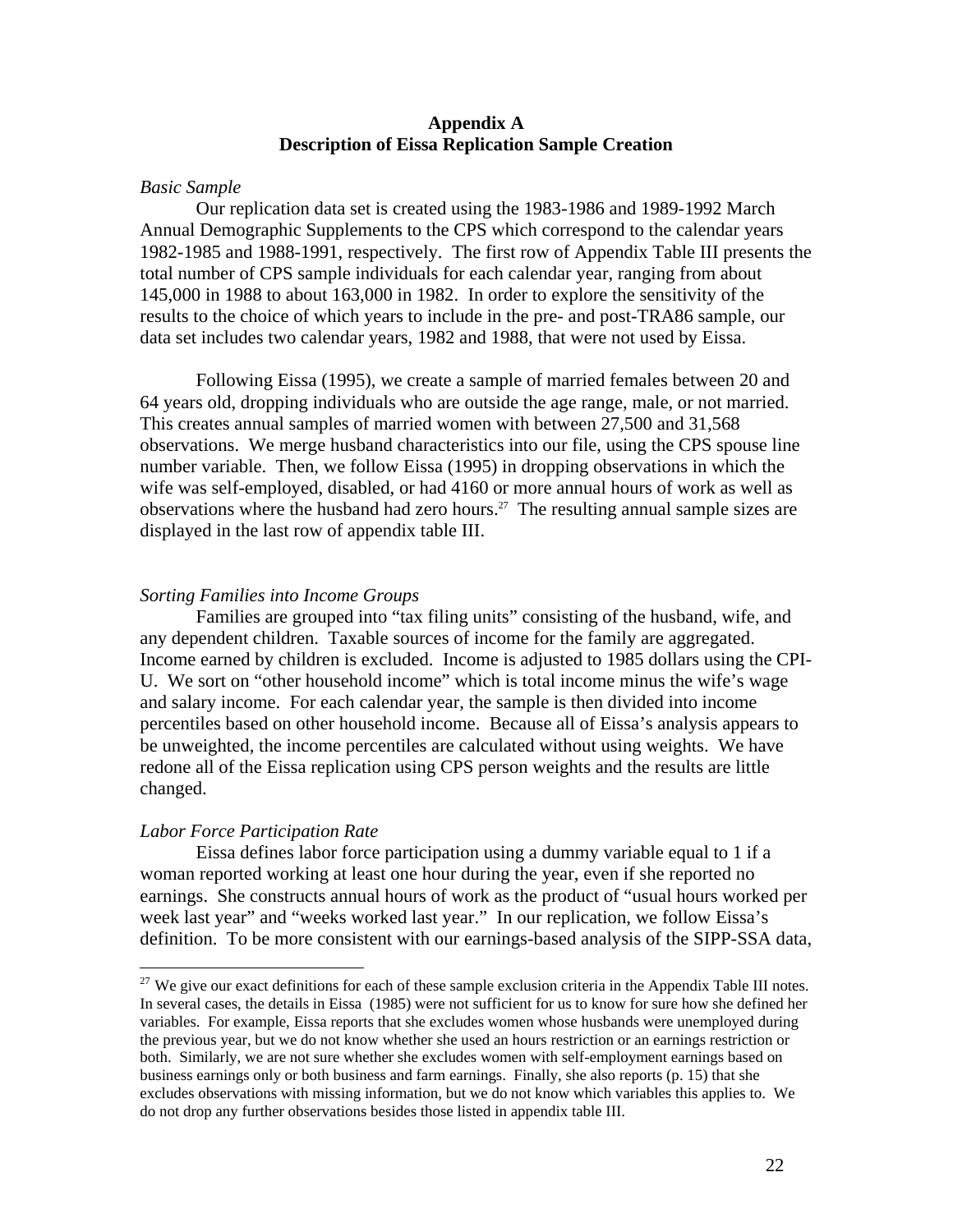## Appendix A
## Description of Eissa Replication Sample Creation

*Basic Sample*

Our replication data set is created using the 1983-1986 and 1989-1992 March Annual Demographic Supplements to the CPS which correspond to the calendar years 1982-1985 and 1988-1991, respectively. The first row of Appendix Table III presents the total number of CPS sample individuals for each calendar year, ranging from about 145,000 in 1988 to about 163,000 in 1982. In order to explore the sensitivity of the results to the choice of which years to include in the pre- and post-TRA86 sample, our data set includes two calendar years, 1982 and 1988, that were not used by Eissa.

Following Eissa (1995), we create a sample of married females between 20 and 64 years old, dropping individuals who are outside the age range, male, or not married. This creates annual samples of married women with between 27,500 and 31,568 observations. We merge husband characteristics into our file, using the CPS spouse line number variable. Then, we follow Eissa (1995) in dropping observations in which the wife was self-employed, disabled, or had 4160 or more annual hours of work as well as observations where the husband had zero hours.[27] The resulting annual sample sizes are displayed in the last row of appendix table III.

*Sorting Families into Income Groups*

Families are grouped into "tax filing units" consisting of the husband, wife, and any dependent children. Taxable sources of income for the family are aggregated. Income earned by children is excluded. Income is adjusted to 1985 dollars using the CPI-U. We sort on "other household income" which is total income minus the wife's wage and salary income. For each calendar year, the sample is then divided into income percentiles based on other household income. Because all of Eissa's analysis appears to be unweighted, the income percentiles are calculated without using weights. We have redone all of the Eissa replication using CPS person weights and the results are little changed.

*Labor Force Participation Rate*

Eissa defines labor force participation using a dummy variable equal to 1 if a woman reported working at least one hour during the year, even if she reported no earnings. She constructs annual hours of work as the product of "usual hours worked per week last year" and "weeks worked last year." In our replication, we follow Eissa's definition. To be more consistent with our earnings-based analysis of the SIPP-SSA data,

[27] We give our exact definitions for each of these sample exclusion criteria in the Appendix Table III notes. In several cases, the details in Eissa (1985) were not sufficient for us to know for sure how she defined her variables. For example, Eissa reports that she excludes women whose husbands were unemployed during the previous year, but we do not know whether she used an hours restriction or an earnings restriction or both. Similarly, we are not sure whether she excludes women with self-employment earnings based on business earnings only or both business and farm earnings. Finally, she also reports (p. 15) that she excludes observations with missing information, but we do not know which variables this applies to. We do not drop any further observations besides those listed in appendix table III.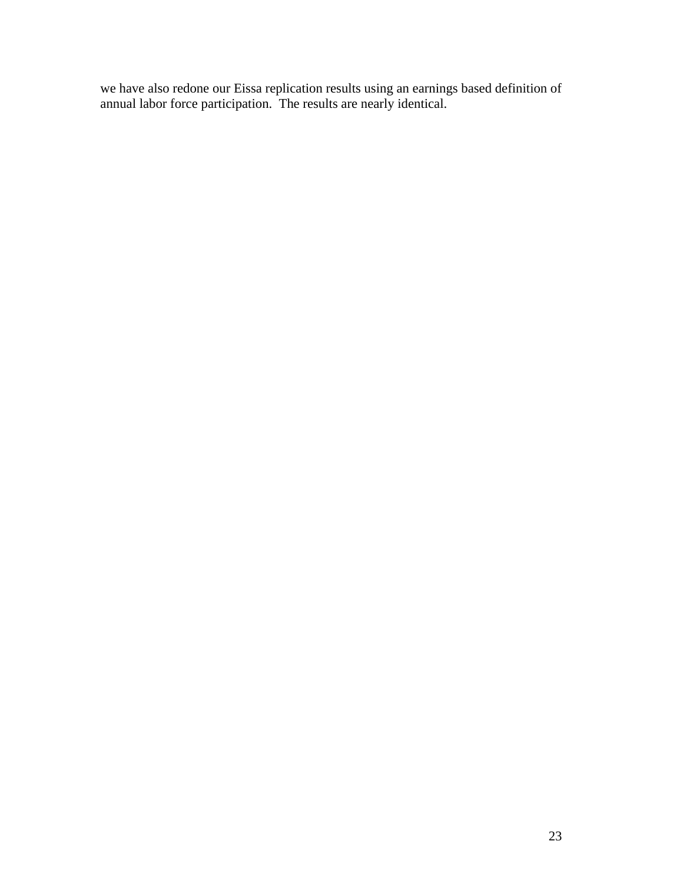we have also redone our Eissa replication results using an earnings based definition of annual labor force participation. The results are nearly identical.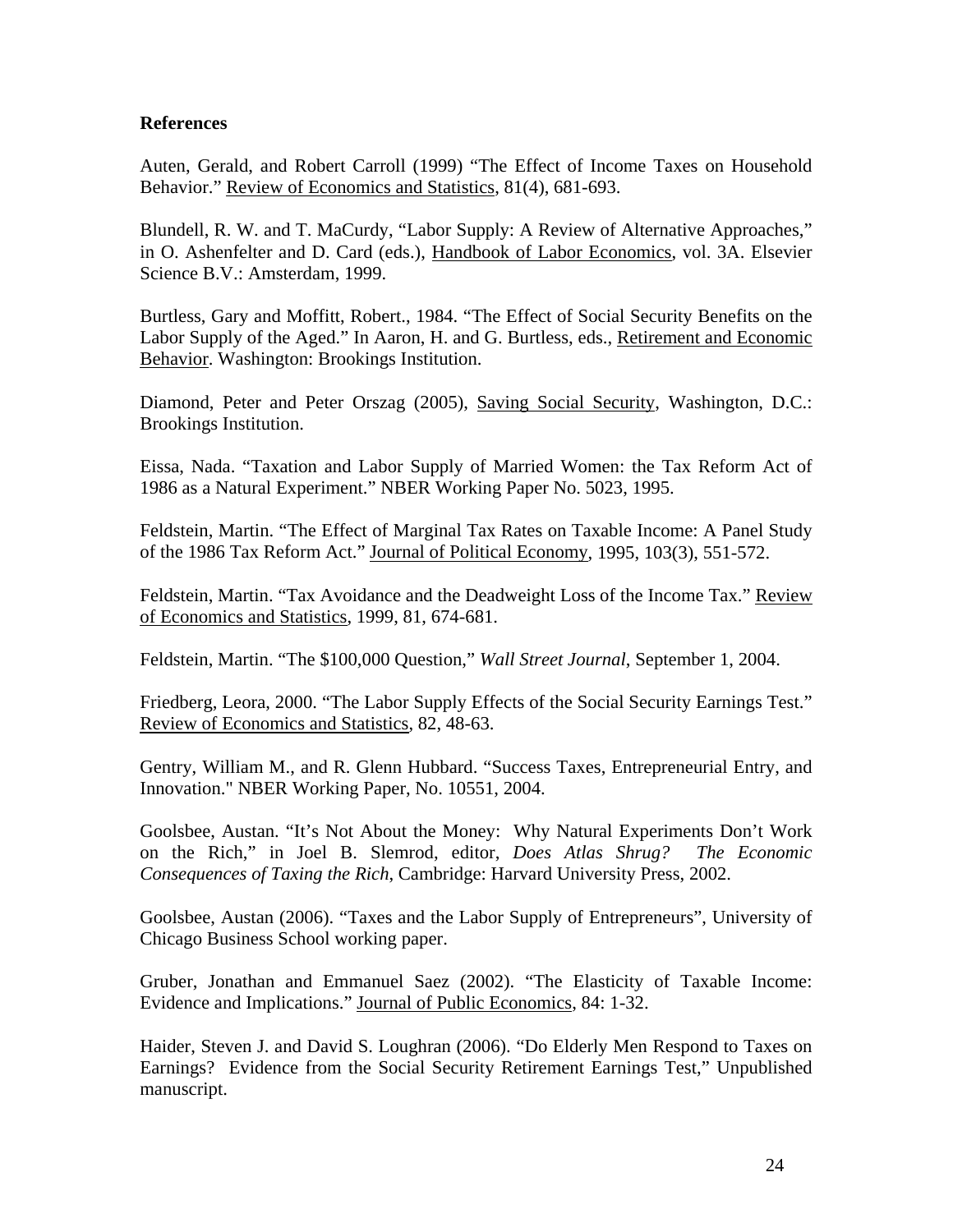**References**

Auten, Gerald, and Robert Carroll (1999) "The Effect of Income Taxes on Household Behavior." Review of Economics and Statistics, 81(4), 681-693.

Blundell, R. W. and T. MaCurdy, "Labor Supply: A Review of Alternative Approaches," in O. Ashenfelter and D. Card (eds.), Handbook of Labor Economics, vol. 3A. Elsevier Science B.V.: Amsterdam, 1999.

Burtless, Gary and Moffitt, Robert., 1984. "The Effect of Social Security Benefits on the Labor Supply of the Aged." In Aaron, H. and G. Burtless, eds., Retirement and Economic Behavior. Washington: Brookings Institution.

Diamond, Peter and Peter Orszag (2005), Saving Social Security, Washington, D.C.: Brookings Institution.

Eissa, Nada. "Taxation and Labor Supply of Married Women: the Tax Reform Act of 1986 as a Natural Experiment." NBER Working Paper No. 5023, 1995.

Feldstein, Martin. "The Effect of Marginal Tax Rates on Taxable Income: A Panel Study of the 1986 Tax Reform Act." Journal of Political Economy, 1995, 103(3), 551-572.

Feldstein, Martin. "Tax Avoidance and the Deadweight Loss of the Income Tax." Review of Economics and Statistics, 1999, 81, 674-681.

Feldstein, Martin. "The $100,000 Question," *Wall Street Journal*, September 1, 2004.

Friedberg, Leora, 2000. "The Labor Supply Effects of the Social Security Earnings Test." Review of Economics and Statistics, 82, 48-63.

Gentry, William M., and R. Glenn Hubbard. "Success Taxes, Entrepreneurial Entry, and Innovation." NBER Working Paper, No. 10551, 2004.

Goolsbee, Austan. "It's Not About the Money: Why Natural Experiments Don't Work on the Rich," in Joel B. Slemrod, editor, *Does Atlas Shrug? The Economic Consequences of Taxing the Rich*, Cambridge: Harvard University Press, 2002.

Goolsbee, Austan (2006). "Taxes and the Labor Supply of Entrepreneurs", University of Chicago Business School working paper.

Gruber, Jonathan and Emmanuel Saez (2002). "The Elasticity of Taxable Income: Evidence and Implications." Journal of Public Economics, 84: 1-32.

Haider, Steven J. and David S. Loughran (2006). "Do Elderly Men Respond to Taxes on Earnings? Evidence from the Social Security Retirement Earnings Test," Unpublished manuscript.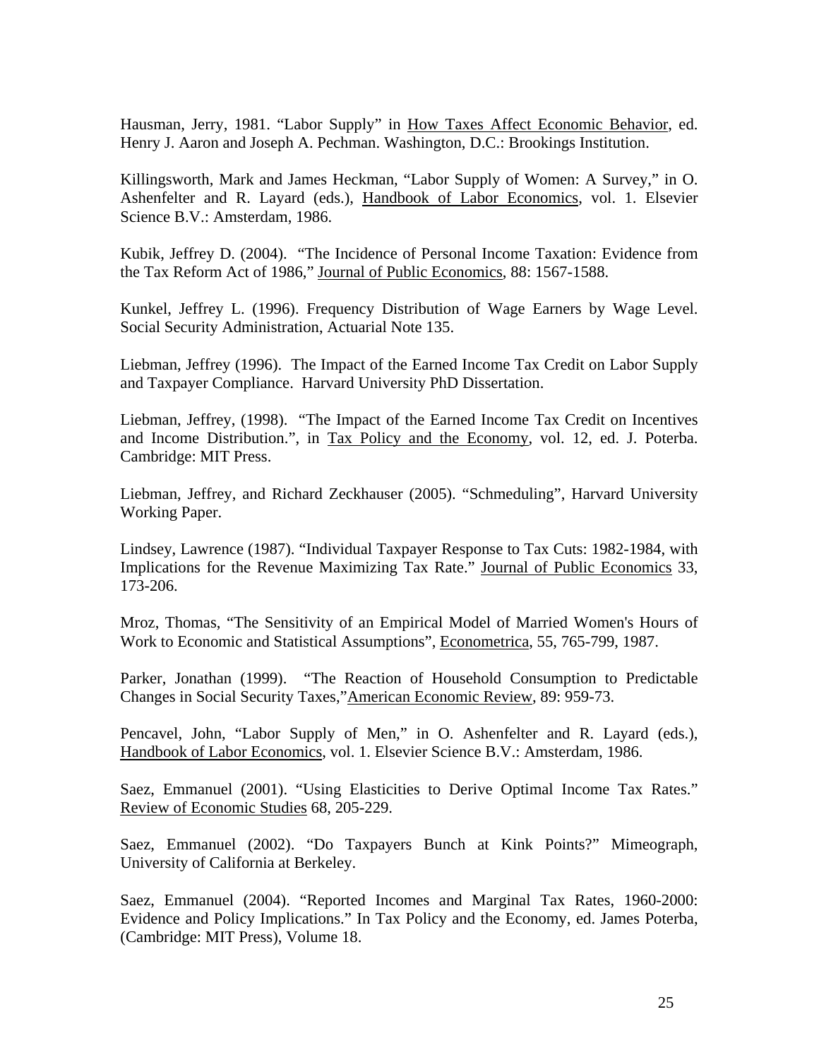Hausman, Jerry, 1981. “Labor Supply” in How Taxes Affect Economic Behavior, ed. Henry J. Aaron and Joseph A. Pechman. Washington, D.C.: Brookings Institution.

Killingsworth, Mark and James Heckman, “Labor Supply of Women: A Survey,” in O. Ashenfelter and R. Layard (eds.), Handbook of Labor Economics, vol. 1. Elsevier Science B.V.: Amsterdam, 1986.

Kubik, Jeffrey D. (2004). “The Incidence of Personal Income Taxation: Evidence from the Tax Reform Act of 1986,” Journal of Public Economics, 88: 1567-1588.

Kunkel, Jeffrey L. (1996). Frequency Distribution of Wage Earners by Wage Level. Social Security Administration, Actuarial Note 135.

Liebman, Jeffrey (1996). The Impact of the Earned Income Tax Credit on Labor Supply and Taxpayer Compliance. Harvard University PhD Dissertation.

Liebman, Jeffrey, (1998). “The Impact of the Earned Income Tax Credit on Incentives and Income Distribution.”, in Tax Policy and the Economy, vol. 12, ed. J. Poterba. Cambridge: MIT Press.

Liebman, Jeffrey, and Richard Zeckhauser (2005). “Schmeduling”, Harvard University Working Paper.

Lindsey, Lawrence (1987). “Individual Taxpayer Response to Tax Cuts: 1982-1984, with Implications for the Revenue Maximizing Tax Rate.” Journal of Public Economics 33, 173-206.

Mroz, Thomas, “The Sensitivity of an Empirical Model of Married Women's Hours of Work to Economic and Statistical Assumptions”, Econometrica, 55, 765-799, 1987.

Parker, Jonathan (1999). “The Reaction of Household Consumption to Predictable Changes in Social Security Taxes,”American Economic Review, 89: 959-73.

Pencavel, John, “Labor Supply of Men,” in O. Ashenfelter and R. Layard (eds.), Handbook of Labor Economics, vol. 1. Elsevier Science B.V.: Amsterdam, 1986.

Saez, Emmanuel (2001). “Using Elasticities to Derive Optimal Income Tax Rates.” Review of Economic Studies 68, 205-229.

Saez, Emmanuel (2002). “Do Taxpayers Bunch at Kink Points?” Mimeograph, University of California at Berkeley.

Saez, Emmanuel (2004). “Reported Incomes and Marginal Tax Rates, 1960-2000: Evidence and Policy Implications.” In Tax Policy and the Economy, ed. James Poterba, (Cambridge: MIT Press), Volume 18.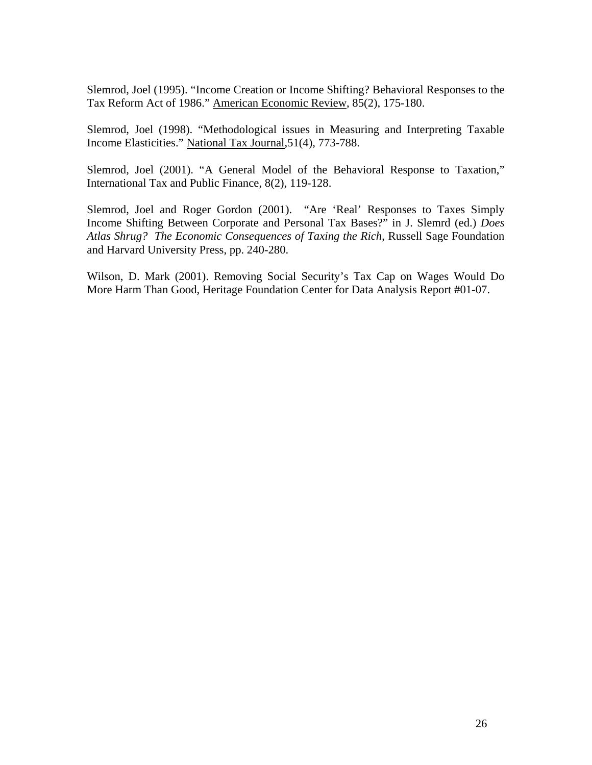Slemrod, Joel (1995). "Income Creation or Income Shifting? Behavioral Responses to the Tax Reform Act of 1986." American Economic Review, 85(2), 175-180.

Slemrod, Joel (1998). "Methodological issues in Measuring and Interpreting Taxable Income Elasticities." National Tax Journal,51(4), 773-788.

Slemrod, Joel (2001). "A General Model of the Behavioral Response to Taxation," International Tax and Public Finance, 8(2), 119-128.

Slemrod, Joel and Roger Gordon (2001). "Are 'Real' Responses to Taxes Simply Income Shifting Between Corporate and Personal Tax Bases?" in J. Slemrd (ed.) *Does Atlas Shrug? The Economic Consequences of Taxing the Rich*, Russell Sage Foundation and Harvard University Press, pp. 240-280.

Wilson, D. Mark (2001). Removing Social Security's Tax Cap on Wages Would Do More Harm Than Good, Heritage Foundation Center for Data Analysis Report #01-07.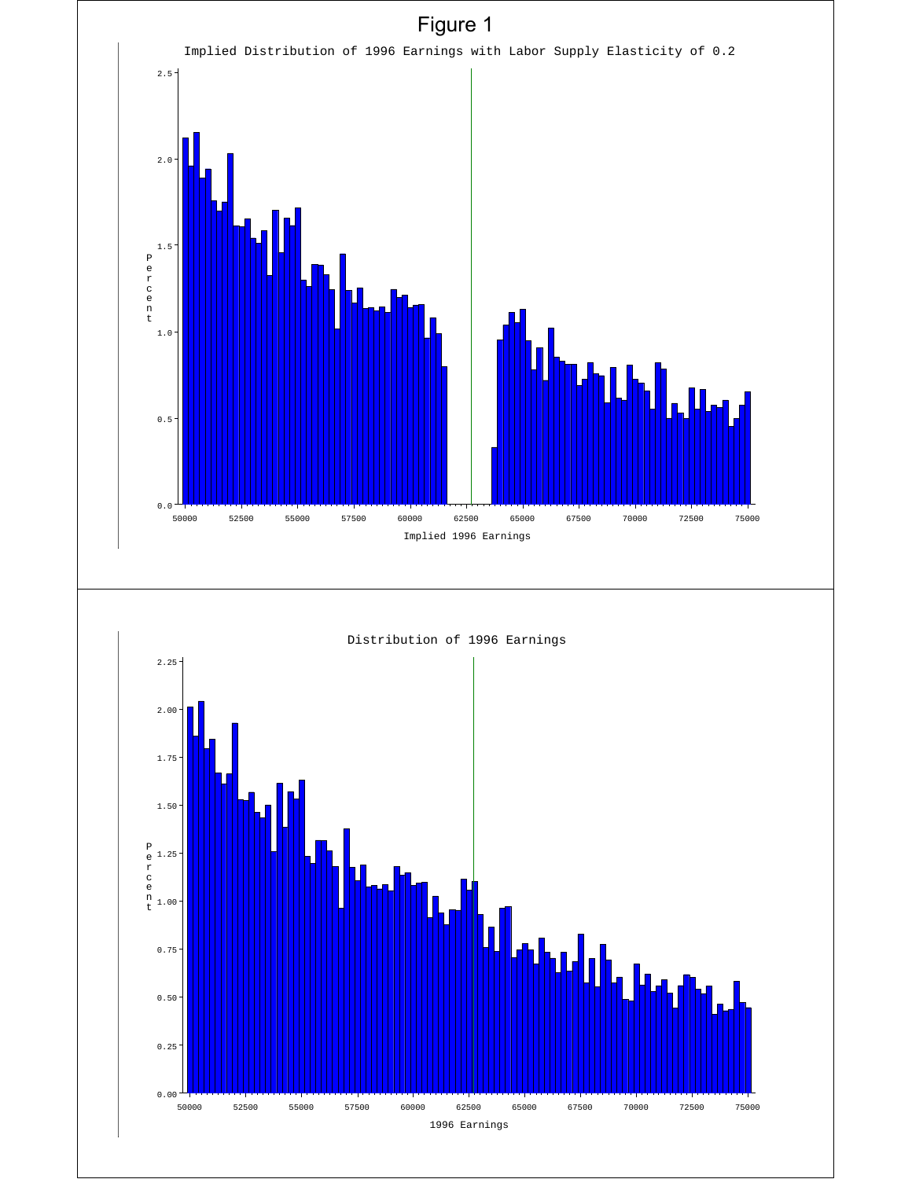# Figure 1

Implied Distribution of 1996 Earnings with Labor Supply Elasticity of 0.2

Distribution of 1996 Earnings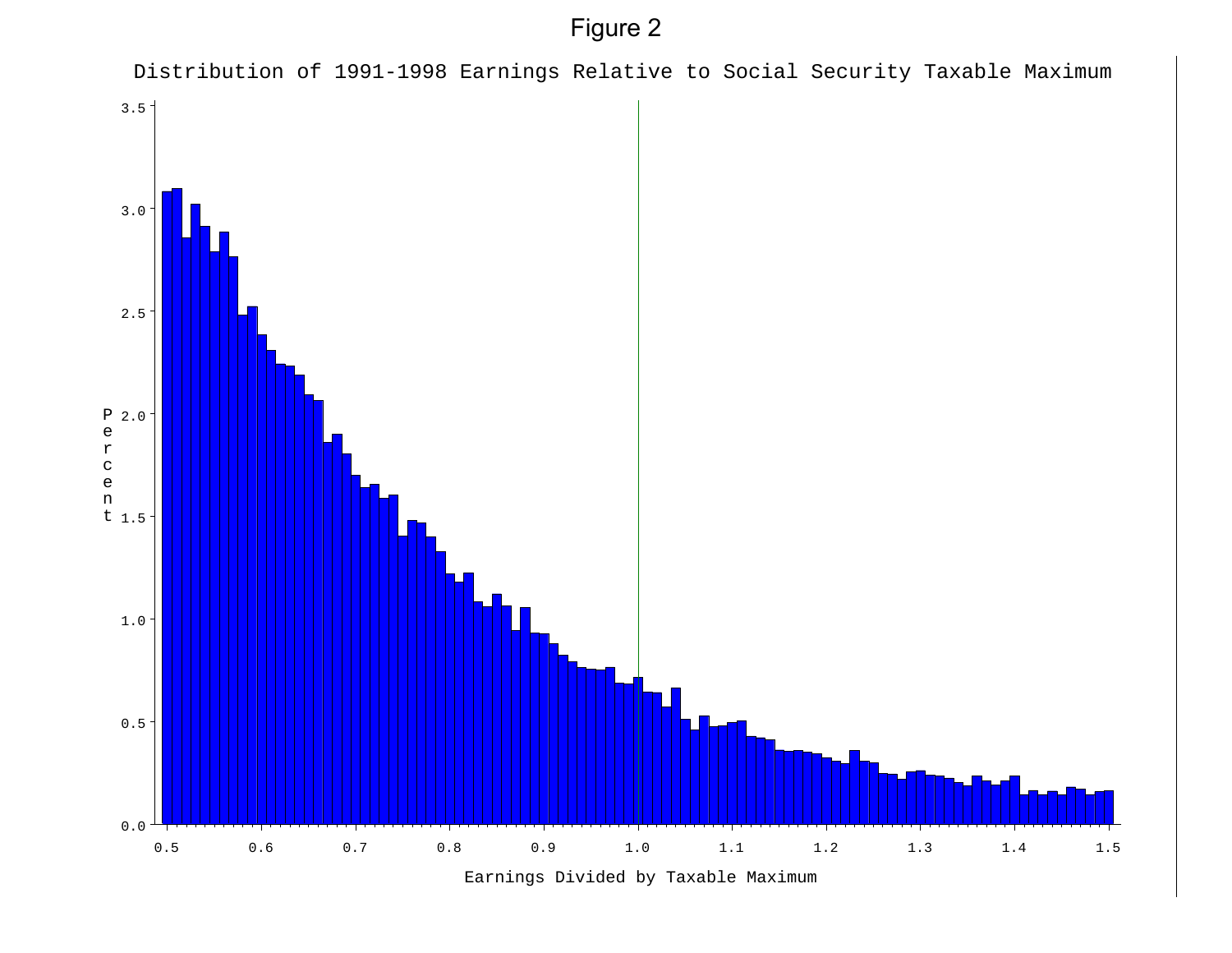Figure 2

Distribution of 1991-1998 Earnings Relative to Social Security Taxable Maximum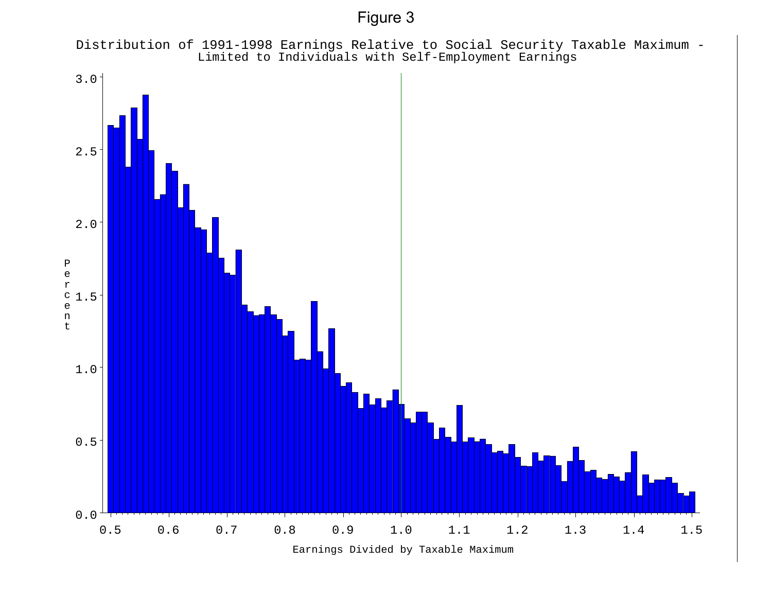Figure 3

Distribution of 1991-1998 Earnings Relative to Social Security Taxable Maximum - Limited to Individuals with Self-Employment Earnings

Percent

Earnings Divided by Taxable Maximum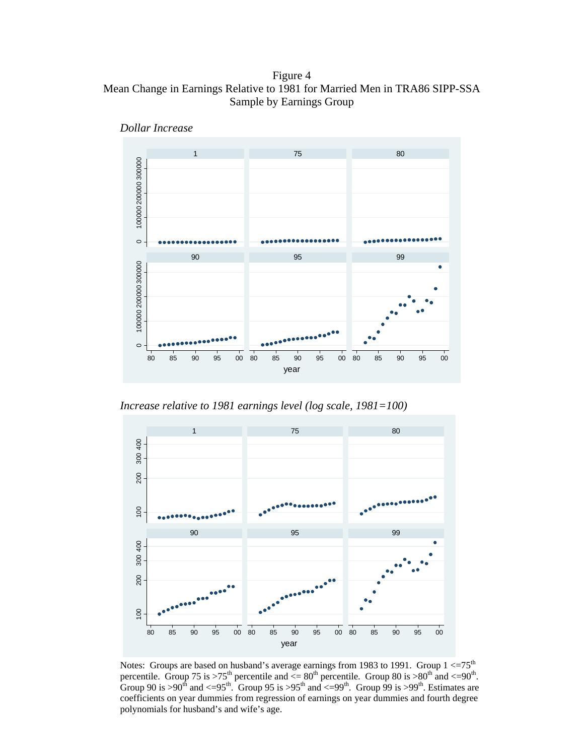Figure 4
Mean Change in Earnings Relative to 1981 for Married Men in TRA86 SIPP-SSA Sample by Earnings Group

*Dollar Increase*

*Increase relative to 1981 earnings level (log scale, 1981=100)*

Notes: Groups are based on husband's average earnings from 1983 to 1991. Group 1 <=75th percentile. Group 75 is >75th percentile and <= 80th percentile. Group 80 is >80th and <=90th. Group 90 is >90th and <=95th. Group 95 is >95th and <=99th. Group 99 is >99th. Estimates are coefficients on year dummies from regression of earnings on year dummies and fourth degree polynomials for husband's and wife's age.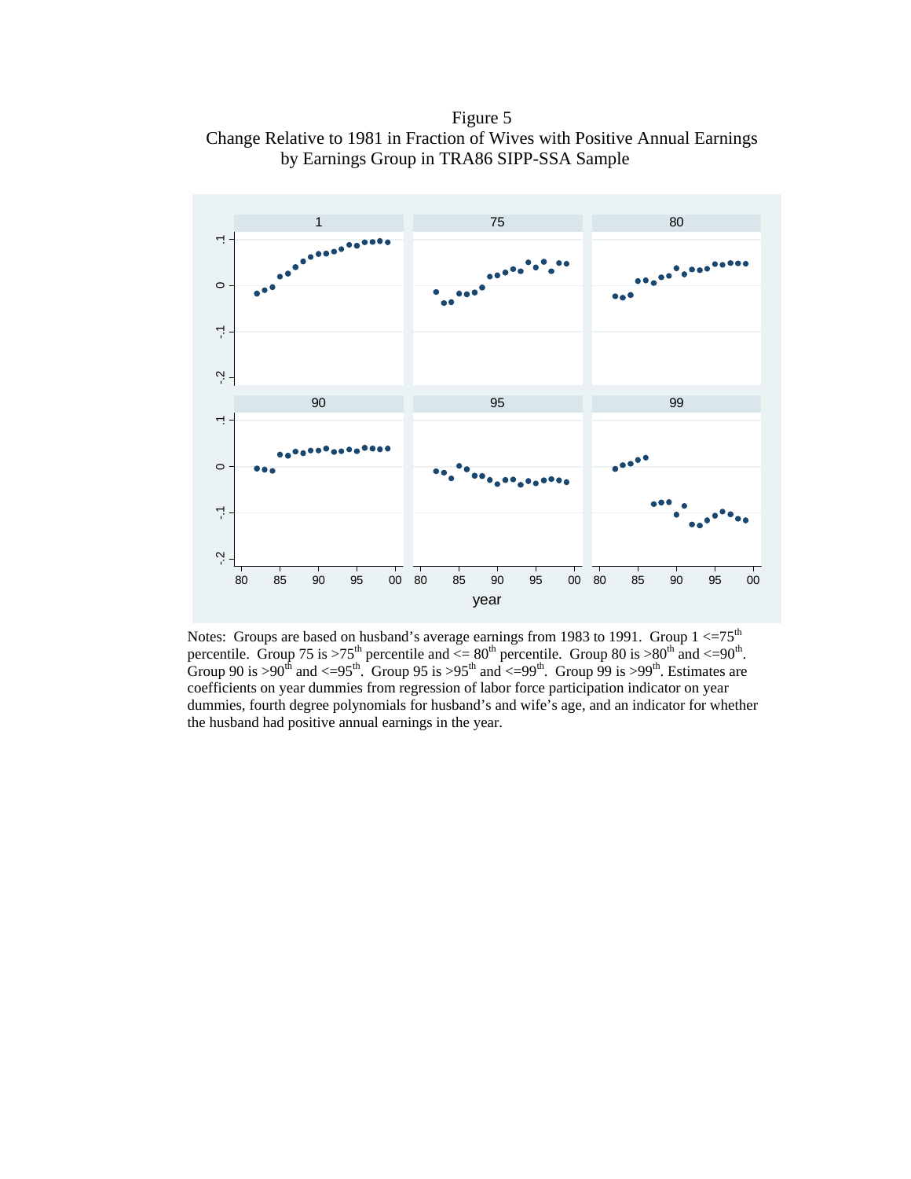Figure 5
Change Relative to 1981 in Fraction of Wives with Positive Annual Earnings by Earnings Group in TRA86 SIPP-SSA Sample

Notes: Groups are based on husband's average earnings from 1983 to 1991. Group 1 <=75th percentile. Group 75 is >75th percentile and <= 80th percentile. Group 80 is >80th and <=90th. Group 90 is >90th and <=95th. Group 95 is >95th and <=99th. Group 99 is >99th. Estimates are coefficients on year dummies from regression of labor force participation indicator on year dummies, fourth degree polynomials for husband's and wife's age, and an indicator for whether the husband had positive annual earnings in the year.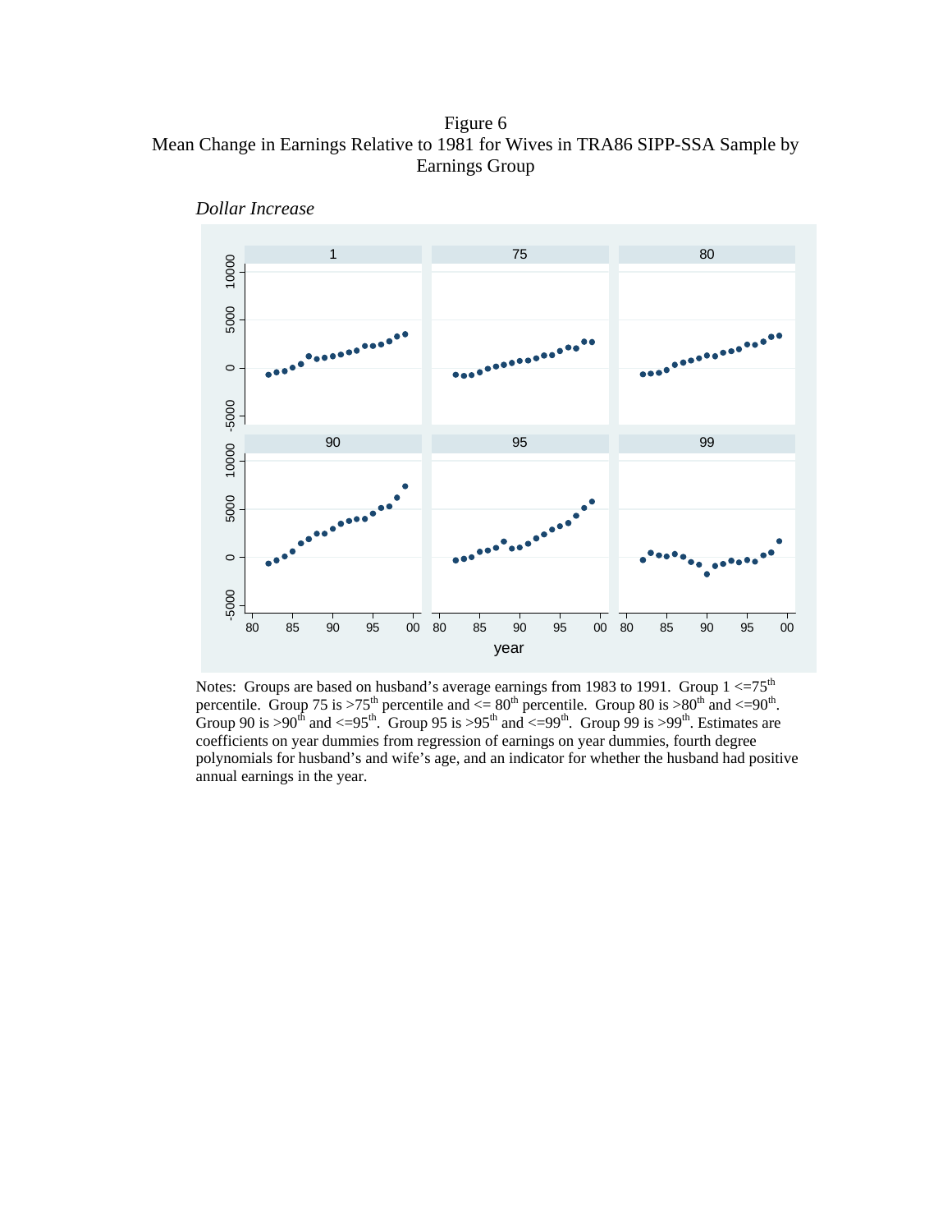Figure 6
Mean Change in Earnings Relative to 1981 for Wives in TRA86 SIPP-SSA Sample by Earnings Group

*Dollar Increase*

Notes: Groups are based on husband's average earnings from 1983 to 1991. Group 1 <=75th percentile. Group 75 is >75th percentile and <= 80th percentile. Group 80 is >80th and <=90th. Group 90 is >90th and <=95th. Group 95 is >95th and <=99th. Group 99 is >99th. Estimates are coefficients on year dummies from regression of earnings on year dummies, fourth degree polynomials for husband's and wife's age, and an indicator for whether the husband had positive annual earnings in the year.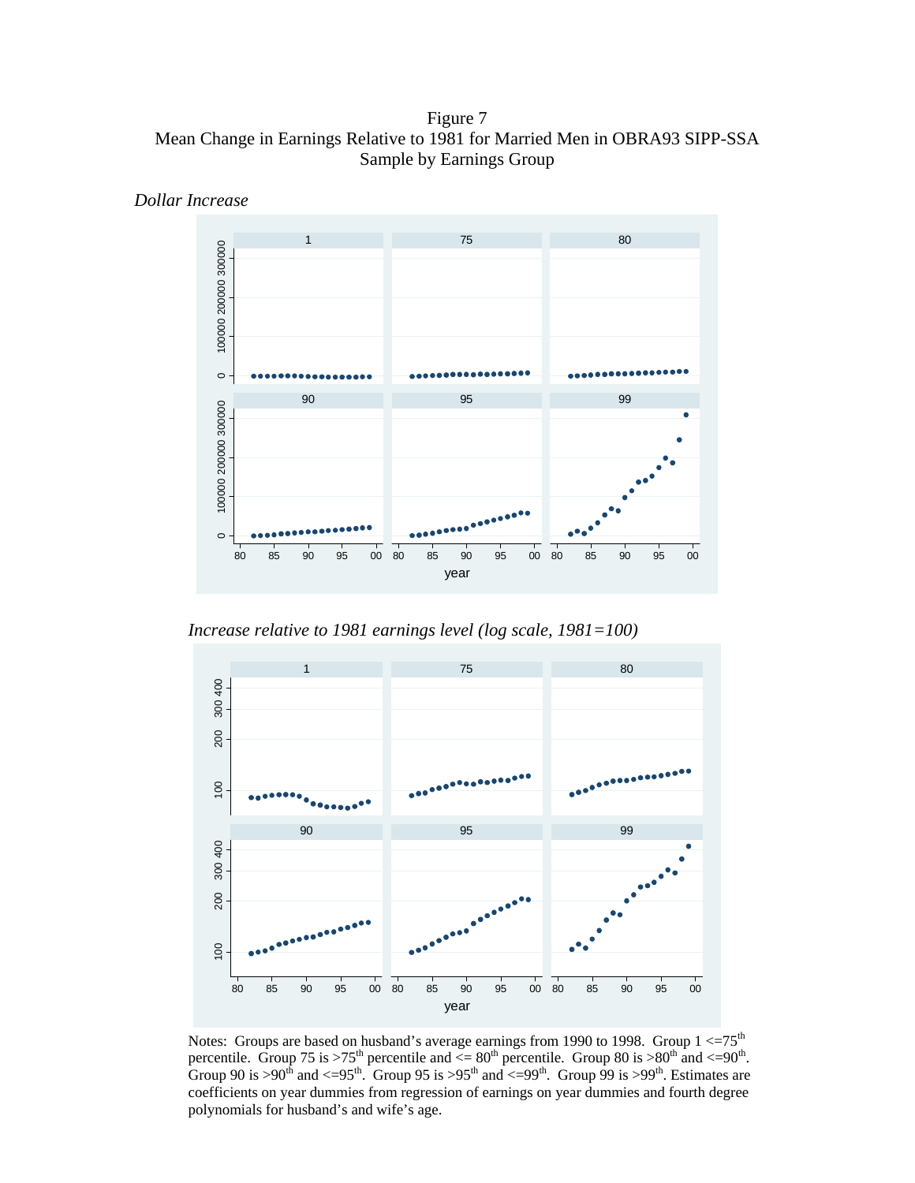Figure 7
Mean Change in Earnings Relative to 1981 for Married Men in OBRA93 SIPP-SSA Sample by Earnings Group

*Dollar Increase*

*Increase relative to 1981 earnings level (log scale, 1981=100)*

Notes: Groups are based on husband's average earnings from 1990 to 1998. Group 1 <=75th percentile. Group 75 is >75th percentile and <= 80th percentile. Group 80 is >80th and <=90th. Group 90 is >90th and <=95th. Group 95 is >95th and <=99th. Group 99 is >99th. Estimates are coefficients on year dummies from regression of earnings on year dummies and fourth degree polynomials for husband's and wife's age.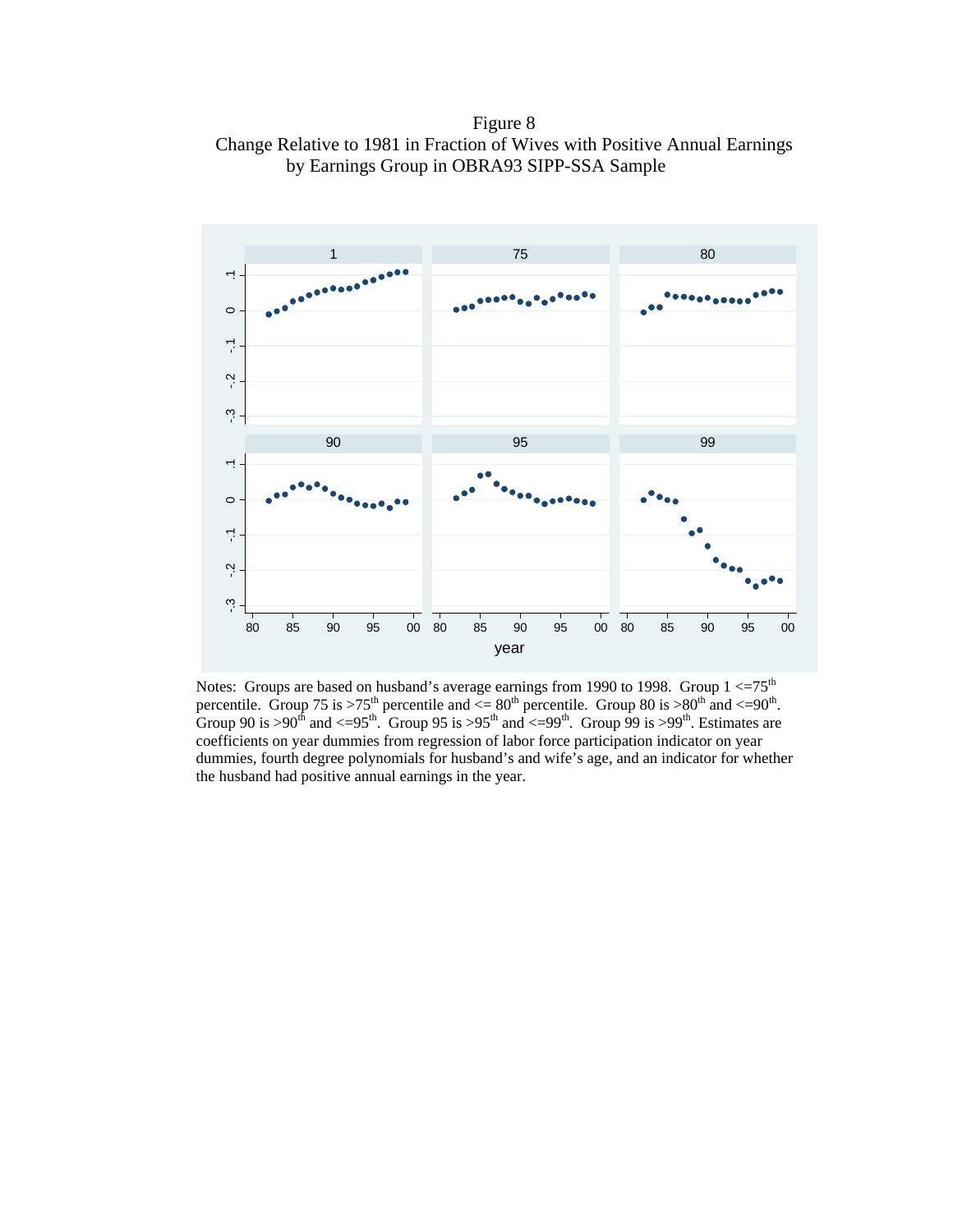Figure 8
Change Relative to 1981 in Fraction of Wives with Positive Annual Earnings by Earnings Group in OBRA93 SIPP-SSA Sample

Notes: Groups are based on husband's average earnings from 1990 to 1998. Group 1 <=75[th] percentile. Group 75 is >75[th] percentile and <= 80[th] percentile. Group 80 is >80[th] and <=90[th]. Group 90 is >90[th] and <=95[th]. Group 95 is >95[th] and <=99[th]. Group 99 is >99[th]. Estimates are coefficients on year dummies from regression of labor force participation indicator on year dummies, fourth degree polynomials for husband's and wife's age, and an indicator for whether the husband had positive annual earnings in the year.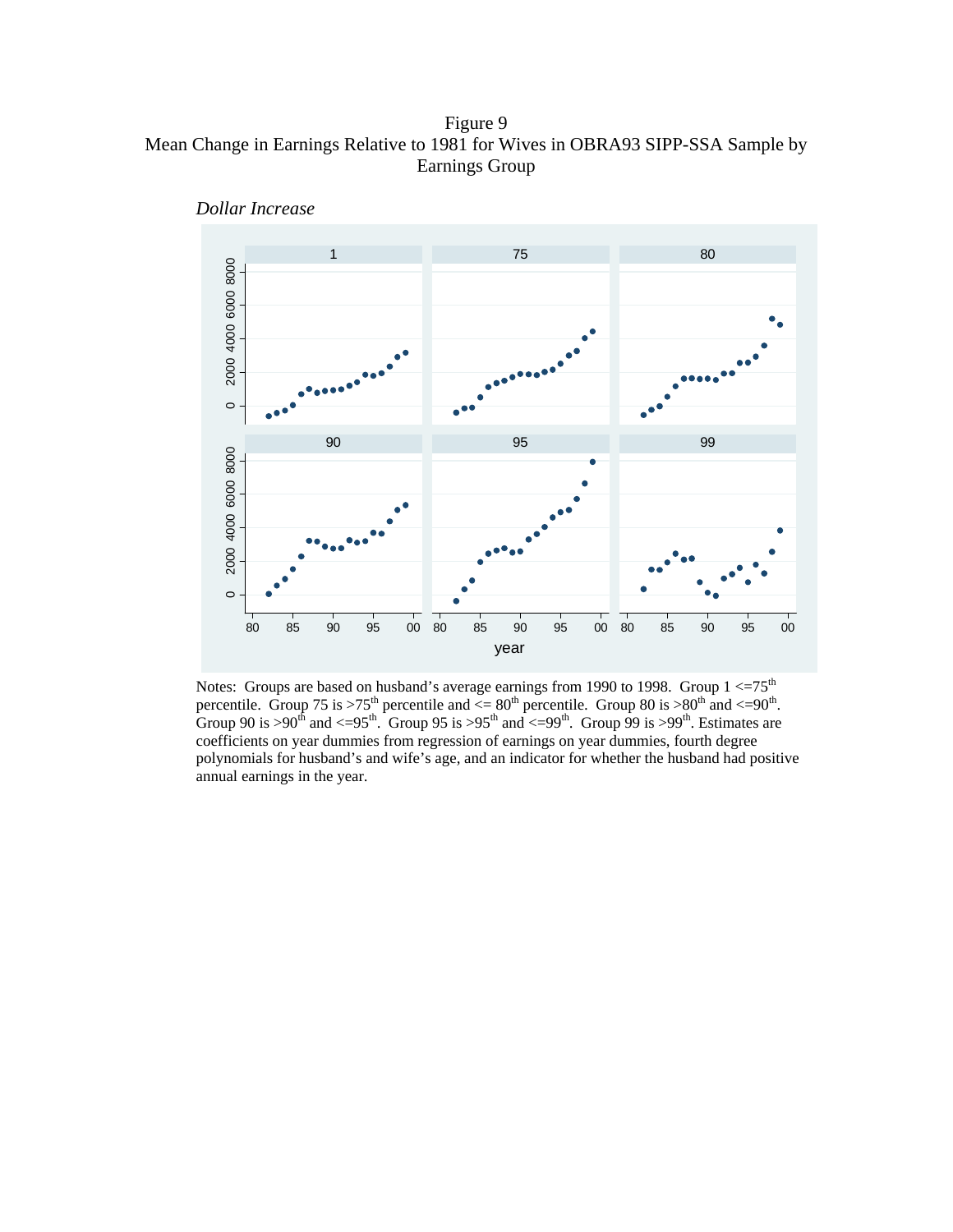Figure 9
Mean Change in Earnings Relative to 1981 for Wives in OBRA93 SIPP-SSA Sample by Earnings Group

*Dollar Increase*

Notes: Groups are based on husband's average earnings from 1990 to 1998. Group 1 <=75[th] percentile. Group 75 is >75[th] percentile and <= 80[th] percentile. Group 80 is >80[th] and <=90[th]. Group 90 is >90[th] and <=95[th]. Group 95 is >95[th] and <=99[th]. Group 99 is >99[th]. Estimates are coefficients on year dummies from regression of earnings on year dummies, fourth degree polynomials for husband's and wife's age, and an indicator for whether the husband had positive annual earnings in the year.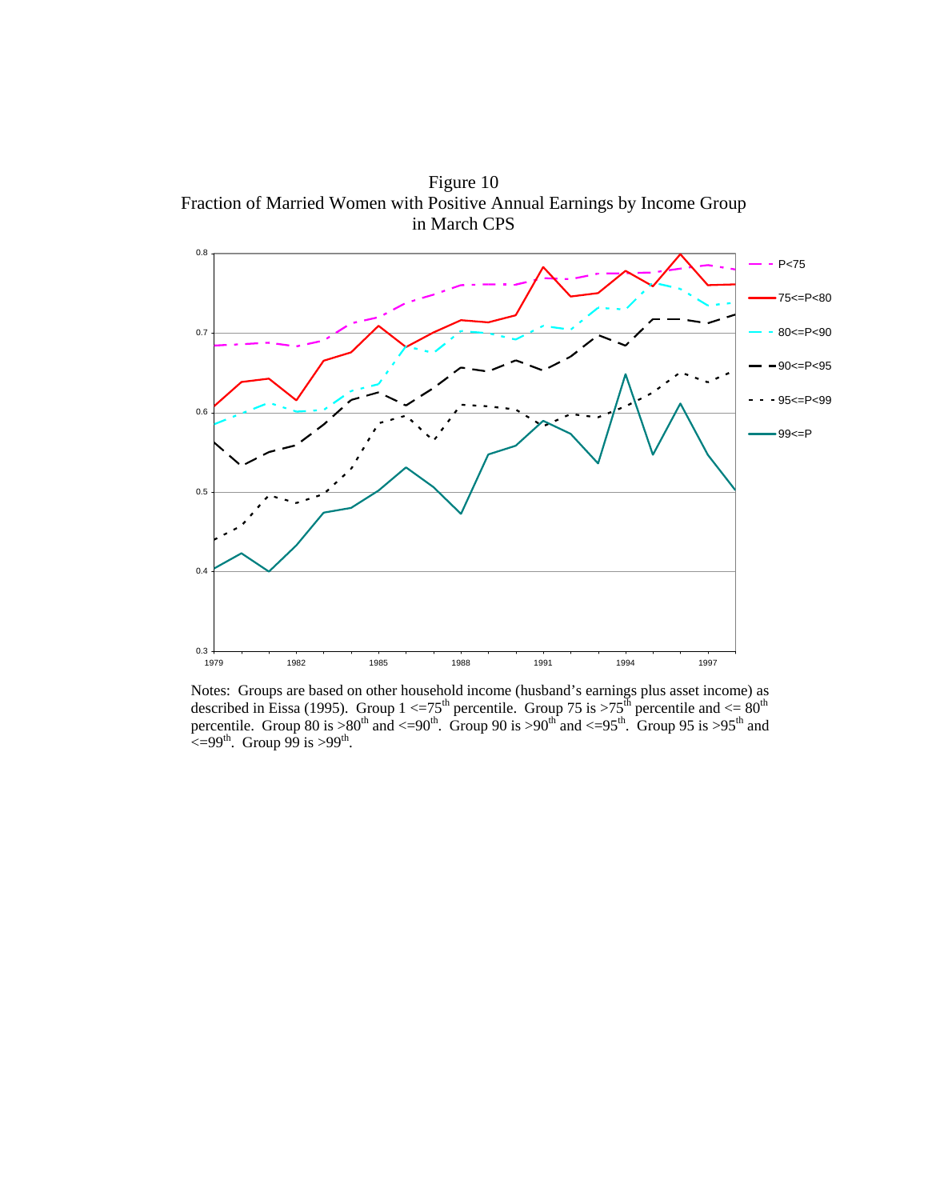Figure 10
Fraction of Married Women with Positive Annual Earnings by Income Group in March CPS

Notes: Groups are based on other household income (husband's earnings plus asset income) as described in Eissa (1995). Group 1 <=75[th] percentile. Group 75 is >75[th] percentile and <= 80[th] percentile. Group 80 is >80[th] and <=90[th]. Group 90 is >90[th] and <=95[th]. Group 95 is >95[th] and <=99[th]. Group 99 is >99[th].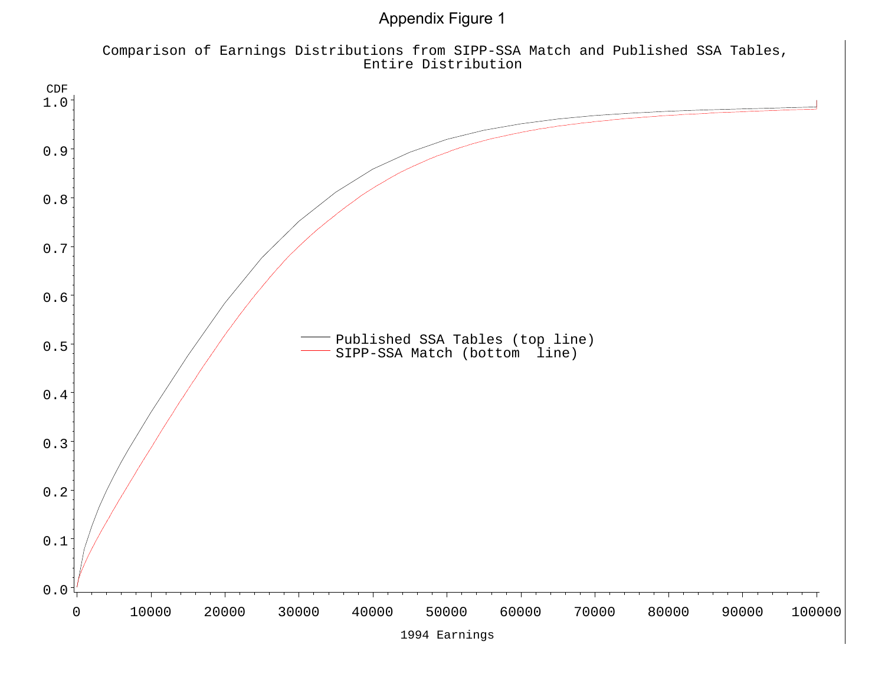Appendix Figure 1

Comparison of Earnings Distributions from SIPP-SSA Match and Published SSA Tables, Entire Distribution

CDF

Published SSA Tables (top line)
SIPP-SSA Match (bottom line)

1994 Earnings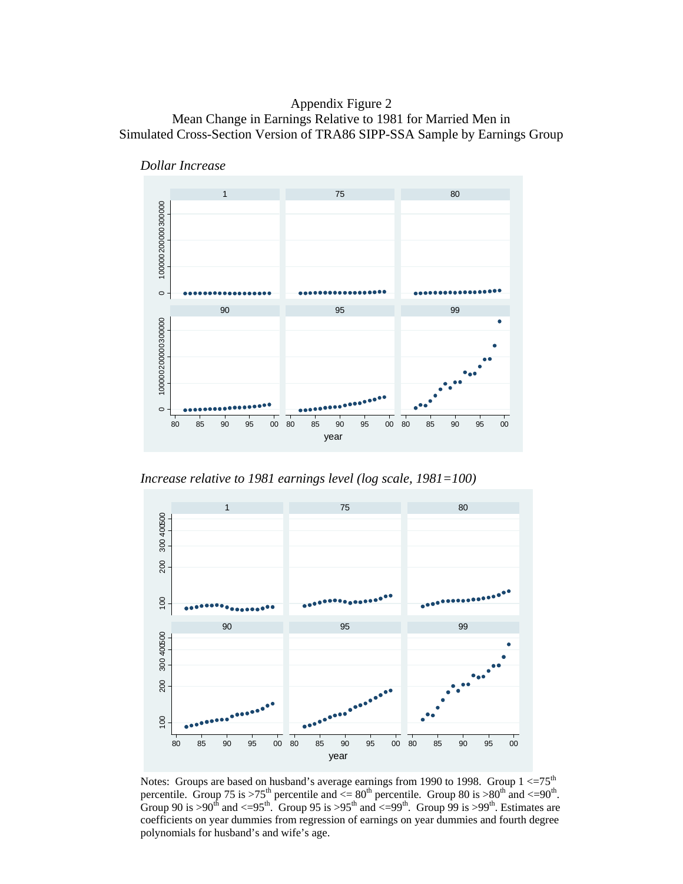Appendix Figure 2
Mean Change in Earnings Relative to 1981 for Married Men in
Simulated Cross-Section Version of TRA86 SIPP-SSA Sample by Earnings Group

*Dollar Increase*

*Increase relative to 1981 earnings level (log scale, 1981=100)*

Notes: Groups are based on husband's average earnings from 1990 to 1998. Group 1 <=75[th] percentile. Group 75 is >75[th] percentile and <= 80[th] percentile. Group 80 is >80[th] and <=90[th]. Group 90 is >90[th] and <=95[th]. Group 95 is >95[th] and <=99[th]. Group 99 is >99[th]. Estimates are coefficients on year dummies from regression of earnings on year dummies and fourth degree polynomials for husband's and wife's age.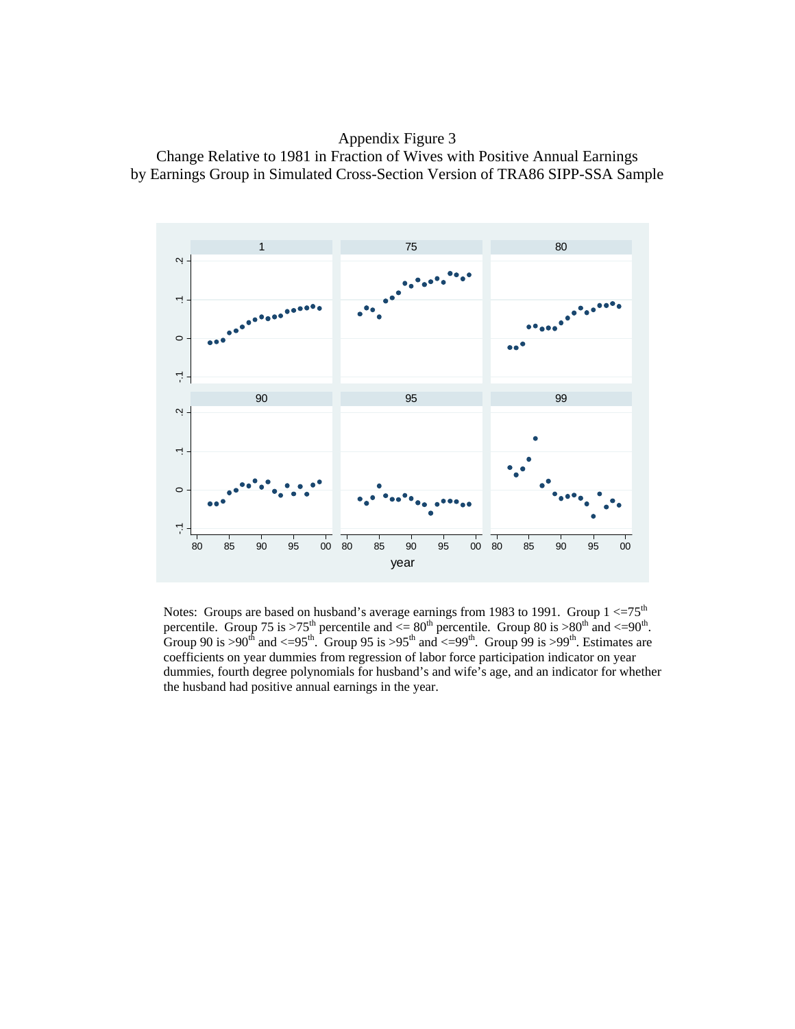Appendix Figure 3
Change Relative to 1981 in Fraction of Wives with Positive Annual Earnings
by Earnings Group in Simulated Cross-Section Version of TRA86 SIPP-SSA Sample

Notes: Groups are based on husband's average earnings from 1983 to 1991. Group 1 <=75th percentile. Group 75 is >75th percentile and <= 80th percentile. Group 80 is >80th and <=90th. Group 90 is >90th and <=95th. Group 95 is >95th and <=99th. Group 99 is >99th. Estimates are coefficients on year dummies from regression of labor force participation indicator on year dummies, fourth degree polynomials for husband's and wife's age, and an indicator for whether the husband had positive annual earnings in the year.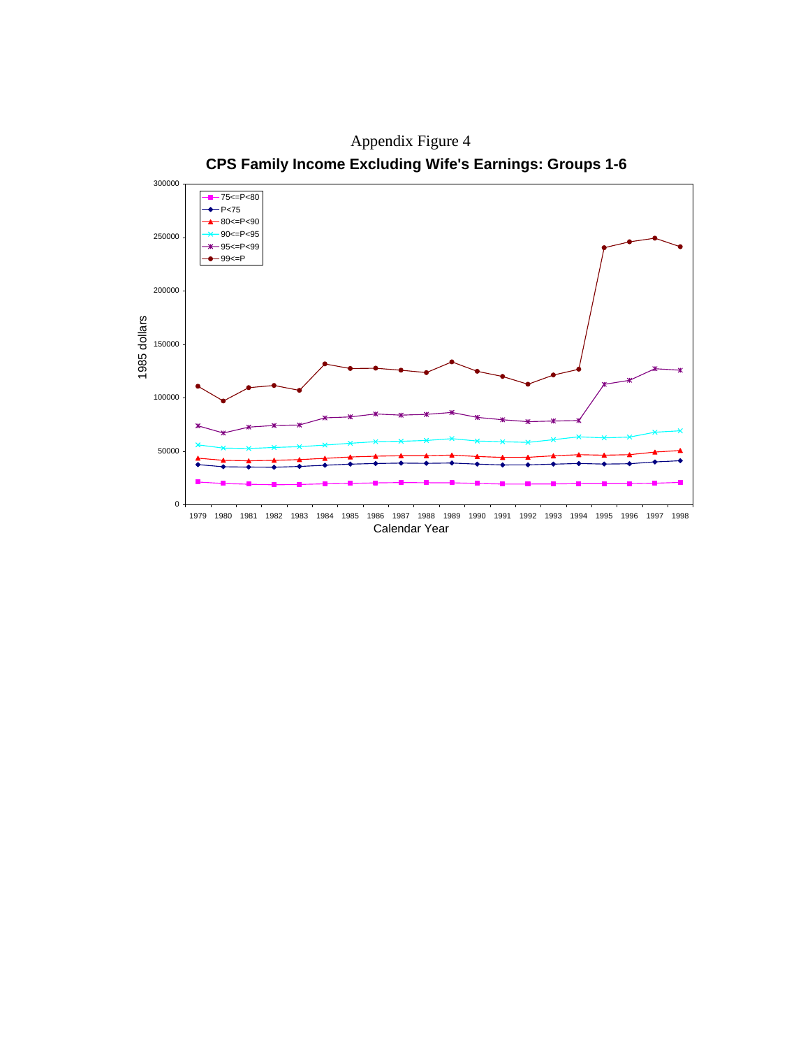Appendix Figure 4

**CPS Family Income Excluding Wife's Earnings: Groups 1-6**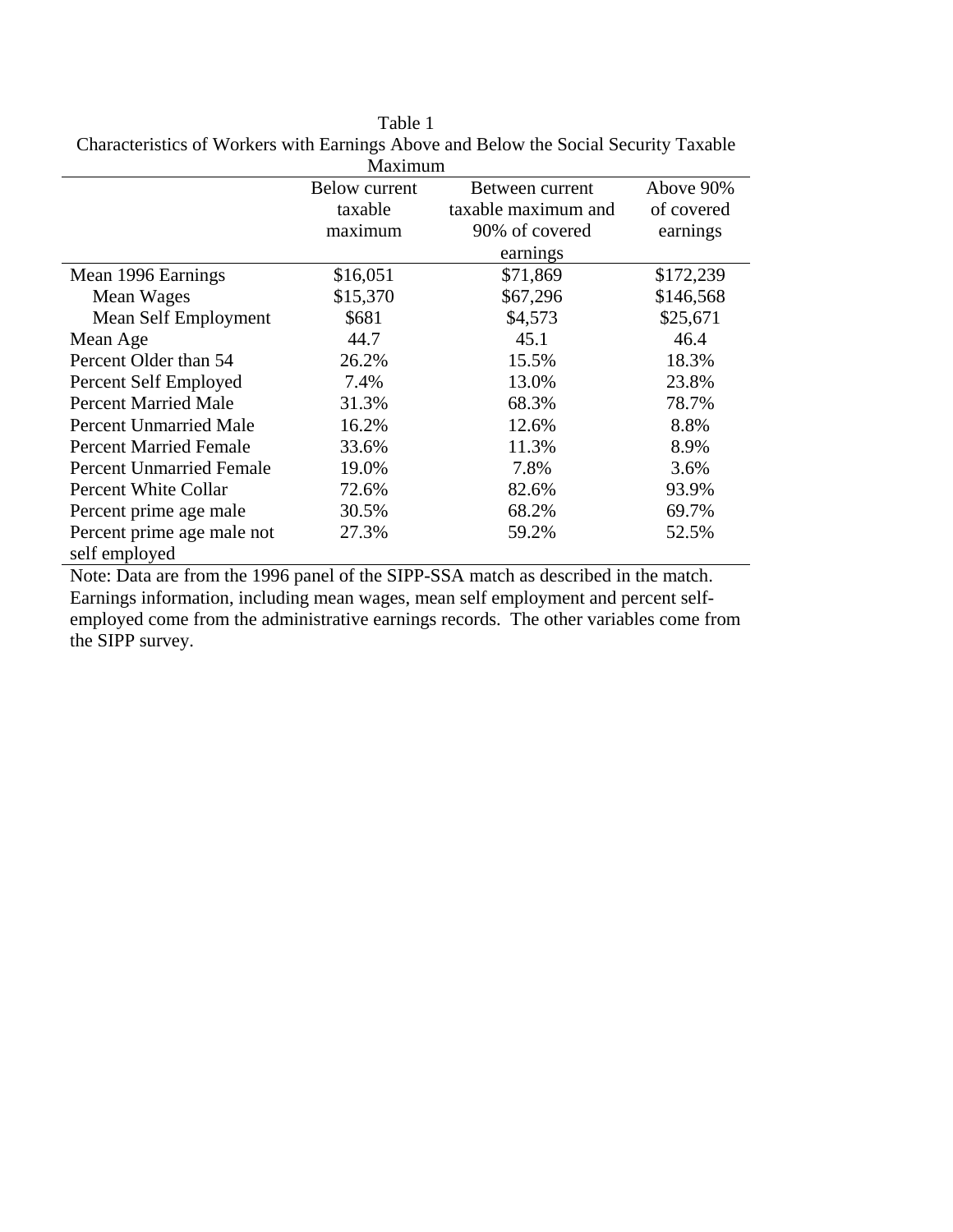Table 1

Characteristics of Workers with Earnings Above and Below the Social Security Taxable Maximum

| | Below current taxable maximum | Between current taxable maximum and 90% of covered earnings | Above 90% of covered earnings |
|---|---|---|---|
| Mean 1996 Earnings | $16,051 | $71,869 | $172,239 |
| Mean Wages | $15,370 | $67,296 | $146,568 |
| Mean Self Employment | $681 | $4,573 | $25,671 |
| Mean Age | 44.7 | 45.1 | 46.4 |
| Percent Older than 54 | 26.2% | 15.5% | 18.3% |
| Percent Self Employed | 7.4% | 13.0% | 23.8% |
| Percent Married Male | 31.3% | 68.3% | 78.7% |
| Percent Unmarried Male | 16.2% | 12.6% | 8.8% |
| Percent Married Female | 33.6% | 11.3% | 8.9% |
| Percent Unmarried Female | 19.0% | 7.8% | 3.6% |
| Percent White Collar | 72.6% | 82.6% | 93.9% |
| Percent prime age male | 30.5% | 68.2% | 69.7% |
| Percent prime age male not self employed | 27.3% | 59.2% | 52.5% |

Note: Data are from the 1996 panel of the SIPP-SSA match as described in the match. Earnings information, including mean wages, mean self employment and percent self-employed come from the administrative earnings records. The other variables come from the SIPP survey.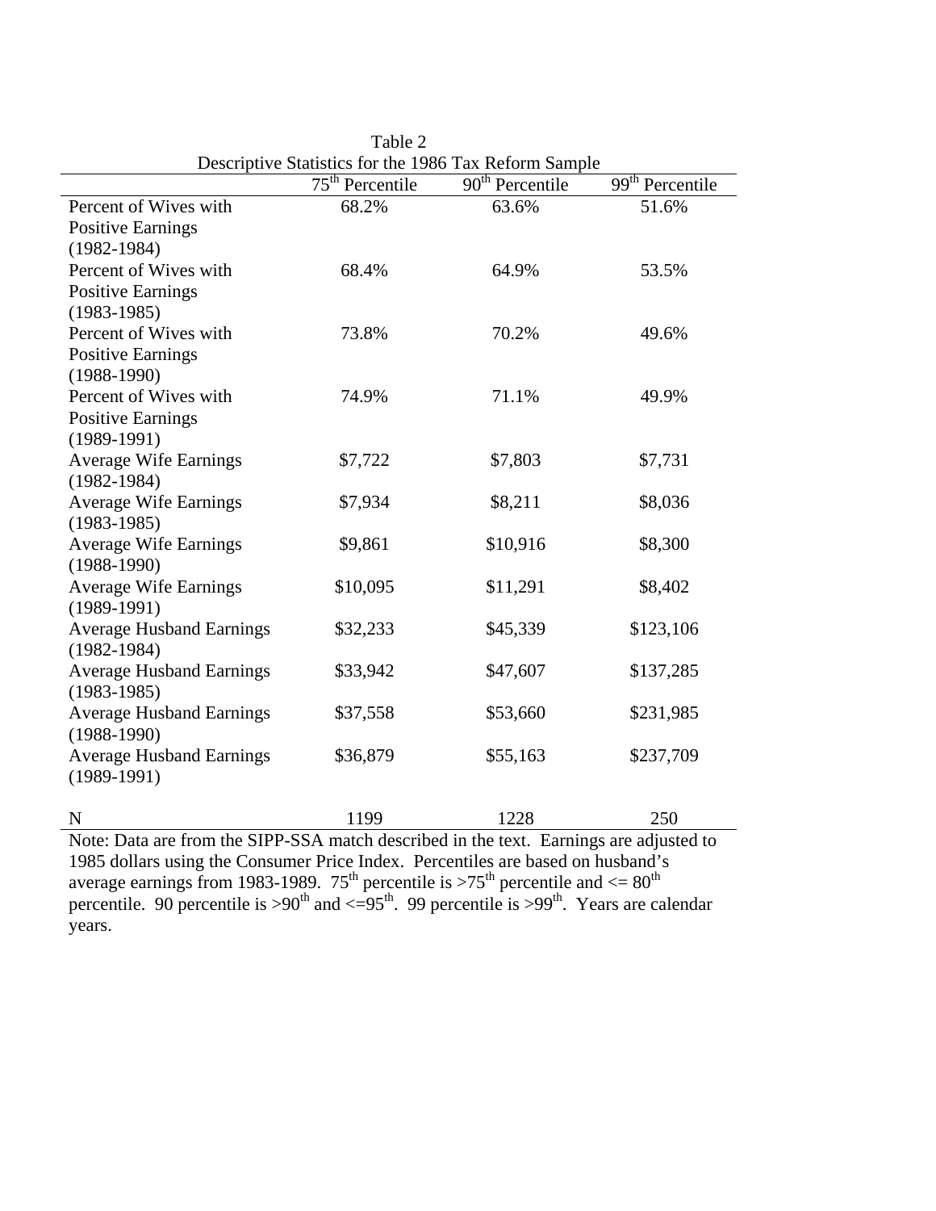Table 2
Descriptive Statistics for the 1986 Tax Reform Sample

| | 75th Percentile | 90th Percentile | 99th Percentile |
|---|---|---|---|
| Percent of Wives with Positive Earnings (1982-1984) | 68.2% | 63.6% | 51.6% |
| Percent of Wives with Positive Earnings (1983-1985) | 68.4% | 64.9% | 53.5% |
| Percent of Wives with Positive Earnings (1988-1990) | 73.8% | 70.2% | 49.6% |
| Percent of Wives with Positive Earnings (1989-1991) | 74.9% | 71.1% | 49.9% |
| Average Wife Earnings (1982-1984) | $7,722 | $7,803 | $7,731 |
| Average Wife Earnings (1983-1985) | $7,934 | $8,211 | $8,036 |
| Average Wife Earnings (1988-1990) | $9,861 | $10,916 | $8,300 |
| Average Wife Earnings (1989-1991) | $10,095 | $11,291 | $8,402 |
| Average Husband Earnings (1982-1984) | $32,233 | $45,339 | $123,106 |
| Average Husband Earnings (1983-1985) | $33,942 | $47,607 | $137,285 |
| Average Husband Earnings (1988-1990) | $37,558 | $53,660 | $231,985 |
| Average Husband Earnings (1989-1991) | $36,879 | $55,163 | $237,709 |
| N | 1199 | 1228 | 250 |

Note: Data are from the SIPP-SSA match described in the text. Earnings are adjusted to 1985 dollars using the Consumer Price Index. Percentiles are based on husband's average earnings from 1983-1989. 75th percentile is >75th percentile and <= 80th percentile. 90 percentile is >90th and <=95th. 99 percentile is >99th. Years are calendar years.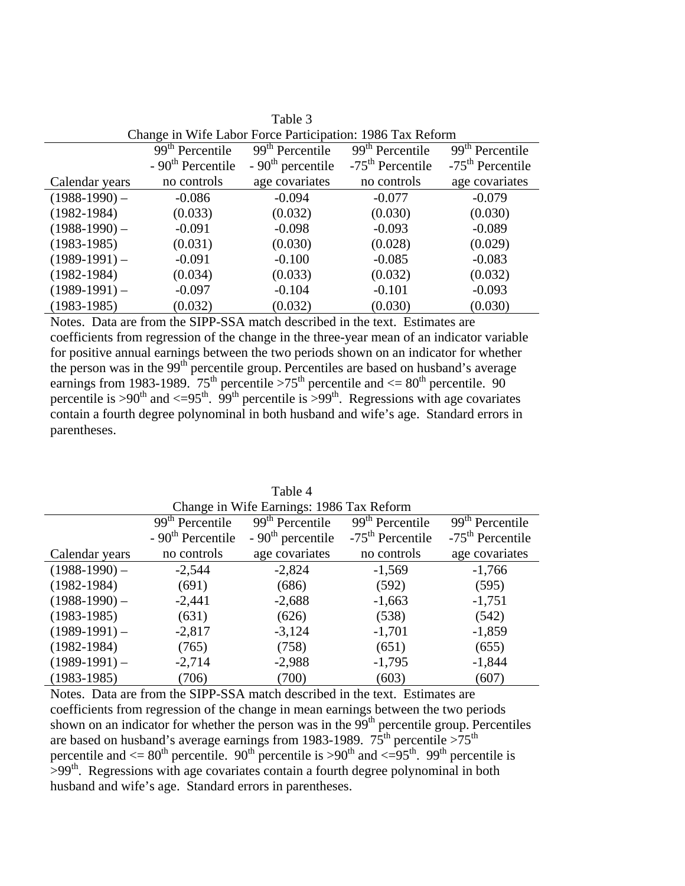Table 3

Change in Wife Labor Force Participation: 1986 Tax Reform

| Calendar years | $99^{th}$ Percentile - $90^{th}$ Percentile no controls | $99^{th}$ Percentile - $90^{th}$ percentile age covariates | $99^{th}$ Percentile -$75^{th}$ Percentile no controls | $99^{th}$ Percentile -$75^{th}$ Percentile age covariates |
|---|---|---|---|---|
| (1988-1990) – | -0.086 | -0.094 | -0.077 | -0.079 |
| (1982-1984) | (0.033) | (0.032) | (0.030) | (0.030) |
| (1988-1990) – | -0.091 | -0.098 | -0.093 | -0.089 |
| (1983-1985) | (0.031) | (0.030) | (0.028) | (0.029) |
| (1989-1991) – | -0.091 | -0.100 | -0.085 | -0.083 |
| (1982-1984) | (0.034) | (0.033) | (0.032) | (0.032) |
| (1989-1991) – | -0.097 | -0.104 | -0.101 | -0.093 |
| (1983-1985) | (0.032) | (0.032) | (0.030) | (0.030) |

Notes. Data are from the SIPP-SSA match described in the text. Estimates are coefficients from regression of the change in the three-year mean of an indicator variable for positive annual earnings between the two periods shown on an indicator for whether the person was in the $99^{th}$ percentile group. Percentiles are based on husband's average earnings from 1983-1989. $75^{th}$ percentile >$75^{th}$ percentile and <= $80^{th}$ percentile. 90 percentile is >$90^{th}$ and <=$95^{th}$. $99^{th}$ percentile is >$99^{th}$. Regressions with age covariates contain a fourth degree polynominal in both husband and wife's age. Standard errors in parentheses.

Table 4

Change in Wife Earnings: 1986 Tax Reform

| Calendar years | $99^{th}$ Percentile - $90^{th}$ Percentile no controls | $99^{th}$ Percentile - $90^{th}$ percentile age covariates | $99^{th}$ Percentile -$75^{th}$ Percentile no controls | $99^{th}$ Percentile -$75^{th}$ Percentile age covariates |
|---|---|---|---|---|
| (1988-1990) – | -2,544 | -2,824 | -1,569 | -1,766 |
| (1982-1984) | (691) | (686) | (592) | (595) |
| (1988-1990) – | -2,441 | -2,688 | -1,663 | -1,751 |
| (1983-1985) | (631) | (626) | (538) | (542) |
| (1989-1991) – | -2,817 | -3,124 | -1,701 | -1,859 |
| (1982-1984) | (765) | (758) | (651) | (655) |
| (1989-1991) – | -2,714 | -2,988 | -1,795 | -1,844 |
| (1983-1985) | (706) | (700) | (603) | (607) |

Notes. Data are from the SIPP-SSA match described in the text. Estimates are coefficients from regression of the change in mean earnings between the two periods shown on an indicator for whether the person was in the $99^{th}$ percentile group. Percentiles are based on husband's average earnings from 1983-1989. $75^{th}$ percentile >$75^{th}$ percentile and <= $80^{th}$ percentile. $90^{th}$ percentile is >$90^{th}$ and <=$95^{th}$. $99^{th}$ percentile is >$99^{th}$. Regressions with age covariates contain a fourth degree polynominal in both husband and wife's age. Standard errors in parentheses.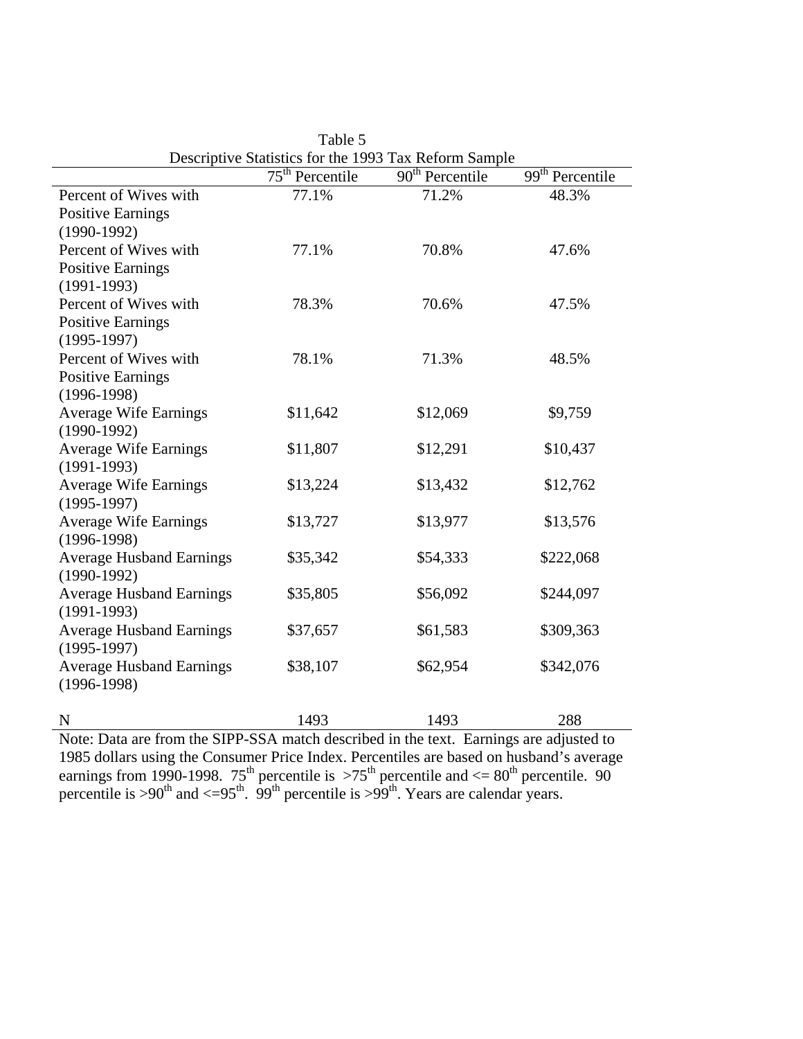Table 5

Descriptive Statistics for the 1993 Tax Reform Sample

| | 75th Percentile | 90th Percentile | 99th Percentile |
|---|---|---|---|
| Percent of Wives with Positive Earnings (1990-1992) | 77.1% | 71.2% | 48.3% |
| Percent of Wives with Positive Earnings (1991-1993) | 77.1% | 70.8% | 47.6% |
| Percent of Wives with Positive Earnings (1995-1997) | 78.3% | 70.6% | 47.5% |
| Percent of Wives with Positive Earnings (1996-1998) | 78.1% | 71.3% | 48.5% |
| Average Wife Earnings (1990-1992) | $11,642 | $12,069 | $9,759 |
| Average Wife Earnings (1991-1993) | $11,807 | $12,291 | $10,437 |
| Average Wife Earnings (1995-1997) | $13,224 | $13,432 | $12,762 |
| Average Wife Earnings (1996-1998) | $13,727 | $13,977 | $13,576 |
| Average Husband Earnings (1990-1992) | $35,342 | $54,333 | $222,068 |
| Average Husband Earnings (1991-1993) | $35,805 | $56,092 | $244,097 |
| Average Husband Earnings (1995-1997) | $37,657 | $61,583 | $309,363 |
| Average Husband Earnings (1996-1998) | $38,107 | $62,954 | $342,076 |
| N | 1493 | 1493 | 288 |

Note: Data are from the SIPP-SSA match described in the text. Earnings are adjusted to 1985 dollars using the Consumer Price Index. Percentiles are based on husband's average earnings from 1990-1998. 75th percentile is >75th percentile and <= 80th percentile. 90 percentile is >90th and <=95th. 99th percentile is >99th. Years are calendar years.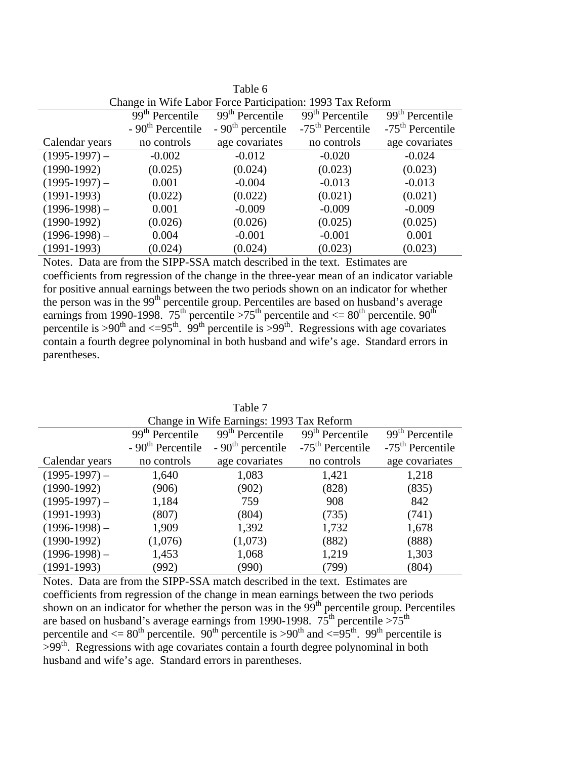Table 6

Change in Wife Labor Force Participation: 1993 Tax Reform

| Calendar years | 99th Percentile - 90th Percentile no controls | 99th Percentile - 90th percentile age covariates | 99th Percentile -75th Percentile no controls | 99th Percentile -75th Percentile age covariates |
|---|---|---|---|---|
| (1995-1997) – | -0.002 | -0.012 | -0.020 | -0.024 |
| (1990-1992) | (0.025) | (0.024) | (0.023) | (0.023) |
| (1995-1997) – | 0.001 | -0.004 | -0.013 | -0.013 |
| (1991-1993) | (0.022) | (0.022) | (0.021) | (0.021) |
| (1996-1998) – | 0.001 | -0.009 | -0.009 | -0.009 |
| (1990-1992) | (0.026) | (0.026) | (0.025) | (0.025) |
| (1996-1998) – | 0.004 | -0.001 | -0.001 | 0.001 |
| (1991-1993) | (0.024) | (0.024) | (0.023) | (0.023) |

Notes. Data are from the SIPP-SSA match described in the text. Estimates are coefficients from regression of the change in the three-year mean of an indicator variable for positive annual earnings between the two periods shown on an indicator for whether the person was in the 99th percentile group. Percentiles are based on husband's average earnings from 1990-1998. 75th percentile >75th percentile and <= 80th percentile. 90th percentile is >90th and <=95th. 99th percentile is >99th. Regressions with age covariates contain a fourth degree polynominal in both husband and wife's age. Standard errors in parentheses.

Table 7

Change in Wife Earnings: 1993 Tax Reform

| Calendar years | 99th Percentile - 90th Percentile no controls | 99th Percentile - 90th percentile age covariates | 99th Percentile -75th Percentile no controls | 99th Percentile -75th Percentile age covariates |
|---|---|---|---|---|
| (1995-1997) – | 1,640 | 1,083 | 1,421 | 1,218 |
| (1990-1992) | (906) | (902) | (828) | (835) |
| (1995-1997) – | 1,184 | 759 | 908 | 842 |
| (1991-1993) | (807) | (804) | (735) | (741) |
| (1996-1998) – | 1,909 | 1,392 | 1,732 | 1,678 |
| (1990-1992) | (1,076) | (1,073) | (882) | (888) |
| (1996-1998) – | 1,453 | 1,068 | 1,219 | 1,303 |
| (1991-1993) | (992) | (990) | (799) | (804) |

Notes. Data are from the SIPP-SSA match described in the text. Estimates are coefficients from regression of the change in mean earnings between the two periods shown on an indicator for whether the person was in the 99th percentile group. Percentiles are based on husband's average earnings from 1990-1998. 75th percentile >75th percentile and <= 80th percentile. 90th percentile is >90th and <=95th. 99th percentile is >99th. Regressions with age covariates contain a fourth degree polynominal in both husband and wife's age. Standard errors in parentheses.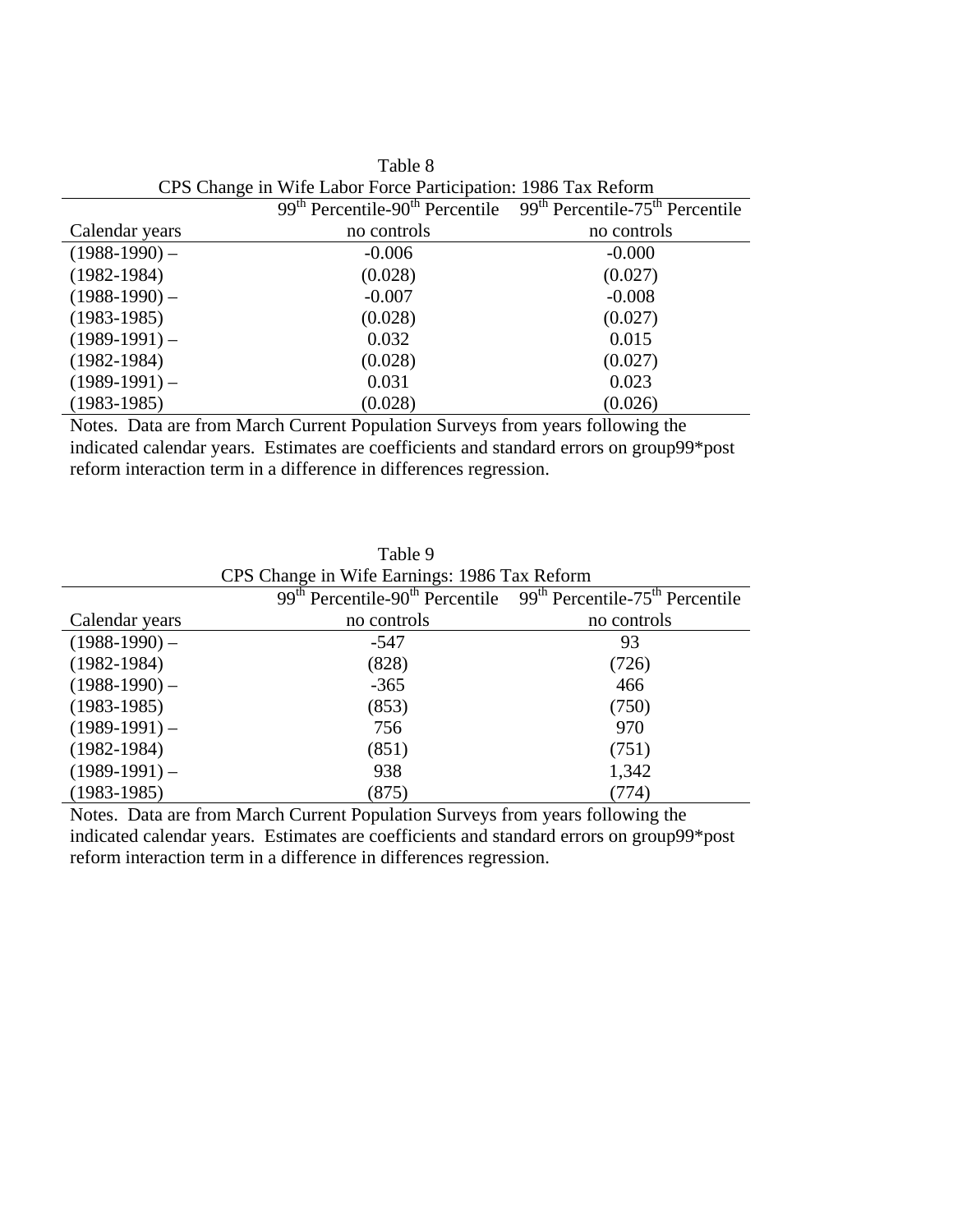Table 8

CPS Change in Wife Labor Force Participation: 1986 Tax Reform

| Calendar years | 99$^{th}$ Percentile-90$^{th}$ Percentile<br>no controls | 99$^{th}$ Percentile-75$^{th}$ Percentile<br>no controls |
|---|---|---|
| (1988-1990) – | -0.006 | -0.000 |
| (1982-1984) | (0.028) | (0.027) |
| (1988-1990) – | -0.007 | -0.008 |
| (1983-1985) | (0.028) | (0.027) |
| (1989-1991) – | 0.032 | 0.015 |
| (1982-1984) | (0.028) | (0.027) |
| (1989-1991) – | 0.031 | 0.023 |
| (1983-1985) | (0.028) | (0.026) |

Notes. Data are from March Current Population Surveys from years following the indicated calendar years. Estimates are coefficients and standard errors on group99*post reform interaction term in a difference in differences regression.

Table 9

CPS Change in Wife Earnings: 1986 Tax Reform

| Calendar years | 99$^{th}$ Percentile-90$^{th}$ Percentile<br>no controls | 99$^{th}$ Percentile-75$^{th}$ Percentile<br>no controls |
|---|---|---|
| (1988-1990) – | -547 | 93 |
| (1982-1984) | (828) | (726) |
| (1988-1990) – | -365 | 466 |
| (1983-1985) | (853) | (750) |
| (1989-1991) – | 756 | 970 |
| (1982-1984) | (851) | (751) |
| (1989-1991) – | 938 | 1,342 |
| (1983-1985) | (875) | (774) |

Notes. Data are from March Current Population Surveys from years following the indicated calendar years. Estimates are coefficients and standard errors on group99*post reform interaction term in a difference in differences regression.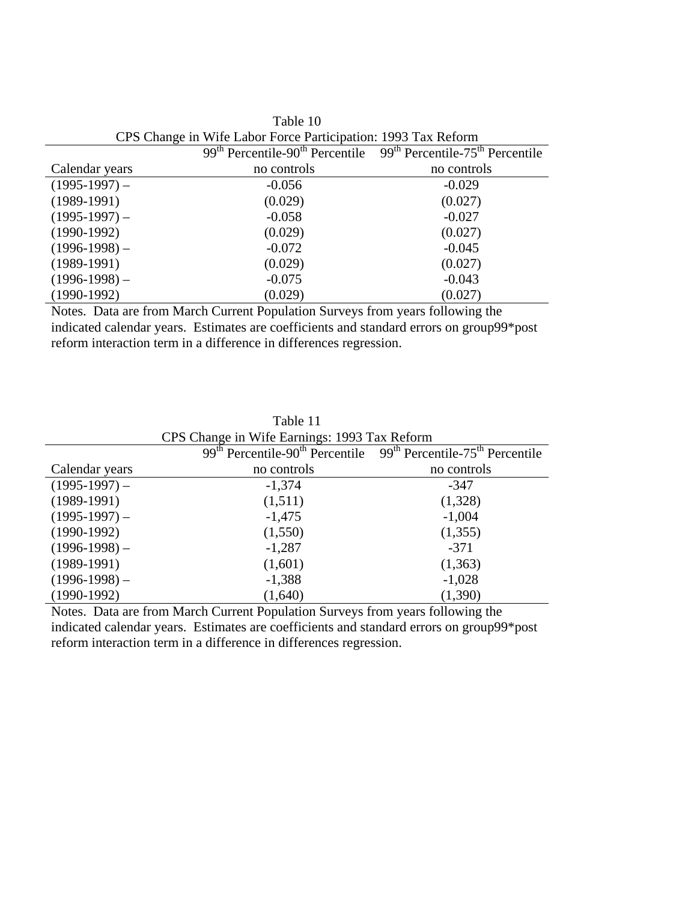Table 10

CPS Change in Wife Labor Force Participation: 1993 Tax Reform

| | $99^{th}$ Percentile-$90^{th}$ Percentile | $99^{th}$ Percentile-$75^{th}$ Percentile |
|---|---|---|
| Calendar years | no controls | no controls |
| (1995-1997) – | -0.056 | -0.029 |
| (1989-1991) | (0.029) | (0.027) |
| (1995-1997) – | -0.058 | -0.027 |
| (1990-1992) | (0.029) | (0.027) |
| (1996-1998) – | -0.072 | -0.045 |
| (1989-1991) | (0.029) | (0.027) |
| (1996-1998) – | -0.075 | -0.043 |
| (1990-1992) | (0.029) | (0.027) |

Notes. Data are from March Current Population Surveys from years following the indicated calendar years. Estimates are coefficients and standard errors on group99*post reform interaction term in a difference in differences regression.

Table 11

CPS Change in Wife Earnings: 1993 Tax Reform

| | $99^{th}$ Percentile-$90^{th}$ Percentile | $99^{th}$ Percentile-$75^{th}$ Percentile |
|---|---|---|
| Calendar years | no controls | no controls |
| (1995-1997) – | -1,374 | -347 |
| (1989-1991) | (1,511) | (1,328) |
| (1995-1997) – | -1,475 | -1,004 |
| (1990-1992) | (1,550) | (1,355) |
| (1996-1998) – | -1,287 | -371 |
| (1989-1991) | (1,601) | (1,363) |
| (1996-1998) – | -1,388 | -1,028 |
| (1990-1992) | (1,640) | (1,390) |

Notes. Data are from March Current Population Surveys from years following the indicated calendar years. Estimates are coefficients and standard errors on group99*post reform interaction term in a difference in differences regression.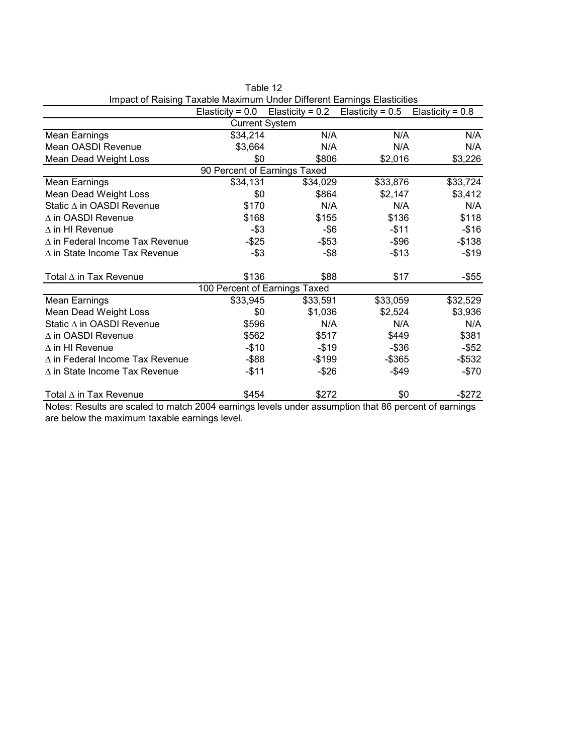Table 12

Impact of Raising Taxable Maximum Under Different Earnings Elasticities

| | Elasticity = 0.0 | Elasticity = 0.2 | Elasticity = 0.5 | Elasticity = 0.8 |
|---|---|---|---|---|
| **Current System** | | | | |
| Mean Earnings | $34,214 | N/A | N/A | N/A |
| Mean OASDI Revenue | $3,664 | N/A | N/A | N/A |
| Mean Dead Weight Loss | $0 | $806 | $2,016 | $3,226 |
| **90 Percent of Earnings Taxed** | | | | |
| Mean Earnings | $34,131 | $34,029 | $33,876 | $33,724 |
| Mean Dead Weight Loss | $0 | $864 | $2,147 | $3,412 |
| Static Δ in OASDI Revenue | $170 | N/A | N/A | N/A |
| Δ in OASDI Revenue | $168 | $155 | $136 | $118 |
| Δ in HI Revenue | -$3 | -$6 | -$11 | -$16 |
| Δ in Federal Income Tax Revenue | -$25 | -$53 | -$96 | -$138 |
| Δ in State Income Tax Revenue | -$3 | -$8 | -$13 | -$19 |
| Total Δ in Tax Revenue | $136 | $88 | $17 | -$55 |
| **100 Percent of Earnings Taxed** | | | | |
| Mean Earnings | $33,945 | $33,591 | $33,059 | $32,529 |
| Mean Dead Weight Loss | $0 | $1,036 | $2,524 | $3,936 |
| Static Δ in OASDI Revenue | $596 | N/A | N/A | N/A |
| Δ in OASDI Revenue | $562 | $517 | $449 | $381 |
| Δ in HI Revenue | -$10 | -$19 | -$36 | -$52 |
| Δ in Federal Income Tax Revenue | -$88 | -$199 | -$365 | -$532 |
| Δ in State Income Tax Revenue | -$11 | -$26 | -$49 | -$70 |
| Total Δ in Tax Revenue | $454 | $272 | $0 | -$272 |

Notes: Results are scaled to match 2004 earnings levels under assumption that 86 percent of earnings are below the maximum taxable earnings level.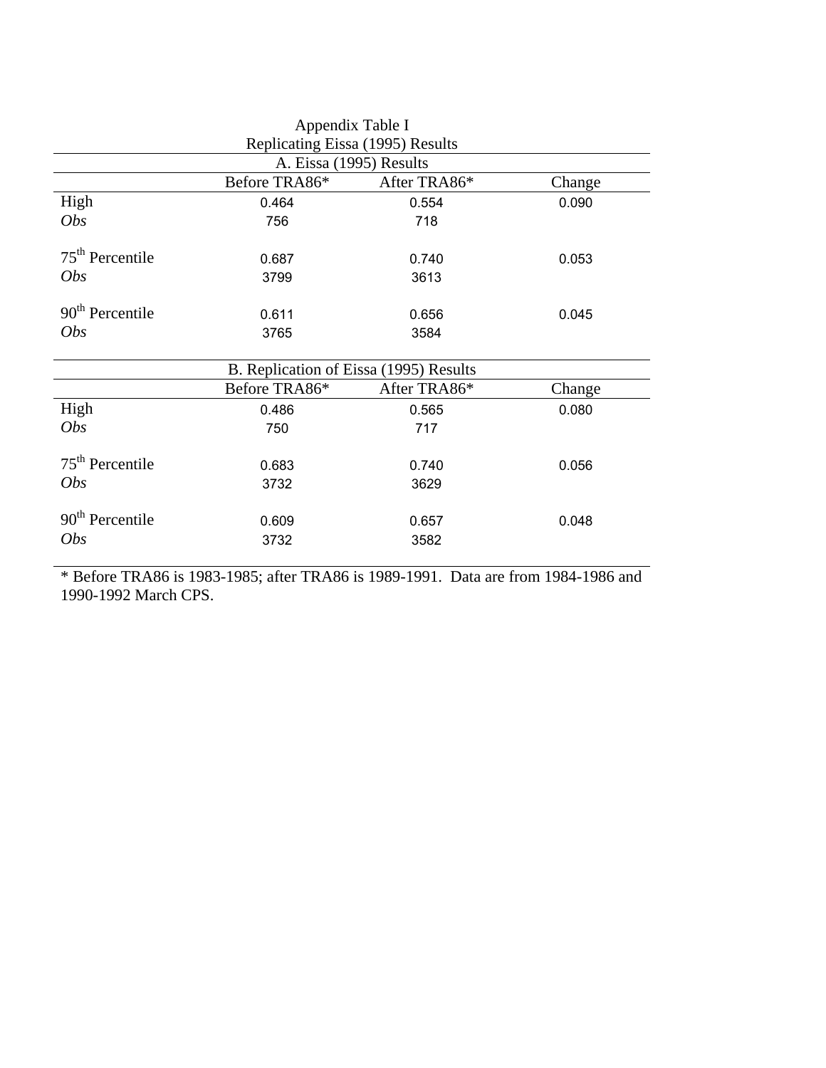Appendix Table I
Replicating Eissa (1995) Results

| | Before TRA86* | After TRA86* | Change |
|---|---|---|---|
| **A. Eissa (1995) Results** | | | |
| High | 0.464 | 0.554 | 0.090 |
| *Obs* | 756 | 718 | |
| 75th Percentile | 0.687 | 0.740 | 0.053 |
| *Obs* | 3799 | 3613 | |
| 90th Percentile | 0.611 | 0.656 | 0.045 |
| *Obs* | 3765 | 3584 | |
| **B. Replication of Eissa (1995) Results** | | | |
| High | 0.486 | 0.565 | 0.080 |
| *Obs* | 750 | 717 | |
| 75th Percentile | 0.683 | 0.740 | 0.056 |
| *Obs* | 3732 | 3629 | |
| 90th Percentile | 0.609 | 0.657 | 0.048 |
| *Obs* | 3732 | 3582 | |

* Before TRA86 is 1983-1985; after TRA86 is 1989-1991. Data are from 1984-1986 and 1990-1992 March CPS.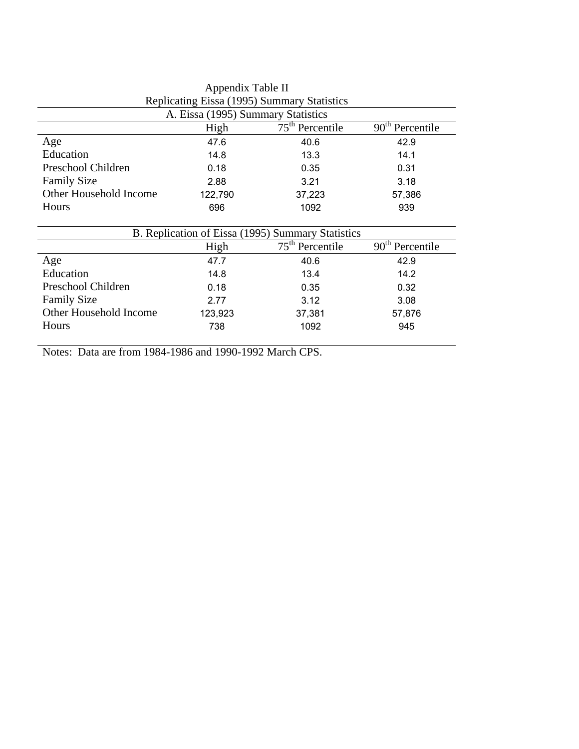Appendix Table II

Replicating Eissa (1995) Summary Statistics

| A. Eissa (1995) Summary Statistics | | | |
|---|---|---|---|
| | High | 75th Percentile | 90th Percentile |
| Age | 47.6 | 40.6 | 42.9 |
| Education | 14.8 | 13.3 | 14.1 |
| Preschool Children | 0.18 | 0.35 | 0.31 |
| Family Size | 2.88 | 3.21 | 3.18 |
| Other Household Income | 122,790 | 37,223 | 57,386 |
| Hours | 696 | 1092 | 939 |

| B. Replication of Eissa (1995) Summary Statistics | | | |
|---|---|---|---|
| | High | 75th Percentile | 90th Percentile |
| Age | 47.7 | 40.6 | 42.9 |
| Education | 14.8 | 13.4 | 14.2 |
| Preschool Children | 0.18 | 0.35 | 0.32 |
| Family Size | 2.77 | 3.12 | 3.08 |
| Other Household Income | 123,923 | 37,381 | 57,876 |
| Hours | 738 | 1092 | 945 |

Notes: Data are from 1984-1986 and 1990-1992 March CPS.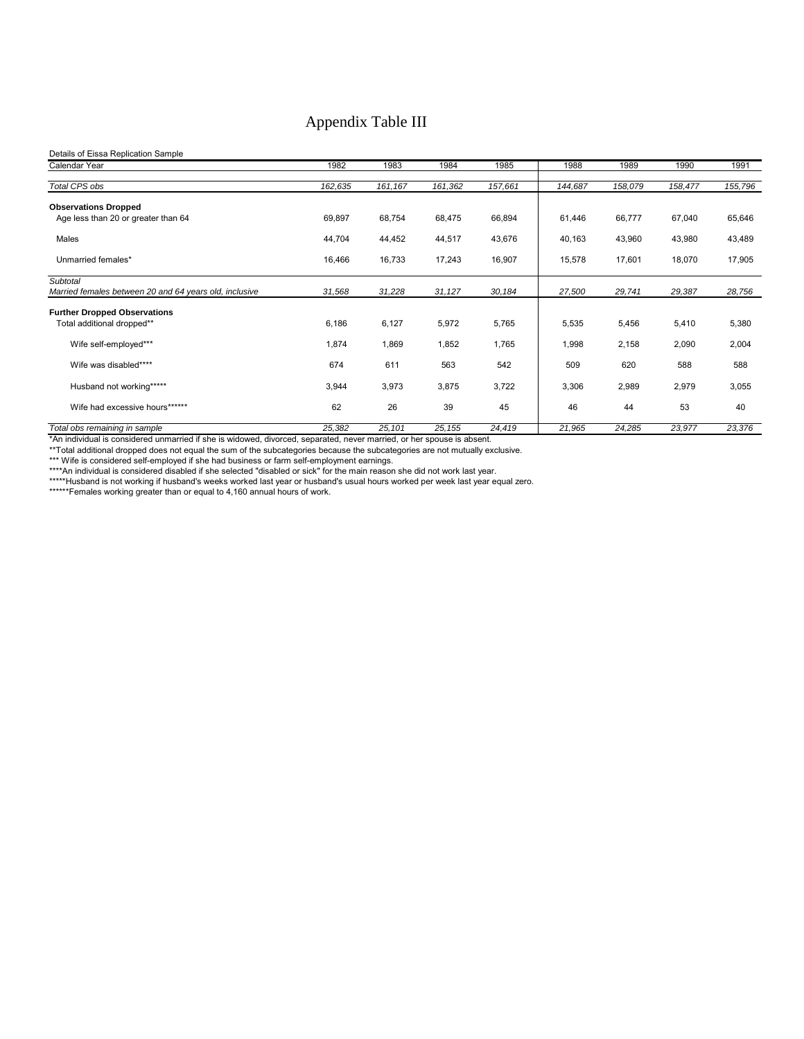# Appendix Table III

Details of Eissa Replication Sample

| Calendar Year | 1982 | 1983 | 1984 | 1985 | 1988 | 1989 | 1990 | 1991 |
|---|---|---|---|---|---|---|---|---|
| *Total CPS obs* | *162,635* | *161,167* | *161,362* | *157,661* | *144,687* | *158,079* | *158,477* | *155,796* |
| **Observations Dropped** | | | | | | | | |
| Age less than 20 or greater than 64 | 69,897 | 68,754 | 68,475 | 66,894 | 61,446 | 66,777 | 67,040 | 65,646 |
| Males | 44,704 | 44,452 | 44,517 | 43,676 | 40,163 | 43,960 | 43,980 | 43,489 |
| Unmarried females* | 16,466 | 16,733 | 17,243 | 16,907 | 15,578 | 17,601 | 18,070 | 17,905 |
| *Subtotal* *Married females between 20 and 64 years old, inclusive* | *31,568* | *31,228* | *31,127* | *30,184* | *27,500* | *29,741* | *29,387* | *28,756* |
| **Further Dropped Observations** | | | | | | | | |
| Total additional dropped** | 6,186 | 6,127 | 5,972 | 5,765 | 5,535 | 5,456 | 5,410 | 5,380 |
| Wife self-employed*** | 1,874 | 1,869 | 1,852 | 1,765 | 1,998 | 2,158 | 2,090 | 2,004 |
| Wife was disabled**** | 674 | 611 | 563 | 542 | 509 | 620 | 588 | 588 |
| Husband not working***** | 3,944 | 3,973 | 3,875 | 3,722 | 3,306 | 2,989 | 2,979 | 3,055 |
| Wife had excessive hours****** | 62 | 26 | 39 | 45 | 46 | 44 | 53 | 40 |
| *Total obs remaining in sample* | *25,382* | *25,101* | *25,155* | *24,419* | *21,965* | *24,285* | *23,977* | *23,376* |

*An individual is considered unmarried if she is widowed, divorced, separated, never married, or her spouse is absent.

**Total additional dropped does not equal the sum of the subcategories because the subcategories are not mutually exclusive.

*** Wife is considered self-employed if she had business or farm self-employment earnings.

****An individual is considered disabled if she selected "disabled or sick" for the main reason she did not work last year.

*****Husband is not working if husband's weeks worked last year or husband's usual hours worked per week last year equal zero.

******Females working greater than or equal to 4,160 annual hours of work.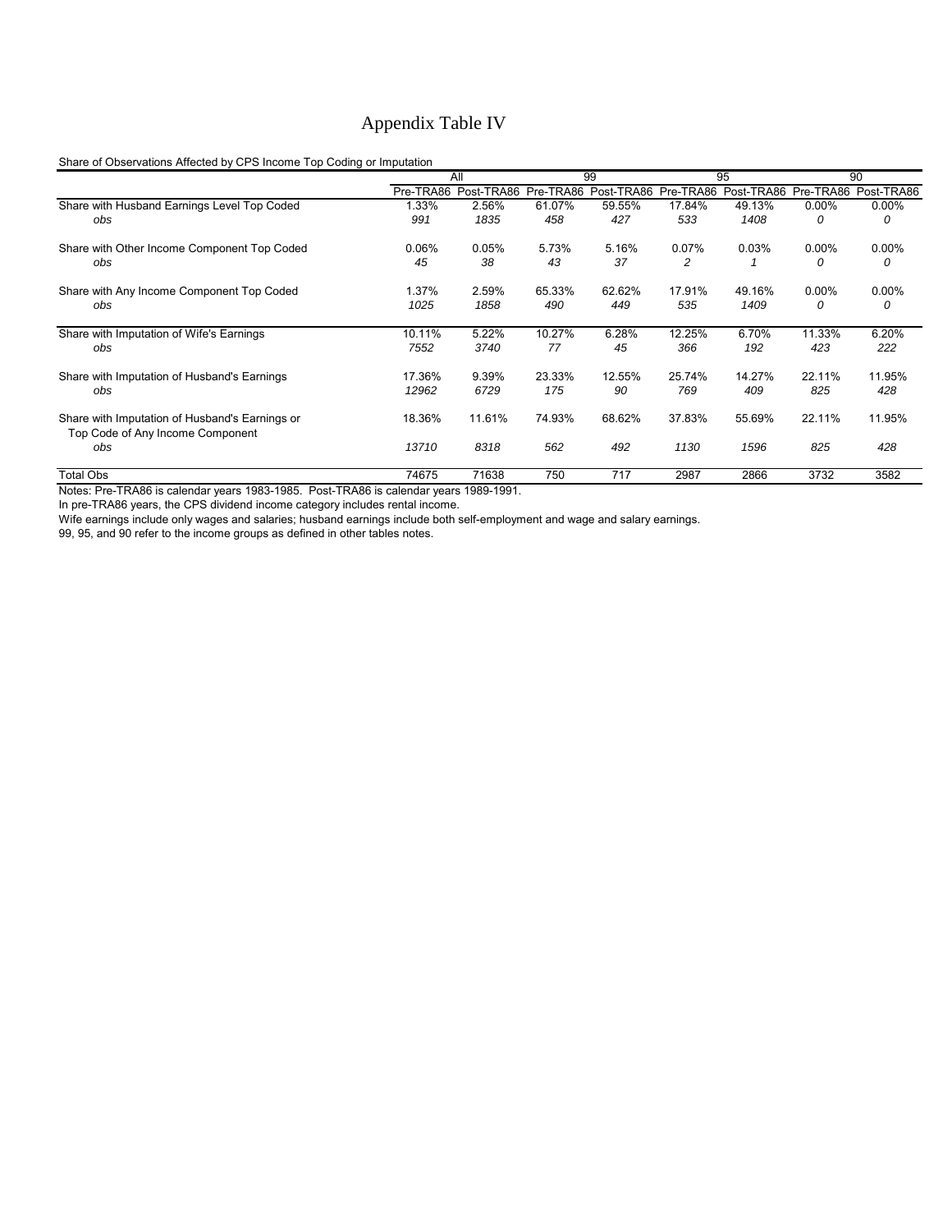# Appendix Table IV

Share of Observations Affected by CPS Income Top Coding or Imputation

| | All | | 99 | | 95 | | 90 | |
|---|---|---|---|---|---|---|---|---|
| | Pre-TRA86 | Post-TRA86 | Pre-TRA86 | Post-TRA86 | Pre-TRA86 | Post-TRA86 | Pre-TRA86 | Post-TRA86 |
| Share with Husband Earnings Level Top Coded | 1.33% | 2.56% | 61.07% | 59.55% | 17.84% | 49.13% | 0.00% | 0.00% |
| *obs* | *991* | *1835* | *458* | *427* | *533* | *1408* | *0* | *0* |
| Share with Other Income Component Top Coded | 0.06% | 0.05% | 5.73% | 5.16% | 0.07% | 0.03% | 0.00% | 0.00% |
| *obs* | *45* | *38* | *43* | *37* | *2* | *1* | *0* | *0* |
| Share with Any Income Component Top Coded | 1.37% | 2.59% | 65.33% | 62.62% | 17.91% | 49.16% | 0.00% | 0.00% |
| *obs* | *1025* | *1858* | *490* | *449* | *535* | *1409* | *0* | *0* |
| Share with Imputation of Wife's Earnings | 10.11% | 5.22% | 10.27% | 6.28% | 12.25% | 6.70% | 11.33% | 6.20% |
| *obs* | *7552* | *3740* | *77* | *45* | *366* | *192* | *423* | *222* |
| Share with Imputation of Husband's Earnings | 17.36% | 9.39% | 23.33% | 12.55% | 25.74% | 14.27% | 22.11% | 11.95% |
| *obs* | *12962* | *6729* | *175* | *90* | *769* | *409* | *825* | *428* |
| Share with Imputation of Husband's Earnings or Top Code of Any Income Component | 18.36% | 11.61% | 74.93% | 68.62% | 37.83% | 55.69% | 22.11% | 11.95% |
| *obs* | *13710* | *8318* | *562* | *492* | *1130* | *1596* | *825* | *428* |
| Total Obs | 74675 | 71638 | 750 | 717 | 2987 | 2866 | 3732 | 3582 |

Notes: Pre-TRA86 is calendar years 1983-1985. Post-TRA86 is calendar years 1989-1991.

In pre-TRA86 years, the CPS dividend income category includes rental income.

Wife earnings include only wages and salaries; husband earnings include both self-employment and wage and salary earnings.

99, 95, and 90 refer to the income groups as defined in other tables notes.